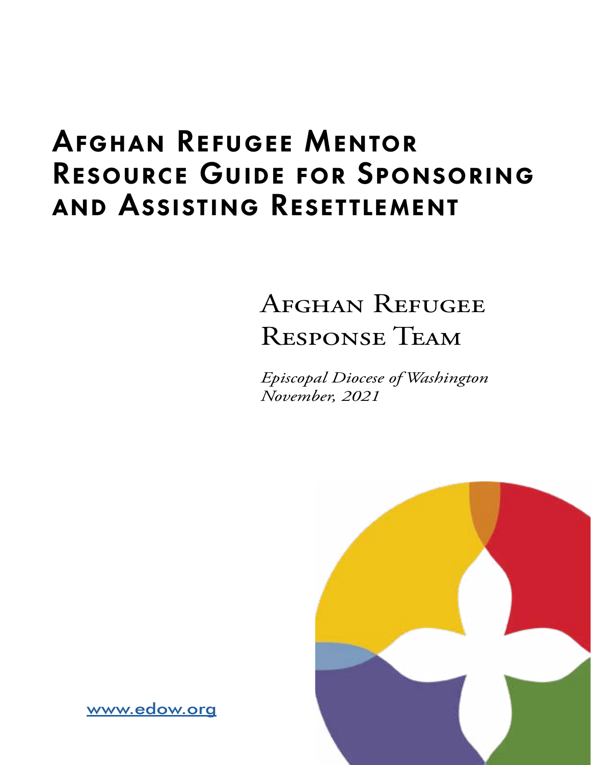# Afghan Refugee Mentor Resource Guide for Sponsoring and Assisting Resettlement

## Afghan Refugee Response Team

*Episcopal Diocese of Washington*
*November, 2021*

www.edow.org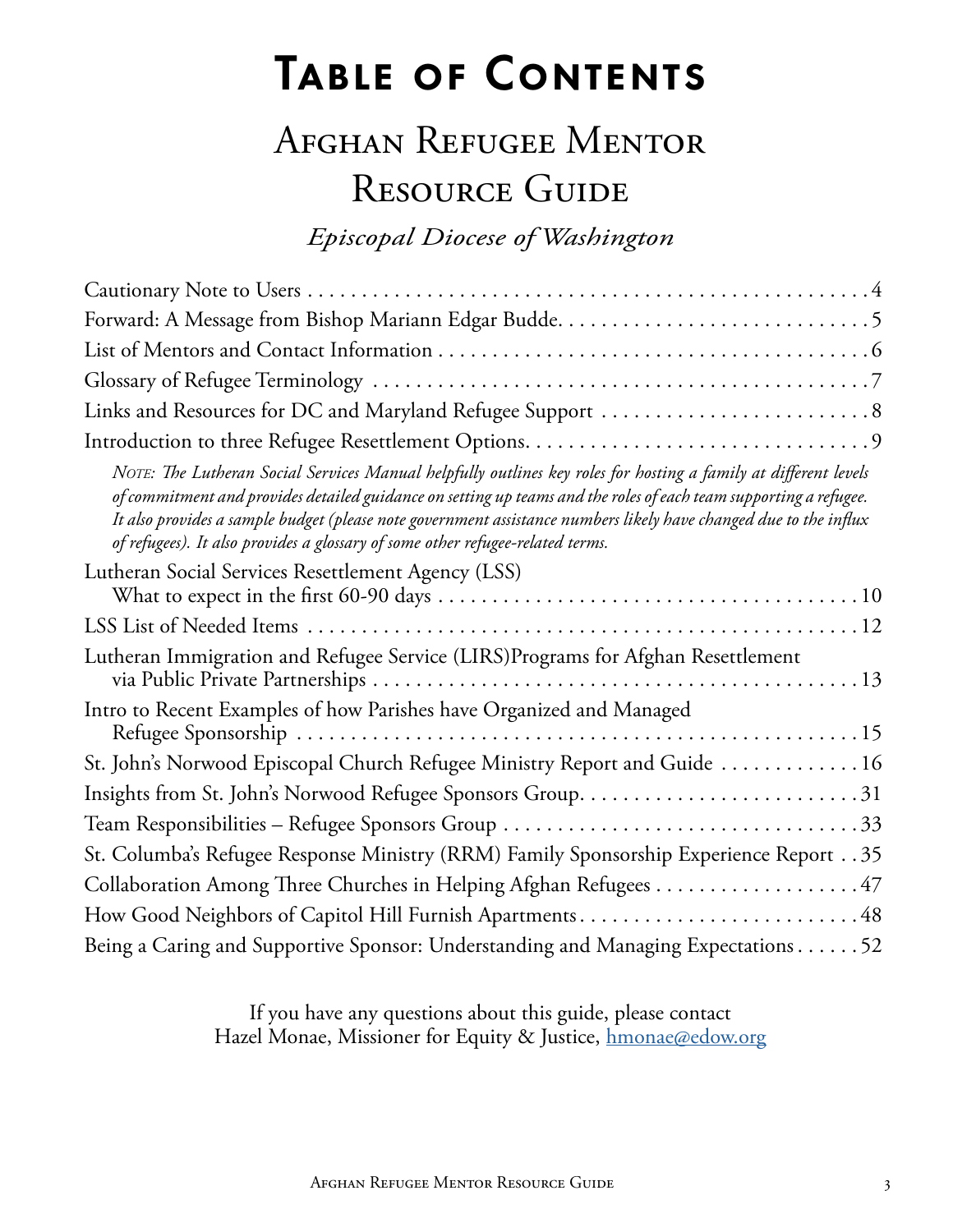# Table of Contents

## Afghan Refugee Mentor Resource Guide

*Episcopal Diocese of Washington*

Cautionary Note to Users . . . . . . . . . . . . . . . . . . . . . . . . . . . . . . . . . . . . . . . . . . . . . . . . . . . . 4

Forward: A Message from Bishop Mariann Edgar Budde. . . . . . . . . . . . . . . . . . . . . . . . . . . . . 5

List of Mentors and Contact Information . . . . . . . . . . . . . . . . . . . . . . . . . . . . . . . . . . . . . . . 6

Glossary of Refugee Terminology . . . . . . . . . . . . . . . . . . . . . . . . . . . . . . . . . . . . . . . . . . . . . . 7

Links and Resources for DC and Maryland Refugee Support . . . . . . . . . . . . . . . . . . . . . . . . . 8

Introduction to three Refugee Resettlement Options. . . . . . . . . . . . . . . . . . . . . . . . . . . . . . . 9

*NOTE: The Lutheran Social Services Manual helpfully outlines key roles for hosting a family at different levels of commitment and provides detailed guidance on setting up teams and the roles of each team supporting a refugee. It also provides a sample budget (please note government assistance numbers likely have changed due to the influx of refugees). It also provides a glossary of some other refugee-related terms.*

Lutheran Social Services Resettlement Agency (LSS)
What to expect in the first 60-90 days . . . . . . . . . . . . . . . . . . . . . . . . . . . . . . . . . . . . . . . . 10

LSS List of Needed Items . . . . . . . . . . . . . . . . . . . . . . . . . . . . . . . . . . . . . . . . . . . . . . . . . . 12

Lutheran Immigration and Refugee Service (LIRS)Programs for Afghan Resettlement
via Public Private Partnerships . . . . . . . . . . . . . . . . . . . . . . . . . . . . . . . . . . . . . . . . . . . . . . 13

Intro to Recent Examples of how Parishes have Organized and Managed
Refugee Sponsorship . . . . . . . . . . . . . . . . . . . . . . . . . . . . . . . . . . . . . . . . . . . . . . . . . . . . . 15

St. John's Norwood Episcopal Church Refugee Ministry Report and Guide . . . . . . . . . . . . . 16

Insights from St. John's Norwood Refugee Sponsors Group. . . . . . . . . . . . . . . . . . . . . . . . . 31

Team Responsibilities – Refugee Sponsors Group . . . . . . . . . . . . . . . . . . . . . . . . . . . . . . . . 33

St. Columba's Refugee Response Ministry (RRM) Family Sponsorship Experience Report . . 35

Collaboration Among Three Churches in Helping Afghan Refugees . . . . . . . . . . . . . . . . . . . 47

How Good Neighbors of Capitol Hill Furnish Apartments. . . . . . . . . . . . . . . . . . . . . . . . . . . 48

Being a Caring and Supportive Sponsor: Understanding and Managing Expectations . . . . . . 52

If you have any questions about this guide, please contact
Hazel Monae, Missioner for Equity & Justice, hmonae@edow.org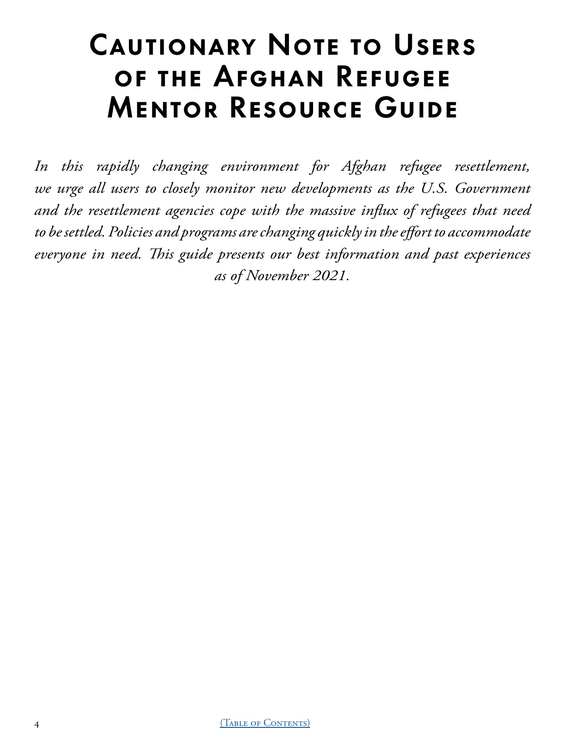# Cautionary Note to Users of the Afghan Refugee Mentor Resource Guide

*In this rapidly changing environment for Afghan refugee resettlement, we urge all users to closely monitor new developments as the U.S. Government and the resettlement agencies cope with the massive influx of refugees that need to be settled. Policies and programs are changing quickly in the effort to accommodate everyone in need. This guide presents our best information and past experiences as of November 2021.*

(Table of Contents)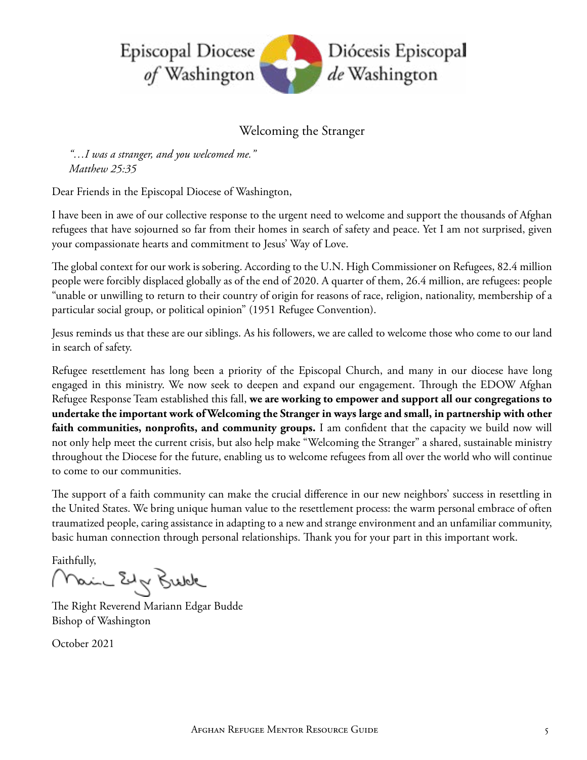Episcopal Diocese *of* Washington — Diócesis Episcopal *de* Washington

## Welcoming the Stranger

*"…I was a stranger, and you welcomed me."*
*Matthew 25:35*

Dear Friends in the Episcopal Diocese of Washington,

I have been in awe of our collective response to the urgent need to welcome and support the thousands of Afghan refugees that have sojourned so far from their homes in search of safety and peace. Yet I am not surprised, given your compassionate hearts and commitment to Jesus' Way of Love.

The global context for our work is sobering. According to the U.N. High Commissioner on Refugees, 82.4 million people were forcibly displaced globally as of the end of 2020. A quarter of them, 26.4 million, are refugees: people "unable or unwilling to return to their country of origin for reasons of race, religion, nationality, membership of a particular social group, or political opinion" (1951 Refugee Convention).

Jesus reminds us that these are our siblings. As his followers, we are called to welcome those who come to our land in search of safety.

Refugee resettlement has long been a priority of the Episcopal Church, and many in our diocese have long engaged in this ministry. We now seek to deepen and expand our engagement. Through the EDOW Afghan Refugee Response Team established this fall, **we are working to empower and support all our congregations to undertake the important work of Welcoming the Stranger in ways large and small, in partnership with other faith communities, nonprofits, and community groups.** I am confident that the capacity we build now will not only help meet the current crisis, but also help make "Welcoming the Stranger" a shared, sustainable ministry throughout the Diocese for the future, enabling us to welcome refugees from all over the world who will continue to come to our communities.

The support of a faith community can make the crucial difference in our new neighbors' success in resettling in the United States. We bring unique human value to the resettlement process: the warm personal embrace of often traumatized people, caring assistance in adapting to a new and strange environment and an unfamiliar community, basic human connection through personal relationships. Thank you for your part in this important work.

Faithfully,

The Right Reverend Mariann Edgar Budde
Bishop of Washington

October 2021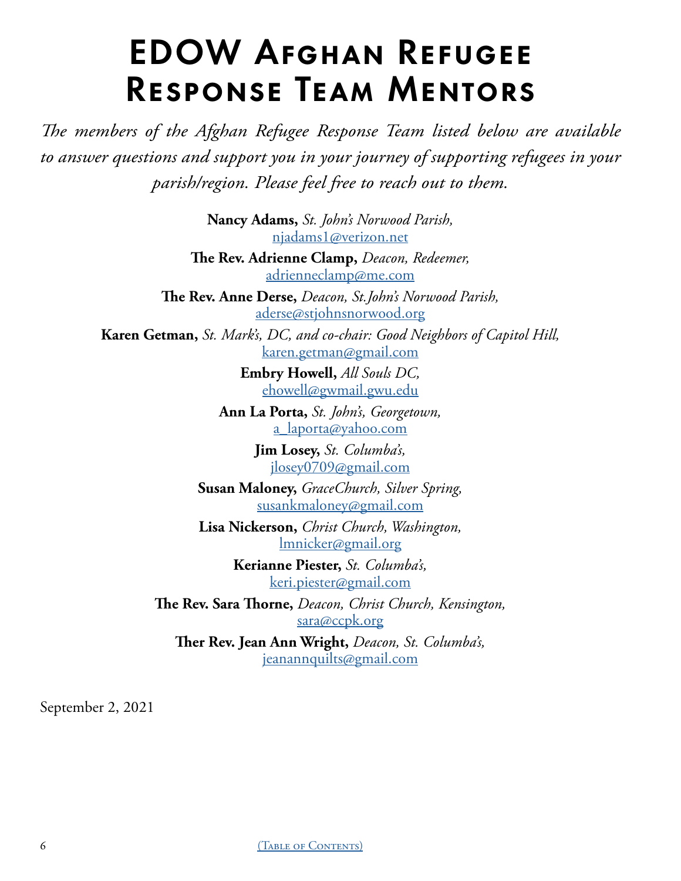# EDOW Afghan Refugee Response Team Mentors

*The members of the Afghan Refugee Response Team listed below are available to answer questions and support you in your journey of supporting refugees in your parish/region. Please feel free to reach out to them.*

**Nancy Adams,** *St. John's Norwood Parish,*
njadams1@verizon.net

**The Rev. Adrienne Clamp,** *Deacon, Redeemer,*
adrienneclamp@me.com

**The Rev. Anne Derse,** *Deacon, St.John's Norwood Parish,*
aderse@stjohnsnorwood.org

**Karen Getman,** *St. Mark's, DC, and co-chair: Good Neighbors of Capitol Hill,*
karen.getman@gmail.com

**Embry Howell,** *All Souls DC,*
ehowell@gwmail.gwu.edu

**Ann La Porta,** *St. John's, Georgetown,*
a_laporta@yahoo.com

**Jim Losey,** *St. Columba's,*
jlosey0709@gmail.com

**Susan Maloney,** *GraceChurch, Silver Spring,*
susankmaloney@gmail.com

**Lisa Nickerson,** *Christ Church, Washington,*
lmnicker@gmail.org

**Kerianne Piester,** *St. Columba's,*
keri.piester@gmail.com

**The Rev. Sara Thorne,** *Deacon, Christ Church, Kensington,*
sara@ccpk.org

**Ther Rev. Jean Ann Wright,** *Deacon, St. Columba's,*
jeanannquilts@gmail.com

September 2, 2021

(Table of Contents)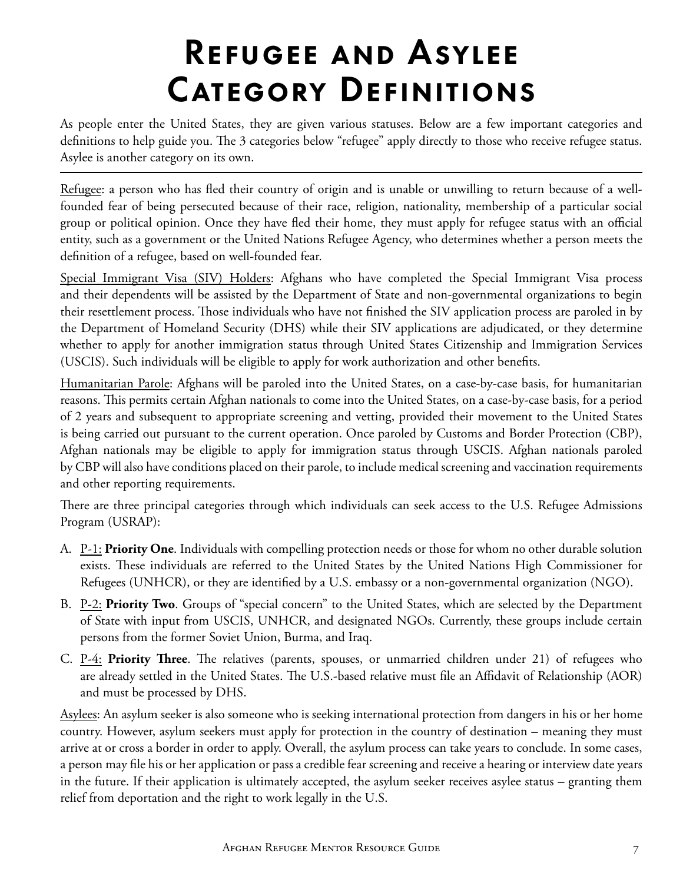# Refugee and Asylee Category Definitions

As people enter the United States, they are given various statuses. Below are a few important categories and definitions to help guide you. The 3 categories below "refugee" apply directly to those who receive refugee status. Asylee is another category on its own.

---

Refugee: a person who has fled their country of origin and is unable or unwilling to return because of a well-founded fear of being persecuted because of their race, religion, nationality, membership of a particular social group or political opinion. Once they have fled their home, they must apply for refugee status with an official entity, such as a government or the United Nations Refugee Agency, who determines whether a person meets the definition of a refugee, based on well-founded fear.

Special Immigrant Visa (SIV) Holders: Afghans who have completed the Special Immigrant Visa process and their dependents will be assisted by the Department of State and non-governmental organizations to begin their resettlement process. Those individuals who have not finished the SIV application process are paroled in by the Department of Homeland Security (DHS) while their SIV applications are adjudicated, or they determine whether to apply for another immigration status through United States Citizenship and Immigration Services (USCIS). Such individuals will be eligible to apply for work authorization and other benefits.

Humanitarian Parole: Afghans will be paroled into the United States, on a case-by-case basis, for humanitarian reasons. This permits certain Afghan nationals to come into the United States, on a case-by-case basis, for a period of 2 years and subsequent to appropriate screening and vetting, provided their movement to the United States is being carried out pursuant to the current operation. Once paroled by Customs and Border Protection (CBP), Afghan nationals may be eligible to apply for immigration status through USCIS. Afghan nationals paroled by CBP will also have conditions placed on their parole, to include medical screening and vaccination requirements and other reporting requirements.

There are three principal categories through which individuals can seek access to the U.S. Refugee Admissions Program (USRAP):

A. P-1: **Priority One**. Individuals with compelling protection needs or those for whom no other durable solution exists. These individuals are referred to the United States by the United Nations High Commissioner for Refugees (UNHCR), or they are identified by a U.S. embassy or a non-governmental organization (NGO).

B. P-2: **Priority Two**. Groups of "special concern" to the United States, which are selected by the Department of State with input from USCIS, UNHCR, and designated NGOs. Currently, these groups include certain persons from the former Soviet Union, Burma, and Iraq.

C. P-4: **Priority Three**. The relatives (parents, spouses, or unmarried children under 21) of refugees who are already settled in the United States. The U.S.-based relative must file an Affidavit of Relationship (AOR) and must be processed by DHS.

Asylees: An asylum seeker is also someone who is seeking international protection from dangers in his or her home country. However, asylum seekers must apply for protection in the country of destination – meaning they must arrive at or cross a border in order to apply. Overall, the asylum process can take years to conclude. In some cases, a person may file his or her application or pass a credible fear screening and receive a hearing or interview date years in the future. If their application is ultimately accepted, the asylum seeker receives asylee status – granting them relief from deportation and the right to work legally in the U.S.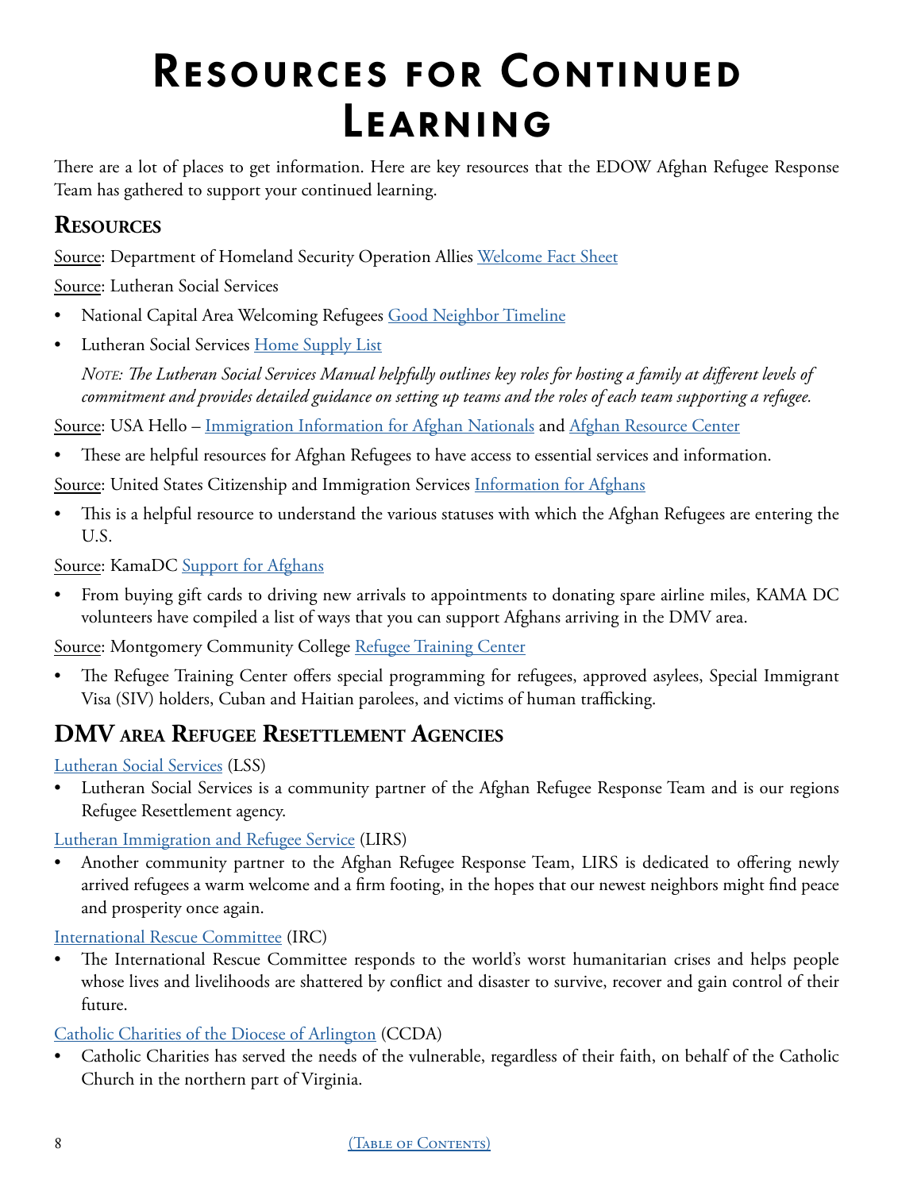# Resources for Continued Learning

There are a lot of places to get information. Here are key resources that the EDOW Afghan Refugee Response Team has gathered to support your continued learning.

## Resources

Source: Department of Homeland Security Operation Allies Welcome Fact Sheet

Source: Lutheran Social Services

- National Capital Area Welcoming Refugees Good Neighbor Timeline
- Lutheran Social Services Home Supply List

  *Note: The Lutheran Social Services Manual helpfully outlines key roles for hosting a family at different levels of commitment and provides detailed guidance on setting up teams and the roles of each team supporting a refugee.*

Source: USA Hello – Immigration Information for Afghan Nationals and Afghan Resource Center

- These are helpful resources for Afghan Refugees to have access to essential services and information.

Source: United States Citizenship and Immigration Services Information for Afghans

- This is a helpful resource to understand the various statuses with which the Afghan Refugees are entering the U.S.

Source: KamaDC Support for Afghans

- From buying gift cards to driving new arrivals to appointments to donating spare airline miles, KAMA DC volunteers have compiled a list of ways that you can support Afghans arriving in the DMV area.

Source: Montgomery Community College Refugee Training Center

- The Refugee Training Center offers special programming for refugees, approved asylees, Special Immigrant Visa (SIV) holders, Cuban and Haitian parolees, and victims of human trafficking.

## DMV area Refugee Resettlement Agencies

Lutheran Social Services (LSS)

- Lutheran Social Services is a community partner of the Afghan Refugee Response Team and is our regions Refugee Resettlement agency.

Lutheran Immigration and Refugee Service (LIRS)

- Another community partner to the Afghan Refugee Response Team, LIRS is dedicated to offering newly arrived refugees a warm welcome and a firm footing, in the hopes that our newest neighbors might find peace and prosperity once again.

International Rescue Committee (IRC)

- The International Rescue Committee responds to the world's worst humanitarian crises and helps people whose lives and livelihoods are shattered by conflict and disaster to survive, recover and gain control of their future.

Catholic Charities of the Diocese of Arlington (CCDA)

- Catholic Charities has served the needs of the vulnerable, regardless of their faith, on behalf of the Catholic Church in the northern part of Virginia.

(Table of Contents)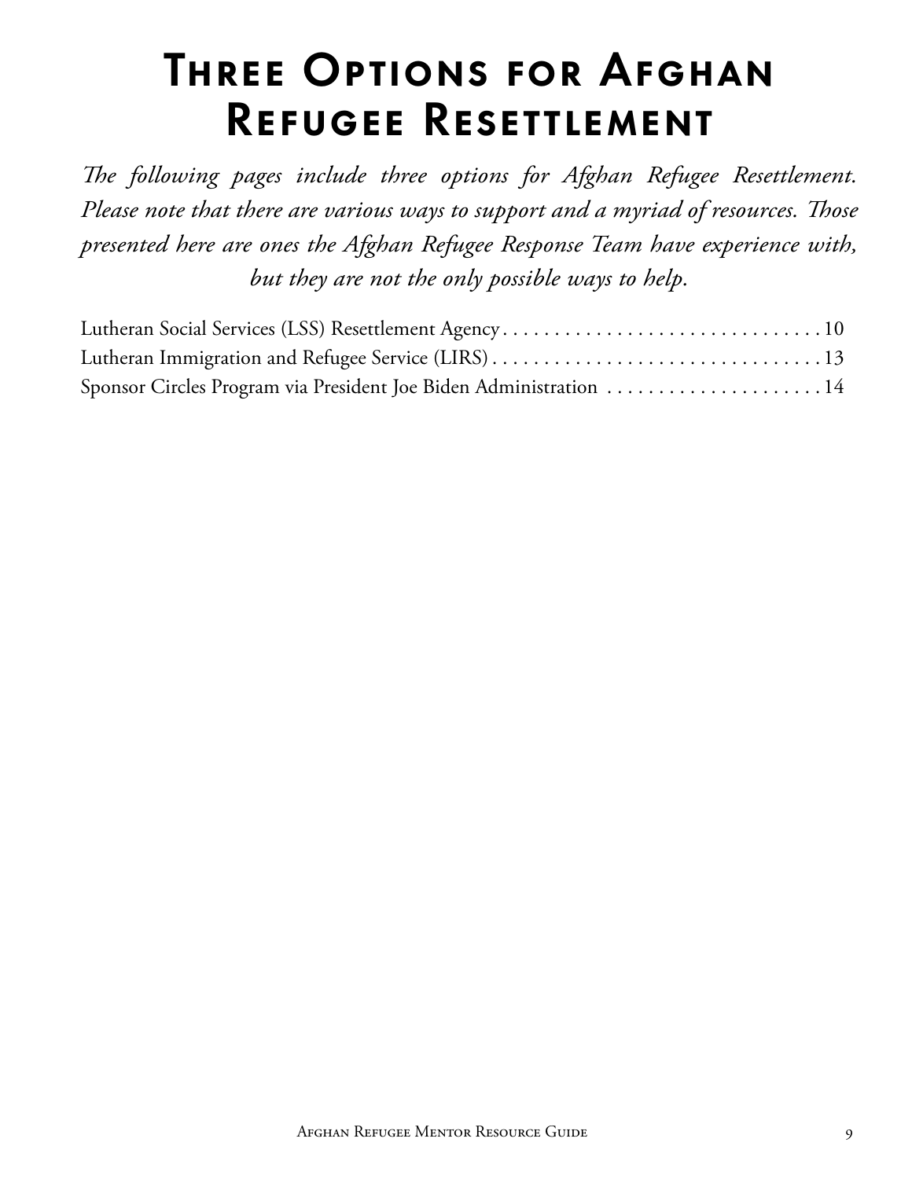# Three Options for Afghan Refugee Resettlement

*The following pages include three options for Afghan Refugee Resettlement. Please note that there are various ways to support and a myriad of resources. Those presented here are ones the Afghan Refugee Response Team have experience with, but they are not the only possible ways to help.*

Lutheran Social Services (LSS) Resettlement Agency . . . . . . . . . . . . . . . . . . . . . . . . . . . . . . . . 10
Lutheran Immigration and Refugee Service (LIRS) . . . . . . . . . . . . . . . . . . . . . . . . . . . . . . . . 13
Sponsor Circles Program via President Joe Biden Administration . . . . . . . . . . . . . . . . . . . . . 14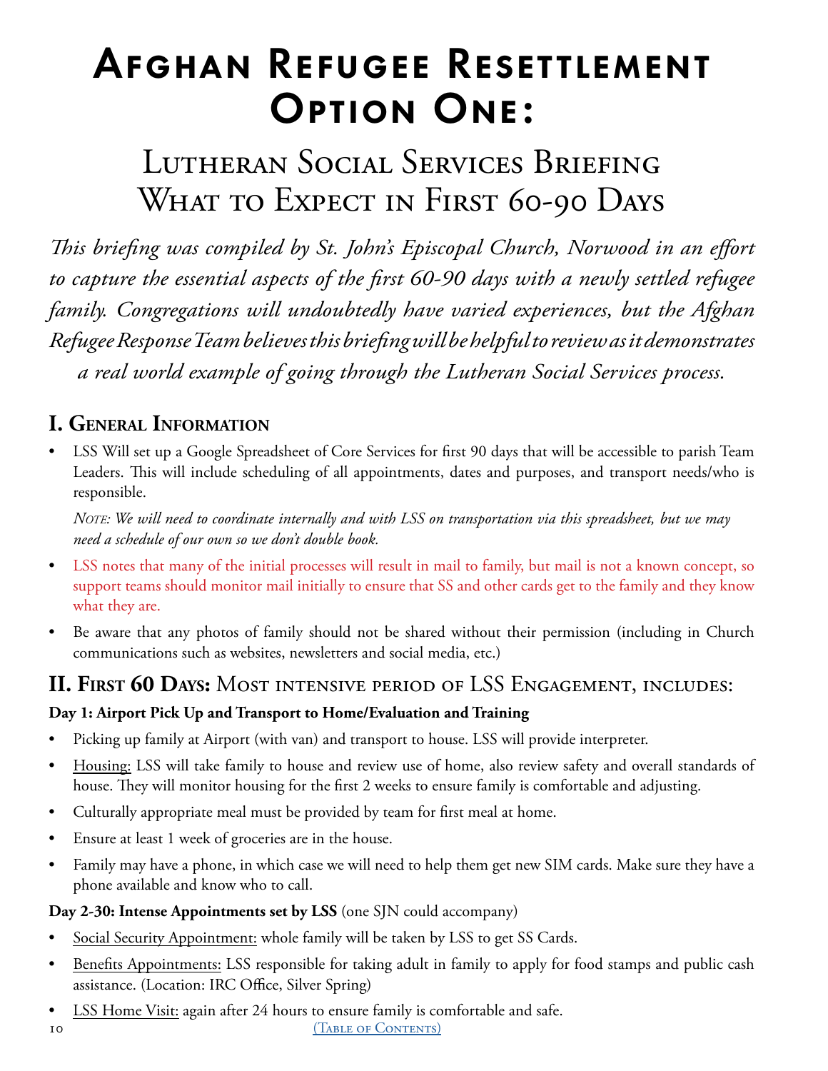# Afghan Refugee Resettlement Option One:

## Lutheran Social Services Briefing What to Expect in First 60-90 Days

*This briefing was compiled by St. John's Episcopal Church, Norwood in an effort to capture the essential aspects of the first 60-90 days with a newly settled refugee family. Congregations will undoubtedly have varied experiences, but the Afghan Refugee Response Team believes this briefing will be helpful to review as it demonstrates a real world example of going through the Lutheran Social Services process.*

### I. General Information

- LSS Will set up a Google Spreadsheet of Core Services for first 90 days that will be accessible to parish Team Leaders. This will include scheduling of all appointments, dates and purposes, and transport needs/who is responsible.

  *Note: We will need to coordinate internally and with LSS on transportation via this spreadsheet, but we may need a schedule of our own so we don't double book.*

- LSS notes that many of the initial processes will result in mail to family, but mail is not a known concept, so support teams should monitor mail initially to ensure that SS and other cards get to the family and they know what they are.
- Be aware that any photos of family should not be shared without their permission (including in Church communications such as websites, newsletters and social media, etc.)

### II. First 60 Days: Most intensive period of LSS Engagement, includes:

**Day 1: Airport Pick Up and Transport to Home/Evaluation and Training**

- Picking up family at Airport (with van) and transport to house. LSS will provide interpreter.
- Housing: LSS will take family to house and review use of home, also review safety and overall standards of house. They will monitor housing for the first 2 weeks to ensure family is comfortable and adjusting.
- Culturally appropriate meal must be provided by team for first meal at home.
- Ensure at least 1 week of groceries are in the house.
- Family may have a phone, in which case we will need to help them get new SIM cards. Make sure they have a phone available and know who to call.

**Day 2-30: Intense Appointments set by LSS** (one SJN could accompany)

- Social Security Appointment: whole family will be taken by LSS to get SS Cards.
- Benefits Appointments: LSS responsible for taking adult in family to apply for food stamps and public cash assistance. (Location: IRC Office, Silver Spring)
- LSS Home Visit: again after 24 hours to ensure family is comfortable and safe.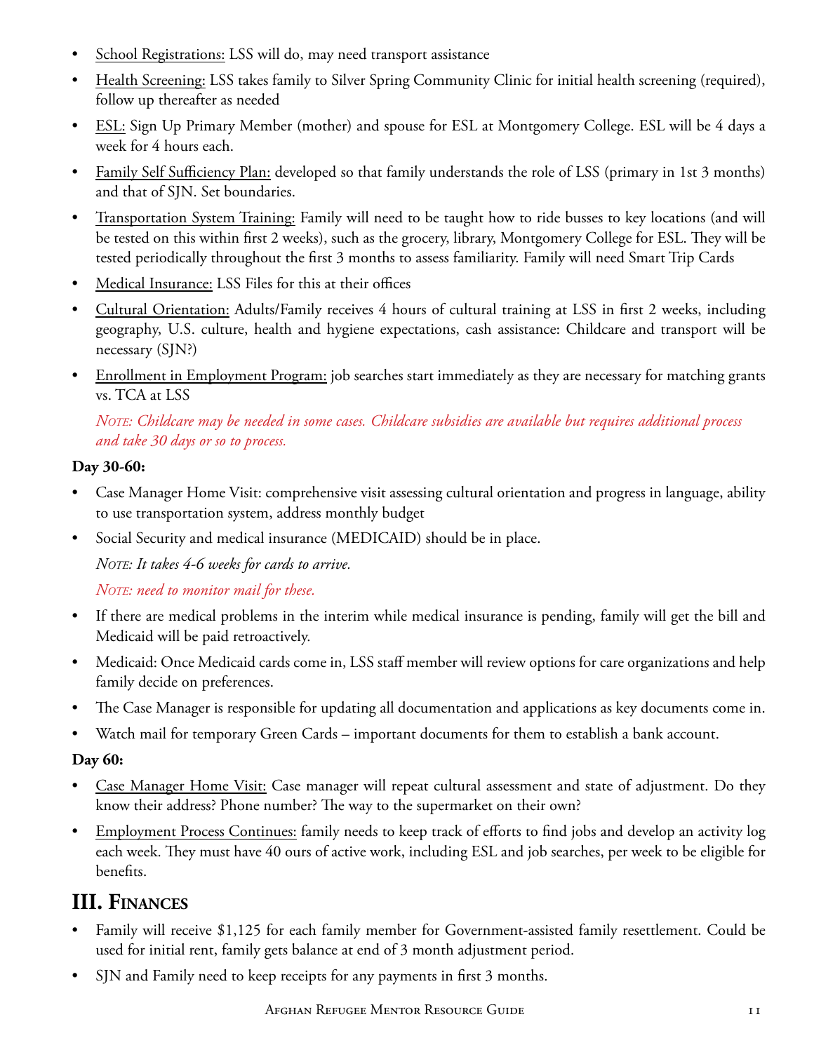- School Registrations: LSS will do, may need transport assistance
- Health Screening: LSS takes family to Silver Spring Community Clinic for initial health screening (required), follow up thereafter as needed
- ESL: Sign Up Primary Member (mother) and spouse for ESL at Montgomery College. ESL will be 4 days a week for 4 hours each.
- Family Self Sufficiency Plan: developed so that family understands the role of LSS (primary in 1st 3 months) and that of SJN. Set boundaries.
- Transportation System Training: Family will need to be taught how to ride busses to key locations (and will be tested on this within first 2 weeks), such as the grocery, library, Montgomery College for ESL. They will be tested periodically throughout the first 3 months to assess familiarity. Family will need Smart Trip Cards
- Medical Insurance: LSS Files for this at their offices
- Cultural Orientation: Adults/Family receives 4 hours of cultural training at LSS in first 2 weeks, including geography, U.S. culture, health and hygiene expectations, cash assistance: Childcare and transport will be necessary (SJN?)
- Enrollment in Employment Program: job searches start immediately as they are necessary for matching grants vs. TCA at LSS

  *Note: Childcare may be needed in some cases. Childcare subsidies are available but requires additional process and take 30 days or so to process.*

**Day 30-60:**

- Case Manager Home Visit: comprehensive visit assessing cultural orientation and progress in language, ability to use transportation system, address monthly budget
- Social Security and medical insurance (MEDICAID) should be in place.

  *Note: It takes 4-6 weeks for cards to arrive.*

  *Note: need to monitor mail for these.*

- If there are medical problems in the interim while medical insurance is pending, family will get the bill and Medicaid will be paid retroactively.
- Medicaid: Once Medicaid cards come in, LSS staff member will review options for care organizations and help family decide on preferences.
- The Case Manager is responsible for updating all documentation and applications as key documents come in.
- Watch mail for temporary Green Cards – important documents for them to establish a bank account.

**Day 60:**

- Case Manager Home Visit: Case manager will repeat cultural assessment and state of adjustment. Do they know their address? Phone number? The way to the supermarket on their own?
- Employment Process Continues: family needs to keep track of efforts to find jobs and develop an activity log each week. They must have 40 ours of active work, including ESL and job searches, per week to be eligible for benefits.

## III. Finances

- Family will receive $1,125 for each family member for Government-assisted family resettlement. Could be used for initial rent, family gets balance at end of 3 month adjustment period.
- SJN and Family need to keep receipts for any payments in first 3 months.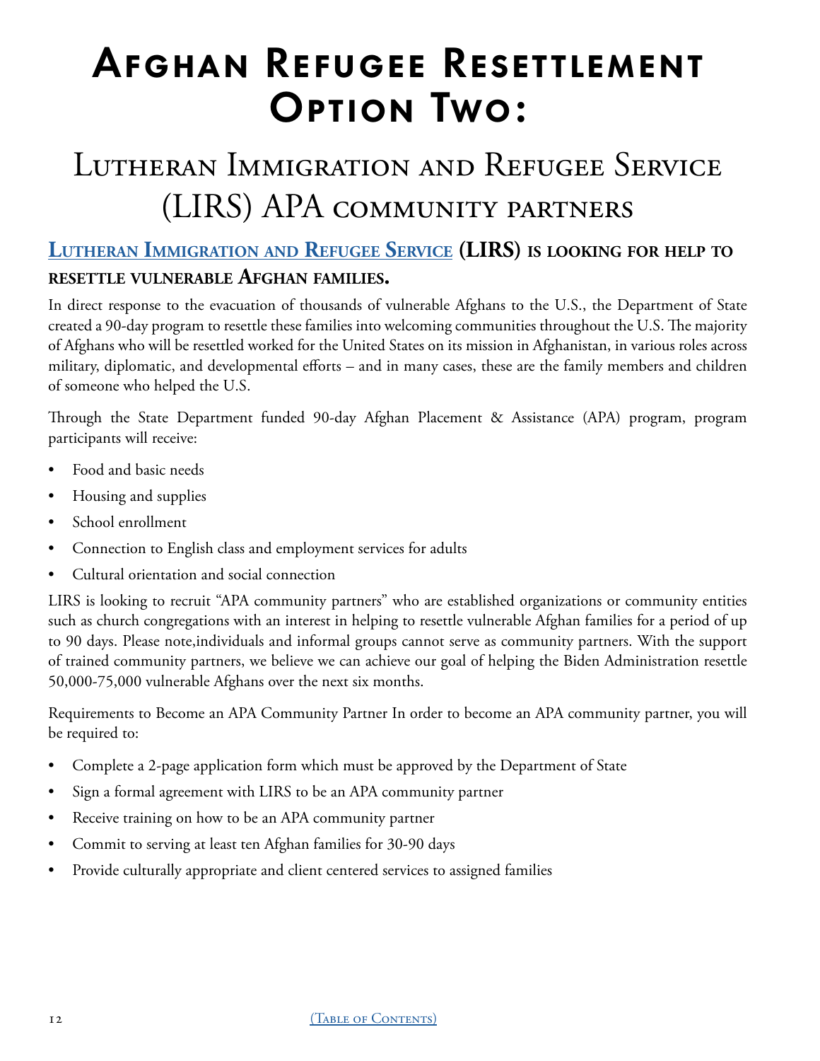# Afghan Refugee Resettlement Option Two:

## Lutheran Immigration and Refugee Service (LIRS) APA community partners

### Lutheran Immigration and Refugee Service (LIRS) is looking for help to resettle vulnerable Afghan families.

In direct response to the evacuation of thousands of vulnerable Afghans to the U.S., the Department of State created a 90-day program to resettle these families into welcoming communities throughout the U.S. The majority of Afghans who will be resettled worked for the United States on its mission in Afghanistan, in various roles across military, diplomatic, and developmental efforts – and in many cases, these are the family members and children of someone who helped the U.S.

Through the State Department funded 90-day Afghan Placement & Assistance (APA) program, program participants will receive:

- Food and basic needs
- Housing and supplies
- School enrollment
- Connection to English class and employment services for adults
- Cultural orientation and social connection

LIRS is looking to recruit "APA community partners" who are established organizations or community entities such as church congregations with an interest in helping to resettle vulnerable Afghan families for a period of up to 90 days. Please note,individuals and informal groups cannot serve as community partners. With the support of trained community partners, we believe we can achieve our goal of helping the Biden Administration resettle 50,000-75,000 vulnerable Afghans over the next six months.

Requirements to Become an APA Community Partner In order to become an APA community partner, you will be required to:

- Complete a 2-page application form which must be approved by the Department of State
- Sign a formal agreement with LIRS to be an APA community partner
- Receive training on how to be an APA community partner
- Commit to serving at least ten Afghan families for 30-90 days
- Provide culturally appropriate and client centered services to assigned families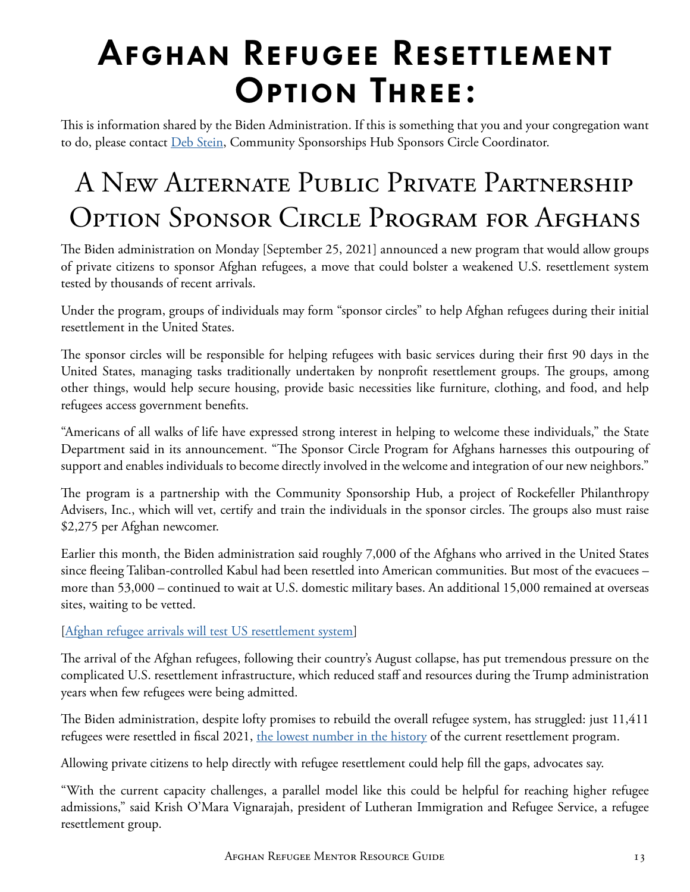# Afghan Refugee Resettlement Option Three:

This is information shared by the Biden Administration. If this is something that you and your congregation want to do, please contact Deb Stein, Community Sponsorships Hub Sponsors Circle Coordinator.

## A New Alternate Public Private Partnership Option Sponsor Circle Program for Afghans

The Biden administration on Monday [September 25, 2021] announced a new program that would allow groups of private citizens to sponsor Afghan refugees, a move that could bolster a weakened U.S. resettlement system tested by thousands of recent arrivals.

Under the program, groups of individuals may form "sponsor circles" to help Afghan refugees during their initial resettlement in the United States.

The sponsor circles will be responsible for helping refugees with basic services during their first 90 days in the United States, managing tasks traditionally undertaken by nonprofit resettlement groups. The groups, among other things, would help secure housing, provide basic necessities like furniture, clothing, and food, and help refugees access government benefits.

"Americans of all walks of life have expressed strong interest in helping to welcome these individuals," the State Department said in its announcement. "The Sponsor Circle Program for Afghans harnesses this outpouring of support and enables individuals to become directly involved in the welcome and integration of our new neighbors."

The program is a partnership with the Community Sponsorship Hub, a project of Rockefeller Philanthropy Advisers, Inc., which will vet, certify and train the individuals in the sponsor circles. The groups also must raise $2,275 per Afghan newcomer.

Earlier this month, the Biden administration said roughly 7,000 of the Afghans who arrived in the United States since fleeing Taliban-controlled Kabul had been resettled into American communities. But most of the evacuees – more than 53,000 – continued to wait at U.S. domestic military bases. An additional 15,000 remained at overseas sites, waiting to be vetted.

[Afghan refugee arrivals will test US resettlement system]

The arrival of the Afghan refugees, following their country's August collapse, has put tremendous pressure on the complicated U.S. resettlement infrastructure, which reduced staff and resources during the Trump administration years when few refugees were being admitted.

The Biden administration, despite lofty promises to rebuild the overall refugee system, has struggled: just 11,411 refugees were resettled in fiscal 2021, the lowest number in the history of the current resettlement program.

Allowing private citizens to help directly with refugee resettlement could help fill the gaps, advocates say.

"With the current capacity challenges, a parallel model like this could be helpful for reaching higher refugee admissions," said Krish O'Mara Vignarajah, president of Lutheran Immigration and Refugee Service, a refugee resettlement group.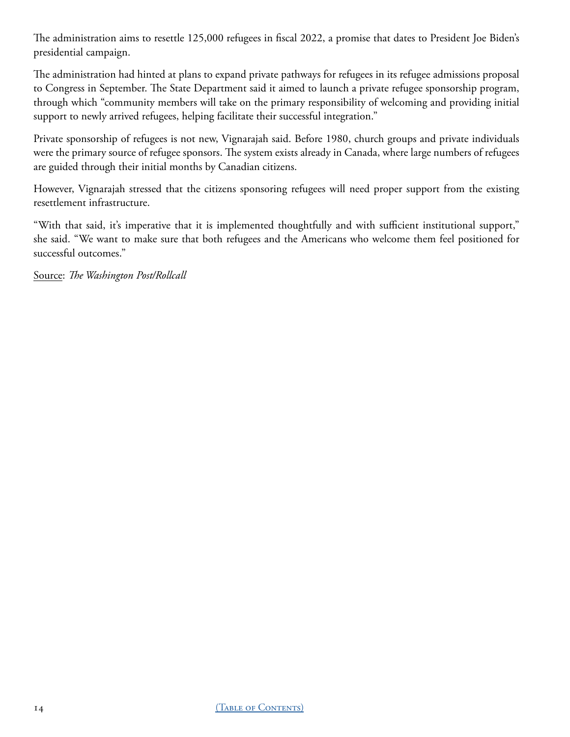The administration aims to resettle 125,000 refugees in fiscal 2022, a promise that dates to President Joe Biden's presidential campaign.

The administration had hinted at plans to expand private pathways for refugees in its refugee admissions proposal to Congress in September. The State Department said it aimed to launch a private refugee sponsorship program, through which "community members will take on the primary responsibility of welcoming and providing initial support to newly arrived refugees, helping facilitate their successful integration."

Private sponsorship of refugees is not new, Vignarajah said. Before 1980, church groups and private individuals were the primary source of refugee sponsors. The system exists already in Canada, where large numbers of refugees are guided through their initial months by Canadian citizens.

However, Vignarajah stressed that the citizens sponsoring refugees will need proper support from the existing resettlement infrastructure.

"With that said, it's imperative that it is implemented thoughtfully and with sufficient institutional support," she said. "We want to make sure that both refugees and the Americans who welcome them feel positioned for successful outcomes."

Source: *The Washington Post/Rollcall*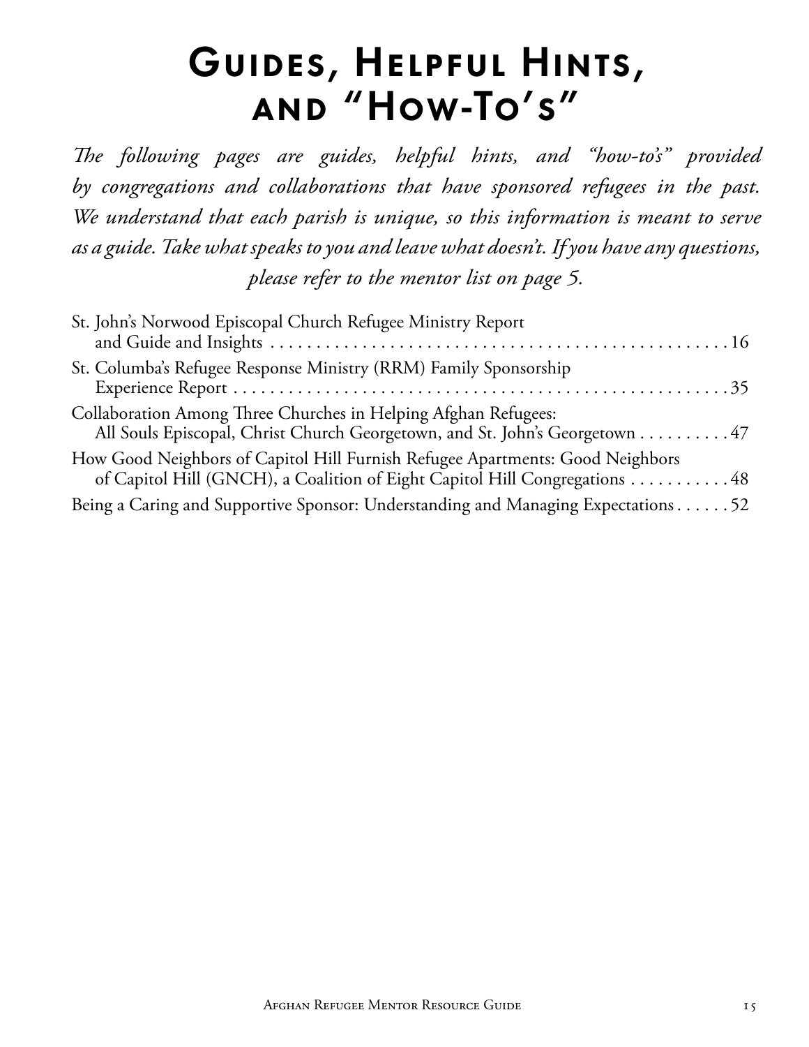# Guides, Helpful Hints, and "How-To's"

*The following pages are guides, helpful hints, and "how-to's" provided by congregations and collaborations that have sponsored refugees in the past. We understand that each parish is unique, so this information is meant to serve as a guide. Take what speaks to you and leave what doesn't. If you have any questions, please refer to the mentor list on page 5.*

St. John's Norwood Episcopal Church Refugee Ministry Report and Guide and Insights . . . . . . . . . . 16

St. Columba's Refugee Response Ministry (RRM) Family Sponsorship Experience Report . . . . . . . . . . 35

Collaboration Among Three Churches in Helping Afghan Refugees: All Souls Episcopal, Christ Church Georgetown, and St. John's Georgetown . . . . . . . . . . 47

How Good Neighbors of Capitol Hill Furnish Refugee Apartments: Good Neighbors of Capitol Hill (GNCH), a Coalition of Eight Capitol Hill Congregations . . . . . . . . . . 48

Being a Caring and Supportive Sponsor: Understanding and Managing Expectations . . . . . . 52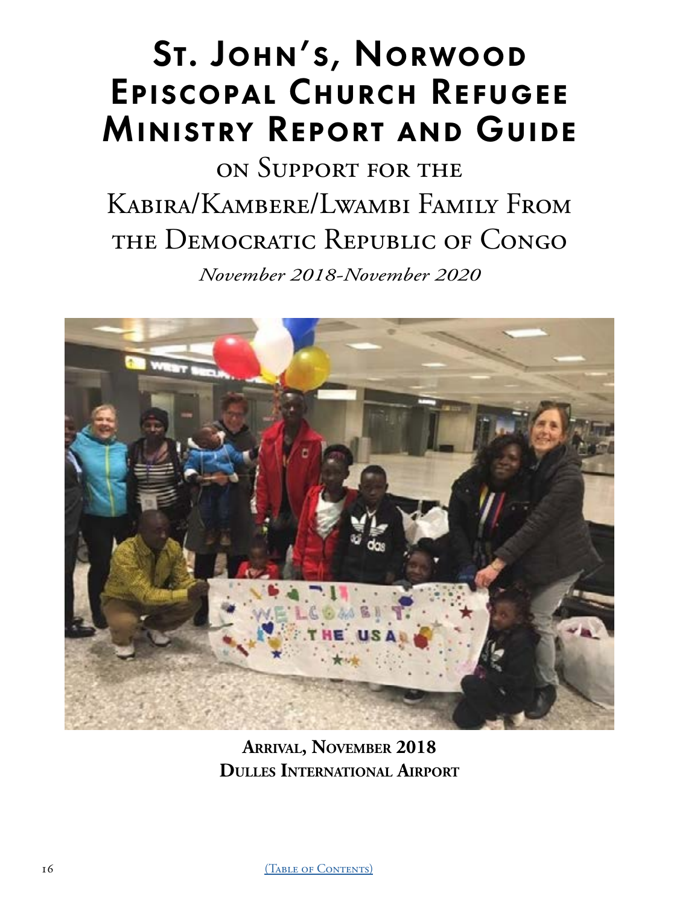# St. John's, Norwood Episcopal Church Refugee Ministry Report and Guide

## on Support for the Kabira/Kambere/Lwambi Family From the Democratic Republic of Congo

*November 2018-November 2020*

**Arrival, November 2018**
**Dulles International Airport**

[(Table of Contents)](#)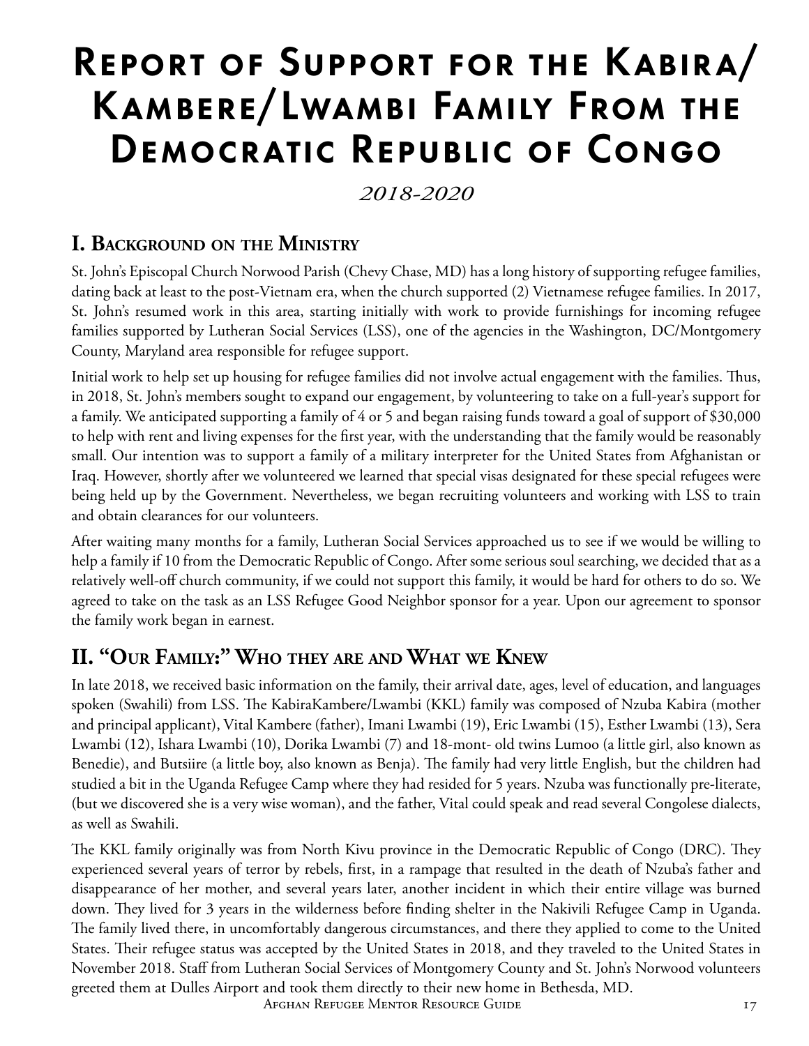# Report of Support for the Kabira/ Kambere/Lwambi Family From the Democratic Republic of Congo

*2018-2020*

## I. Background on the Ministry

St. John's Episcopal Church Norwood Parish (Chevy Chase, MD) has a long history of supporting refugee families, dating back at least to the post-Vietnam era, when the church supported (2) Vietnamese refugee families. In 2017, St. John's resumed work in this area, starting initially with work to provide furnishings for incoming refugee families supported by Lutheran Social Services (LSS), one of the agencies in the Washington, DC/Montgomery County, Maryland area responsible for refugee support.

Initial work to help set up housing for refugee families did not involve actual engagement with the families. Thus, in 2018, St. John's members sought to expand our engagement, by volunteering to take on a full-year's support for a family. We anticipated supporting a family of 4 or 5 and began raising funds toward a goal of support of $30,000 to help with rent and living expenses for the first year, with the understanding that the family would be reasonably small. Our intention was to support a family of a military interpreter for the United States from Afghanistan or Iraq. However, shortly after we volunteered we learned that special visas designated for these special refugees were being held up by the Government. Nevertheless, we began recruiting volunteers and working with LSS to train and obtain clearances for our volunteers.

After waiting many months for a family, Lutheran Social Services approached us to see if we would be willing to help a family if 10 from the Democratic Republic of Congo. After some serious soul searching, we decided that as a relatively well-off church community, if we could not support this family, it would be hard for others to do so. We agreed to take on the task as an LSS Refugee Good Neighbor sponsor for a year. Upon our agreement to sponsor the family work began in earnest.

## II. "Our Family:" Who they are and What we Knew

In late 2018, we received basic information on the family, their arrival date, ages, level of education, and languages spoken (Swahili) from LSS. The KabiraKambere/Lwambi (KKL) family was composed of Nzuba Kabira (mother and principal applicant), Vital Kambere (father), Imani Lwambi (19), Eric Lwambi (15), Esther Lwambi (13), Sera Lwambi (12), Ishara Lwambi (10), Dorika Lwambi (7) and 18-mont- old twins Lumoo (a little girl, also known as Benedie), and Butsiire (a little boy, also known as Benja). The family had very little English, but the children had studied a bit in the Uganda Refugee Camp where they had resided for 5 years. Nzuba was functionally pre-literate, (but we discovered she is a very wise woman), and the father, Vital could speak and read several Congolese dialects, as well as Swahili.

The KKL family originally was from North Kivu province in the Democratic Republic of Congo (DRC). They experienced several years of terror by rebels, first, in a rampage that resulted in the death of Nzuba's father and disappearance of her mother, and several years later, another incident in which their entire village was burned down. They lived for 3 years in the wilderness before finding shelter in the Nakivili Refugee Camp in Uganda. The family lived there, in uncomfortably dangerous circumstances, and there they applied to come to the United States. Their refugee status was accepted by the United States in 2018, and they traveled to the United States in November 2018. Staff from Lutheran Social Services of Montgomery County and St. John's Norwood volunteers greeted them at Dulles Airport and took them directly to their new home in Bethesda, MD.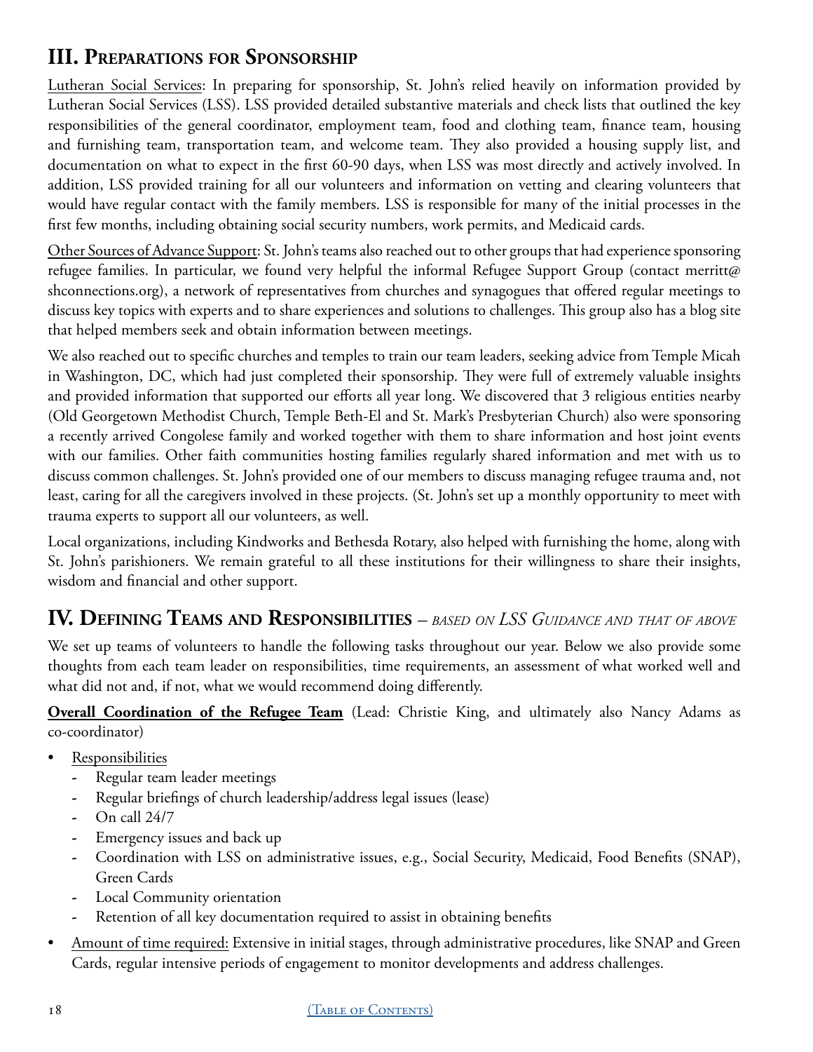## III. Preparations for Sponsorship

Lutheran Social Services: In preparing for sponsorship, St. John's relied heavily on information provided by Lutheran Social Services (LSS). LSS provided detailed substantive materials and check lists that outlined the key responsibilities of the general coordinator, employment team, food and clothing team, finance team, housing and furnishing team, transportation team, and welcome team. They also provided a housing supply list, and documentation on what to expect in the first 60-90 days, when LSS was most directly and actively involved. In addition, LSS provided training for all our volunteers and information on vetting and clearing volunteers that would have regular contact with the family members. LSS is responsible for many of the initial processes in the first few months, including obtaining social security numbers, work permits, and Medicaid cards.

Other Sources of Advance Support: St. John's teams also reached out to other groups that had experience sponsoring refugee families. In particular, we found very helpful the informal Refugee Support Group (contact merritt@shconnections.org), a network of representatives from churches and synagogues that offered regular meetings to discuss key topics with experts and to share experiences and solutions to challenges. This group also has a blog site that helped members seek and obtain information between meetings.

We also reached out to specific churches and temples to train our team leaders, seeking advice from Temple Micah in Washington, DC, which had just completed their sponsorship. They were full of extremely valuable insights and provided information that supported our efforts all year long. We discovered that 3 religious entities nearby (Old Georgetown Methodist Church, Temple Beth-El and St. Mark's Presbyterian Church) also were sponsoring a recently arrived Congolese family and worked together with them to share information and host joint events with our families. Other faith communities hosting families regularly shared information and met with us to discuss common challenges. St. John's provided one of our members to discuss managing refugee trauma and, not least, caring for all the caregivers involved in these projects. (St. John's set up a monthly opportunity to meet with trauma experts to support all our volunteers, as well.

Local organizations, including Kindworks and Bethesda Rotary, also helped with furnishing the home, along with St. John's parishioners. We remain grateful to all these institutions for their willingness to share their insights, wisdom and financial and other support.

## IV. Defining Teams and Responsibilities – *based on LSS Guidance and that of above*

We set up teams of volunteers to handle the following tasks throughout our year. Below we also provide some thoughts from each team leader on responsibilities, time requirements, an assessment of what worked well and what did not and, if not, what we would recommend doing differently.

**Overall Coordination of the Refugee Team** (Lead: Christie King, and ultimately also Nancy Adams as co-coordinator)

- Responsibilities
  - Regular team leader meetings
  - Regular briefings of church leadership/address legal issues (lease)
  - On call 24/7
  - Emergency issues and back up
  - Coordination with LSS on administrative issues, e.g., Social Security, Medicaid, Food Benefits (SNAP), Green Cards
  - Local Community orientation
  - Retention of all key documentation required to assist in obtaining benefits
- Amount of time required: Extensive in initial stages, through administrative procedures, like SNAP and Green Cards, regular intensive periods of engagement to monitor developments and address challenges.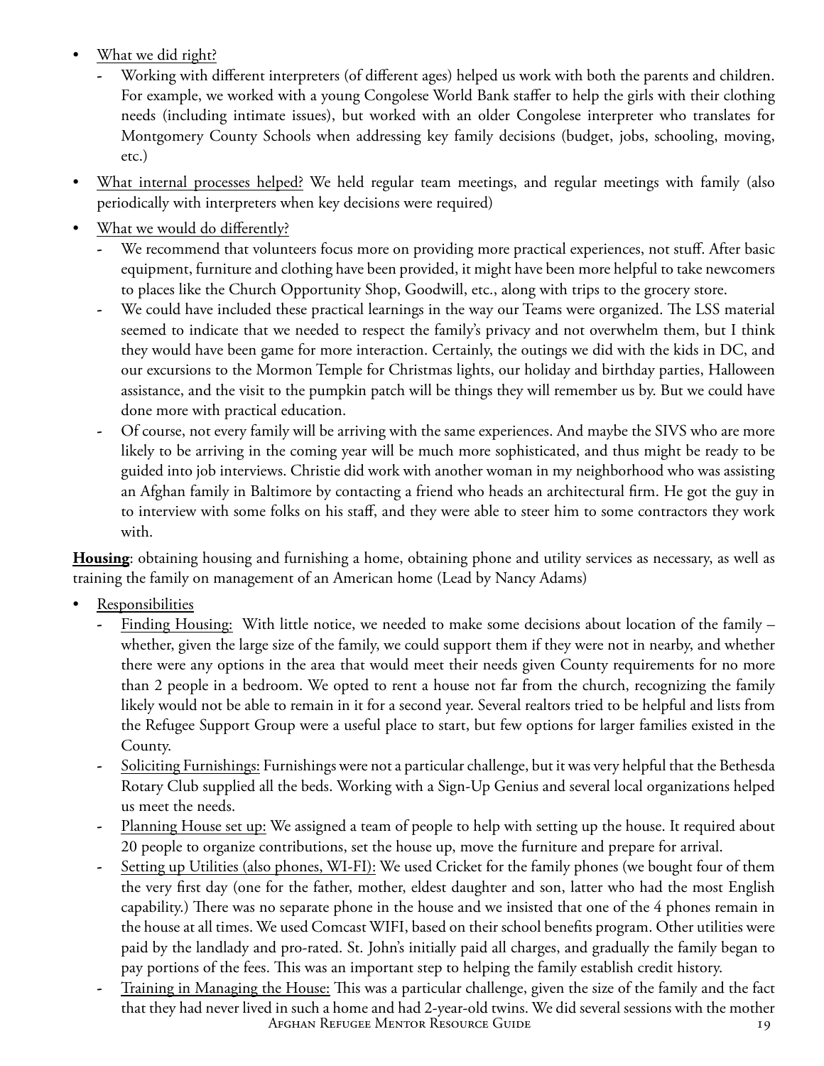- <u>What we did right?</u>
  - Working with different interpreters (of different ages) helped us work with both the parents and children. For example, we worked with a young Congolese World Bank staffer to help the girls with their clothing needs (including intimate issues), but worked with an older Congolese interpreter who translates for Montgomery County Schools when addressing key family decisions (budget, jobs, schooling, moving, etc.)
- <u>What internal processes helped?</u> We held regular team meetings, and regular meetings with family (also periodically with interpreters when key decisions were required)
- <u>What we would do differently?</u>
  - We recommend that volunteers focus more on providing more practical experiences, not stuff. After basic equipment, furniture and clothing have been provided, it might have been more helpful to take newcomers to places like the Church Opportunity Shop, Goodwill, etc., along with trips to the grocery store.
  - We could have included these practical learnings in the way our Teams were organized. The LSS material seemed to indicate that we needed to respect the family's privacy and not overwhelm them, but I think they would have been game for more interaction. Certainly, the outings we did with the kids in DC, and our excursions to the Mormon Temple for Christmas lights, our holiday and birthday parties, Halloween assistance, and the visit to the pumpkin patch will be things they will remember us by. But we could have done more with practical education.
  - Of course, not every family will be arriving with the same experiences. And maybe the SIVS who are more likely to be arriving in the coming year will be much more sophisticated, and thus might be ready to be guided into job interviews. Christie did work with another woman in my neighborhood who was assisting an Afghan family in Baltimore by contacting a friend who heads an architectural firm. He got the guy in to interview with some folks on his staff, and they were able to steer him to some contractors they work with.

**<u>Housing</u>**: obtaining housing and furnishing a home, obtaining phone and utility services as necessary, as well as training the family on management of an American home (Lead by Nancy Adams)

- <u>Responsibilities</u>
  - <u>Finding Housing:</u> With little notice, we needed to make some decisions about location of the family – whether, given the large size of the family, we could support them if they were not in nearby, and whether there were any options in the area that would meet their needs given County requirements for no more than 2 people in a bedroom. We opted to rent a house not far from the church, recognizing the family likely would not be able to remain in it for a second year. Several realtors tried to be helpful and lists from the Refugee Support Group were a useful place to start, but few options for larger families existed in the County.
  - <u>Soliciting Furnishings:</u> Furnishings were not a particular challenge, but it was very helpful that the Bethesda Rotary Club supplied all the beds. Working with a Sign-Up Genius and several local organizations helped us meet the needs.
  - <u>Planning House set up:</u> We assigned a team of people to help with setting up the house. It required about 20 people to organize contributions, set the house up, move the furniture and prepare for arrival.
  - <u>Setting up Utilities (also phones, WI-FI):</u> We used Cricket for the family phones (we bought four of them the very first day (one for the father, mother, eldest daughter and son, latter who had the most English capability.) There was no separate phone in the house and we insisted that one of the 4 phones remain in the house at all times. We used Comcast WIFI, based on their school benefits program. Other utilities were paid by the landlady and pro-rated. St. John's initially paid all charges, and gradually the family began to pay portions of the fees. This was an important step to helping the family establish credit history.
  - <u>Training in Managing the House:</u> This was a particular challenge, given the size of the family and the fact that they had never lived in such a home and had 2-year-old twins. We did several sessions with the mother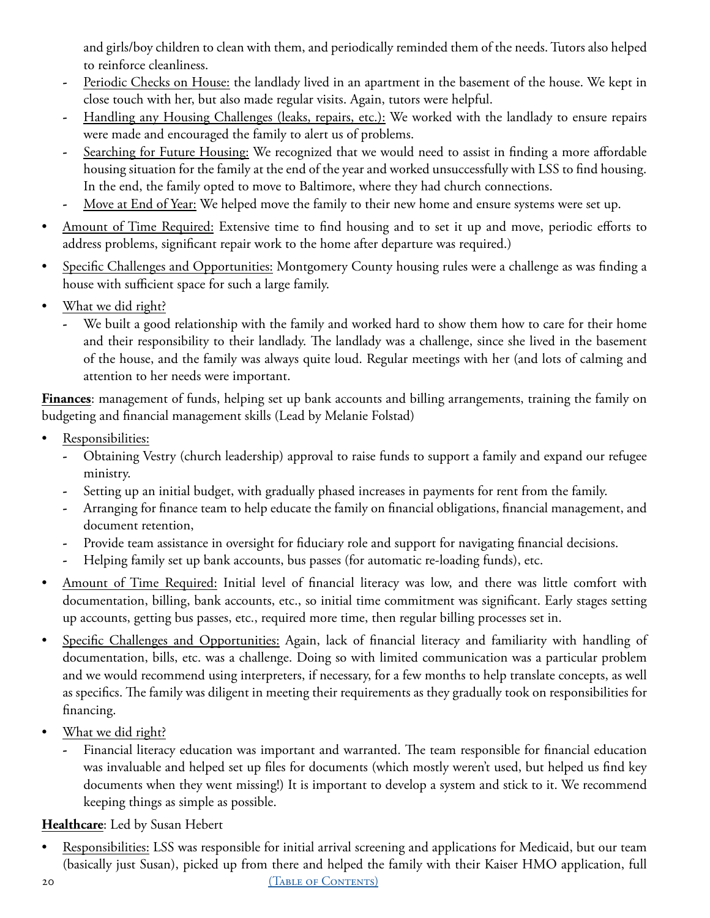and girls/boy children to clean with them, and periodically reminded them of the needs. Tutors also helped to reinforce cleanliness.

  - Periodic Checks on House: the landlady lived in an apartment in the basement of the house. We kept in close touch with her, but also made regular visits. Again, tutors were helpful.
  - Handling any Housing Challenges (leaks, repairs, etc.): We worked with the landlady to ensure repairs were made and encouraged the family to alert us of problems.
  - Searching for Future Housing: We recognized that we would need to assist in finding a more affordable housing situation for the family at the end of the year and worked unsuccessfully with LSS to find housing. In the end, the family opted to move to Baltimore, where they had church connections.
  - Move at End of Year: We helped move the family to their new home and ensure systems were set up.
- Amount of Time Required: Extensive time to find housing and to set it up and move, periodic efforts to address problems, significant repair work to the home after departure was required.)
- Specific Challenges and Opportunities: Montgomery County housing rules were a challenge as was finding a house with sufficient space for such a large family.
- What we did right?
  - We built a good relationship with the family and worked hard to show them how to care for their home and their responsibility to their landlady. The landlady was a challenge, since she lived in the basement of the house, and the family was always quite loud. Regular meetings with her (and lots of calming and attention to her needs were important.

**Finances**: management of funds, helping set up bank accounts and billing arrangements, training the family on budgeting and financial management skills (Lead by Melanie Folstad)

- Responsibilities:
  - Obtaining Vestry (church leadership) approval to raise funds to support a family and expand our refugee ministry.
  - Setting up an initial budget, with gradually phased increases in payments for rent from the family.
  - Arranging for finance team to help educate the family on financial obligations, financial management, and document retention,
  - Provide team assistance in oversight for fiduciary role and support for navigating financial decisions.
  - Helping family set up bank accounts, bus passes (for automatic re-loading funds), etc.
- Amount of Time Required: Initial level of financial literacy was low, and there was little comfort with documentation, billing, bank accounts, etc., so initial time commitment was significant. Early stages setting up accounts, getting bus passes, etc., required more time, then regular billing processes set in.
- Specific Challenges and Opportunities: Again, lack of financial literacy and familiarity with handling of documentation, bills, etc. was a challenge. Doing so with limited communication was a particular problem and we would recommend using interpreters, if necessary, for a few months to help translate concepts, as well as specifics. The family was diligent in meeting their requirements as they gradually took on responsibilities for financing.
- What we did right?
  - Financial literacy education was important and warranted. The team responsible for financial education was invaluable and helped set up files for documents (which mostly weren't used, but helped us find key documents when they went missing!) It is important to develop a system and stick to it. We recommend keeping things as simple as possible.

**Healthcare**: Led by Susan Hebert

- Responsibilities: LSS was responsible for initial arrival screening and applications for Medicaid, but our team (basically just Susan), picked up from there and helped the family with their Kaiser HMO application, full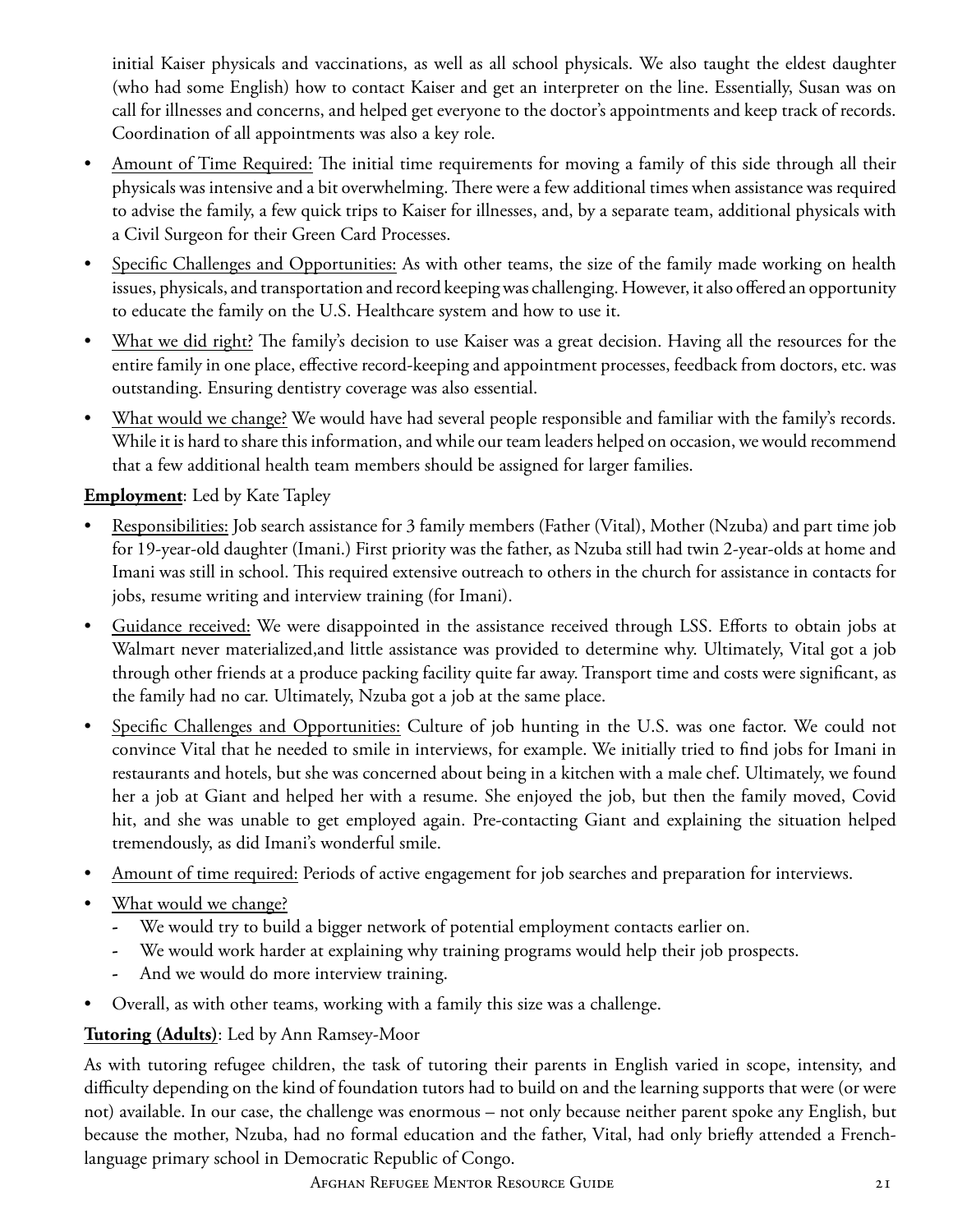initial Kaiser physicals and vaccinations, as well as all school physicals. We also taught the eldest daughter (who had some English) how to contact Kaiser and get an interpreter on the line. Essentially, Susan was on call for illnesses and concerns, and helped get everyone to the doctor's appointments and keep track of records. Coordination of all appointments was also a key role.

- Amount of Time Required: The initial time requirements for moving a family of this side through all their physicals was intensive and a bit overwhelming. There were a few additional times when assistance was required to advise the family, a few quick trips to Kaiser for illnesses, and, by a separate team, additional physicals with a Civil Surgeon for their Green Card Processes.
- Specific Challenges and Opportunities: As with other teams, the size of the family made working on health issues, physicals, and transportation and record keeping was challenging. However, it also offered an opportunity to educate the family on the U.S. Healthcare system and how to use it.
- What we did right? The family's decision to use Kaiser was a great decision. Having all the resources for the entire family in one place, effective record-keeping and appointment processes, feedback from doctors, etc. was outstanding. Ensuring dentistry coverage was also essential.
- What would we change? We would have had several people responsible and familiar with the family's records. While it is hard to share this information, and while our team leaders helped on occasion, we would recommend that a few additional health team members should be assigned for larger families.

**Employment**: Led by Kate Tapley

- Responsibilities: Job search assistance for 3 family members (Father (Vital), Mother (Nzuba) and part time job for 19-year-old daughter (Imani.) First priority was the father, as Nzuba still had twin 2-year-olds at home and Imani was still in school. This required extensive outreach to others in the church for assistance in contacts for jobs, resume writing and interview training (for Imani).
- Guidance received: We were disappointed in the assistance received through LSS. Efforts to obtain jobs at Walmart never materialized,and little assistance was provided to determine why. Ultimately, Vital got a job through other friends at a produce packing facility quite far away. Transport time and costs were significant, as the family had no car. Ultimately, Nzuba got a job at the same place.
- Specific Challenges and Opportunities: Culture of job hunting in the U.S. was one factor. We could not convince Vital that he needed to smile in interviews, for example. We initially tried to find jobs for Imani in restaurants and hotels, but she was concerned about being in a kitchen with a male chef. Ultimately, we found her a job at Giant and helped her with a resume. She enjoyed the job, but then the family moved, Covid hit, and she was unable to get employed again. Pre-contacting Giant and explaining the situation helped tremendously, as did Imani's wonderful smile.
- Amount of time required: Periods of active engagement for job searches and preparation for interviews.
- What would we change?
  - We would try to build a bigger network of potential employment contacts earlier on.
  - We would work harder at explaining why training programs would help their job prospects.
  - And we would do more interview training.
- Overall, as with other teams, working with a family this size was a challenge.

**Tutoring (Adults)**: Led by Ann Ramsey-Moor

As with tutoring refugee children, the task of tutoring their parents in English varied in scope, intensity, and difficulty depending on the kind of foundation tutors had to build on and the learning supports that were (or were not) available. In our case, the challenge was enormous – not only because neither parent spoke any English, but because the mother, Nzuba, had no formal education and the father, Vital, had only briefly attended a French-language primary school in Democratic Republic of Congo.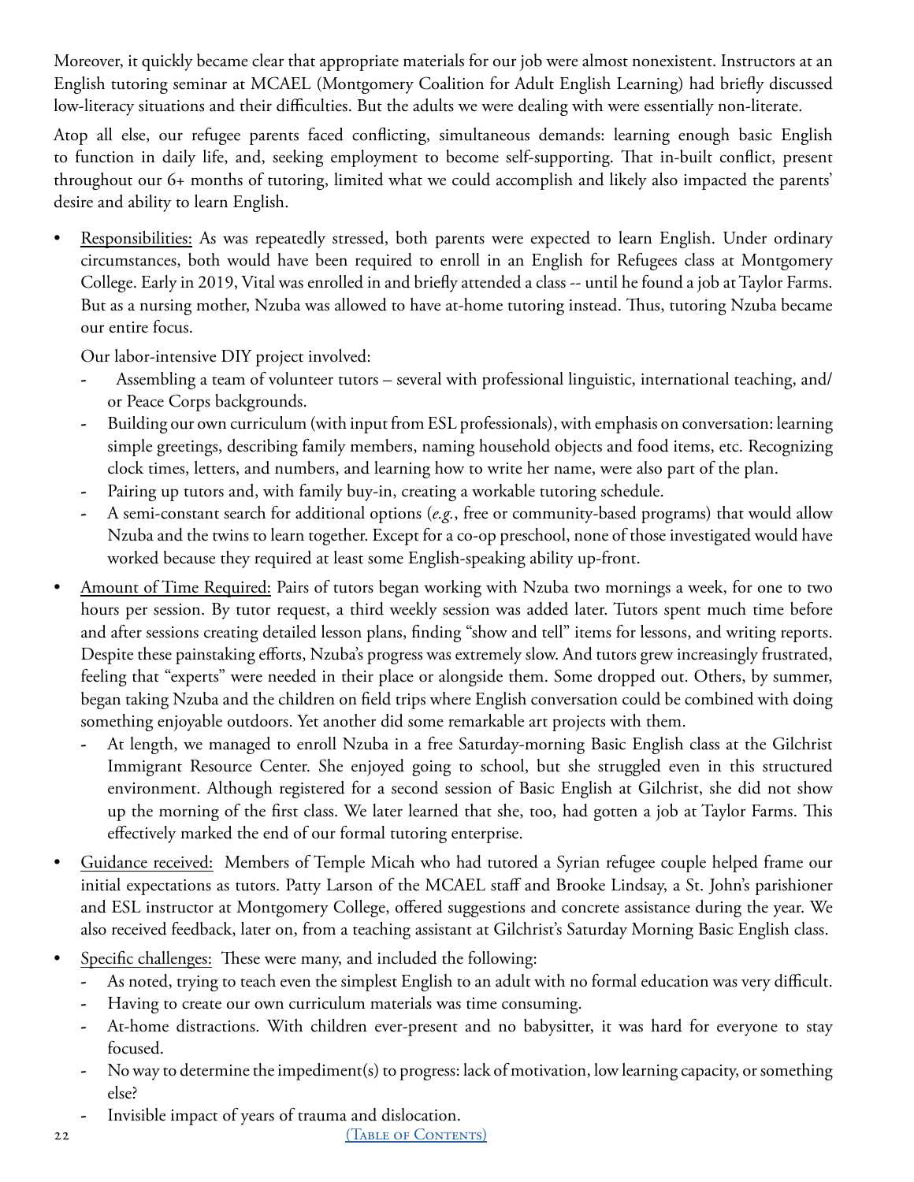Moreover, it quickly became clear that appropriate materials for our job were almost nonexistent. Instructors at an English tutoring seminar at MCAEL (Montgomery Coalition for Adult English Learning) had briefly discussed low-literacy situations and their difficulties. But the adults we were dealing with were essentially non-literate.

Atop all else, our refugee parents faced conflicting, simultaneous demands: learning enough basic English to function in daily life, and, seeking employment to become self-supporting. That in-built conflict, present throughout our 6+ months of tutoring, limited what we could accomplish and likely also impacted the parents' desire and ability to learn English.

- <u>Responsibilities:</u> As was repeatedly stressed, both parents were expected to learn English. Under ordinary circumstances, both would have been required to enroll in an English for Refugees class at Montgomery College. Early in 2019, Vital was enrolled in and briefly attended a class -- until he found a job at Taylor Farms. But as a nursing mother, Nzuba was allowed to have at-home tutoring instead. Thus, tutoring Nzuba became our entire focus.

  Our labor-intensive DIY project involved:
  - Assembling a team of volunteer tutors – several with professional linguistic, international teaching, and/or Peace Corps backgrounds.
  - Building our own curriculum (with input from ESL professionals), with emphasis on conversation: learning simple greetings, describing family members, naming household objects and food items, etc. Recognizing clock times, letters, and numbers, and learning how to write her name, were also part of the plan.
  - Pairing up tutors and, with family buy-in, creating a workable tutoring schedule.
  - A semi-constant search for additional options (*e.g.*, free or community-based programs) that would allow Nzuba and the twins to learn together. Except for a co-op preschool, none of those investigated would have worked because they required at least some English-speaking ability up-front.

- <u>Amount of Time Required:</u> Pairs of tutors began working with Nzuba two mornings a week, for one to two hours per session. By tutor request, a third weekly session was added later. Tutors spent much time before and after sessions creating detailed lesson plans, finding "show and tell" items for lessons, and writing reports. Despite these painstaking efforts, Nzuba's progress was extremely slow. And tutors grew increasingly frustrated, feeling that "experts" were needed in their place or alongside them. Some dropped out. Others, by summer, began taking Nzuba and the children on field trips where English conversation could be combined with doing something enjoyable outdoors. Yet another did some remarkable art projects with them.
  - At length, we managed to enroll Nzuba in a free Saturday-morning Basic English class at the Gilchrist Immigrant Resource Center. She enjoyed going to school, but she struggled even in this structured environment. Although registered for a second session of Basic English at Gilchrist, she did not show up the morning of the first class. We later learned that she, too, had gotten a job at Taylor Farms. This effectively marked the end of our formal tutoring enterprise.

- <u>Guidance received:</u> Members of Temple Micah who had tutored a Syrian refugee couple helped frame our initial expectations as tutors. Patty Larson of the MCAEL staff and Brooke Lindsay, a St. John's parishioner and ESL instructor at Montgomery College, offered suggestions and concrete assistance during the year. We also received feedback, later on, from a teaching assistant at Gilchrist's Saturday Morning Basic English class.

- <u>Specific challenges:</u> These were many, and included the following:
  - As noted, trying to teach even the simplest English to an adult with no formal education was very difficult.
  - Having to create our own curriculum materials was time consuming.
  - At-home distractions. With children ever-present and no babysitter, it was hard for everyone to stay focused.
  - No way to determine the impediment(s) to progress: lack of motivation, low learning capacity, or something else?
  - Invisible impact of years of trauma and dislocation.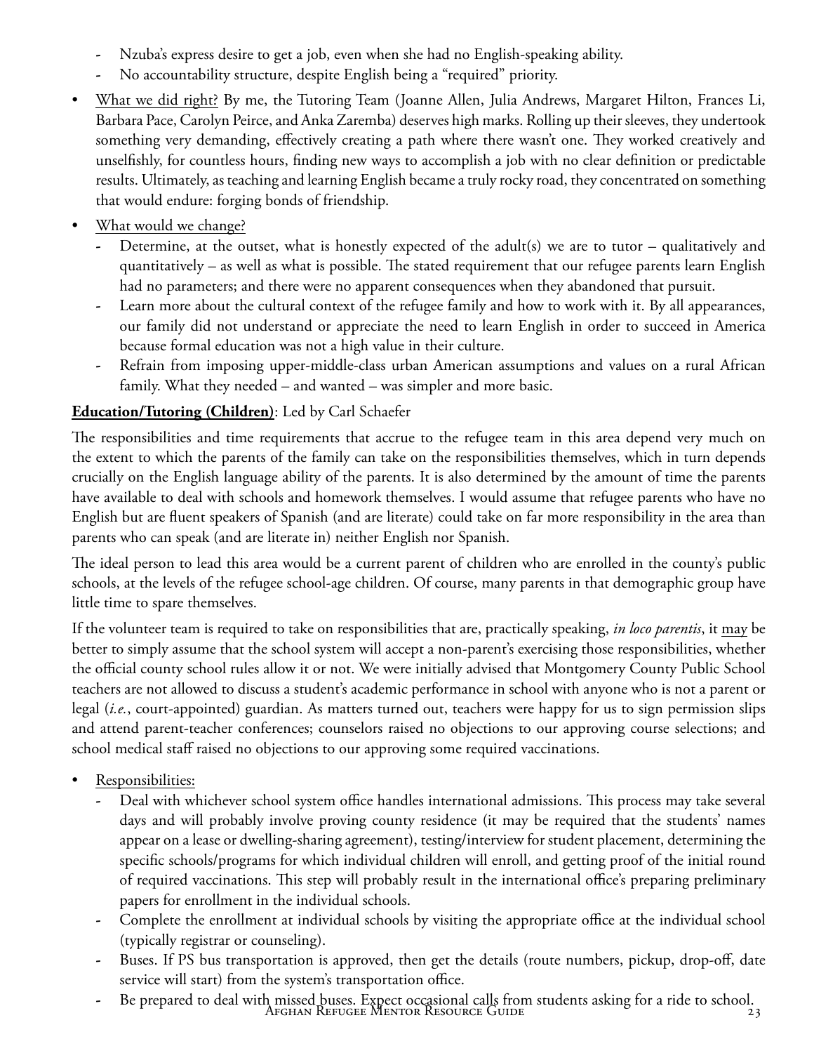- Nzuba's express desire to get a job, even when she had no English-speaking ability.
- No accountability structure, despite English being a "required" priority.

- What we did right? By me, the Tutoring Team (Joanne Allen, Julia Andrews, Margaret Hilton, Frances Li, Barbara Pace, Carolyn Peirce, and Anka Zaremba) deserves high marks. Rolling up their sleeves, they undertook something very demanding, effectively creating a path where there wasn't one. They worked creatively and unselfishly, for countless hours, finding new ways to accomplish a job with no clear definition or predictable results. Ultimately, as teaching and learning English became a truly rocky road, they concentrated on something that would endure: forging bonds of friendship.
- What would we change?
  - Determine, at the outset, what is honestly expected of the adult(s) we are to tutor – qualitatively and quantitatively – as well as what is possible. The stated requirement that our refugee parents learn English had no parameters; and there were no apparent consequences when they abandoned that pursuit.
  - Learn more about the cultural context of the refugee family and how to work with it. By all appearances, our family did not understand or appreciate the need to learn English in order to succeed in America because formal education was not a high value in their culture.
  - Refrain from imposing upper-middle-class urban American assumptions and values on a rural African family. What they needed – and wanted – was simpler and more basic.

**Education/Tutoring (Children)**: Led by Carl Schaefer

The responsibilities and time requirements that accrue to the refugee team in this area depend very much on the extent to which the parents of the family can take on the responsibilities themselves, which in turn depends crucially on the English language ability of the parents. It is also determined by the amount of time the parents have available to deal with schools and homework themselves. I would assume that refugee parents who have no English but are fluent speakers of Spanish (and are literate) could take on far more responsibility in the area than parents who can speak (and are literate in) neither English nor Spanish.

The ideal person to lead this area would be a current parent of children who are enrolled in the county's public schools, at the levels of the refugee school-age children. Of course, many parents in that demographic group have little time to spare themselves.

If the volunteer team is required to take on responsibilities that are, practically speaking, *in loco parentis*, it may be better to simply assume that the school system will accept a non-parent's exercising those responsibilities, whether the official county school rules allow it or not. We were initially advised that Montgomery County Public School teachers are not allowed to discuss a student's academic performance in school with anyone who is not a parent or legal (*i.e.*, court-appointed) guardian. As matters turned out, teachers were happy for us to sign permission slips and attend parent-teacher conferences; counselors raised no objections to our approving course selections; and school medical staff raised no objections to our approving some required vaccinations.

- Responsibilities:
  - Deal with whichever school system office handles international admissions. This process may take several days and will probably involve proving county residence (it may be required that the students' names appear on a lease or dwelling-sharing agreement), testing/interview for student placement, determining the specific schools/programs for which individual children will enroll, and getting proof of the initial round of required vaccinations. This step will probably result in the international office's preparing preliminary papers for enrollment in the individual schools.
  - Complete the enrollment at individual schools by visiting the appropriate office at the individual school (typically registrar or counseling).
  - Buses. If PS bus transportation is approved, then get the details (route numbers, pickup, drop-off, date service will start) from the system's transportation office.
  - Be prepared to deal with missed buses. Expect occasional calls from students asking for a ride to school.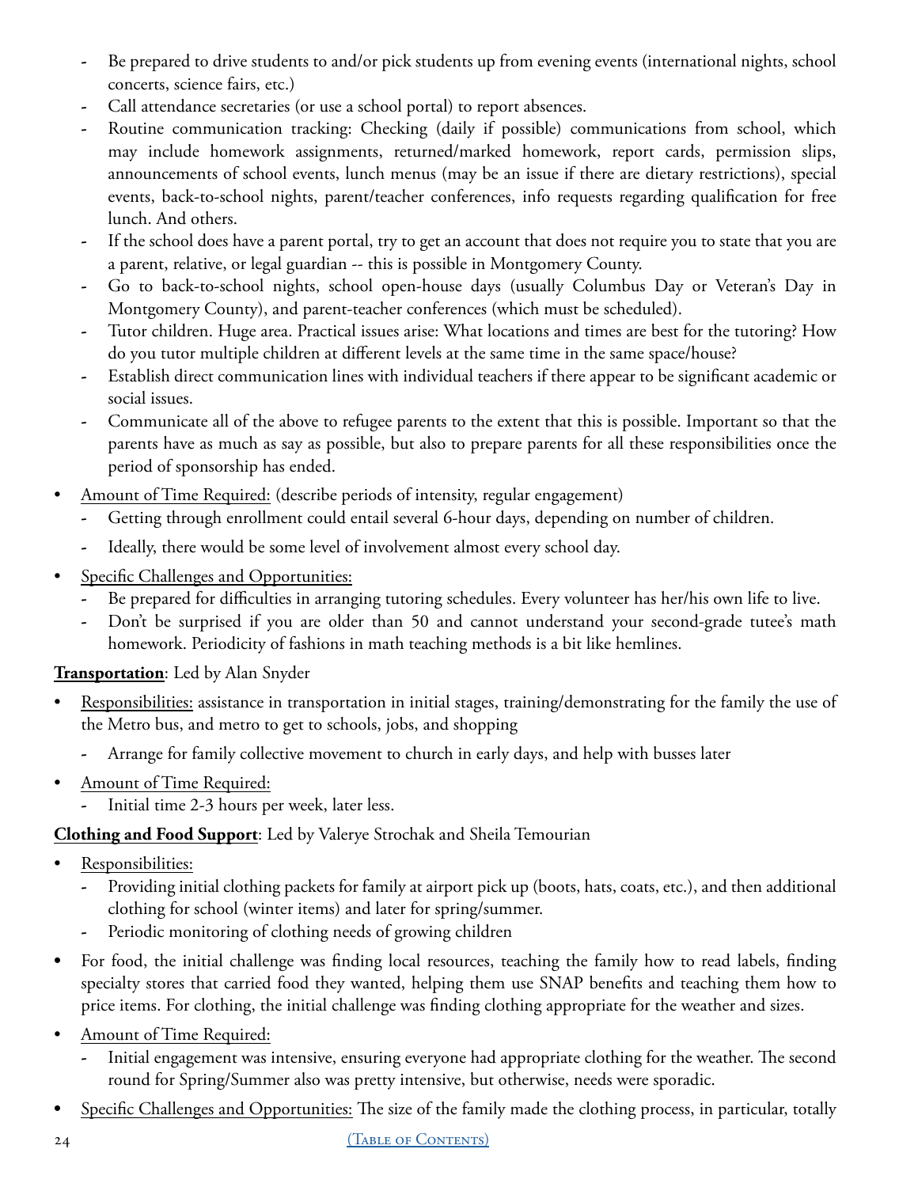- Be prepared to drive students to and/or pick students up from evening events (international nights, school concerts, science fairs, etc.)
   - Call attendance secretaries (or use a school portal) to report absences.
   - Routine communication tracking: Checking (daily if possible) communications from school, which may include homework assignments, returned/marked homework, report cards, permission slips, announcements of school events, lunch menus (may be an issue if there are dietary restrictions), special events, back-to-school nights, parent/teacher conferences, info requests regarding qualification for free lunch. And others.
   - If the school does have a parent portal, try to get an account that does not require you to state that you are a parent, relative, or legal guardian -- this is possible in Montgomery County.
   - Go to back-to-school nights, school open-house days (usually Columbus Day or Veteran's Day in Montgomery County), and parent-teacher conferences (which must be scheduled).
   - Tutor children. Huge area. Practical issues arise: What locations and times are best for the tutoring? How do you tutor multiple children at different levels at the same time in the same space/house?
   - Establish direct communication lines with individual teachers if there appear to be significant academic or social issues.
   - Communicate all of the above to refugee parents to the extent that this is possible. Important so that the parents have as much as say as possible, but also to prepare parents for all these responsibilities once the period of sponsorship has ended.
- <u>Amount of Time Required:</u> (describe periods of intensity, regular engagement)
   - Getting through enrollment could entail several 6-hour days, depending on number of children.
   - Ideally, there would be some level of involvement almost every school day.
- <u>Specific Challenges and Opportunities:</u>
   - Be prepared for difficulties in arranging tutoring schedules. Every volunteer has her/his own life to live.
   - Don't be surprised if you are older than 50 and cannot understand your second-grade tutee's math homework. Periodicity of fashions in math teaching methods is a bit like hemlines.

**<u>Transportation</u>**: Led by Alan Snyder

- <u>Responsibilities:</u> assistance in transportation in initial stages, training/demonstrating for the family the use of the Metro bus, and metro to get to schools, jobs, and shopping
   - Arrange for family collective movement to church in early days, and help with busses later
- <u>Amount of Time Required:</u>
   - Initial time 2-3 hours per week, later less.

**<u>Clothing and Food Support</u>**: Led by Valerye Strochak and Sheila Temourian

- <u>Responsibilities:</u>
   - Providing initial clothing packets for family at airport pick up (boots, hats, coats, etc.), and then additional clothing for school (winter items) and later for spring/summer.
   - Periodic monitoring of clothing needs of growing children
- For food, the initial challenge was finding local resources, teaching the family how to read labels, finding specialty stores that carried food they wanted, helping them use SNAP benefits and teaching them how to price items. For clothing, the initial challenge was finding clothing appropriate for the weather and sizes.
- <u>Amount of Time Required:</u>
   - Initial engagement was intensive, ensuring everyone had appropriate clothing for the weather. The second round for Spring/Summer also was pretty intensive, but otherwise, needs were sporadic.
- <u>Specific Challenges and Opportunities:</u> The size of the family made the clothing process, in particular, totally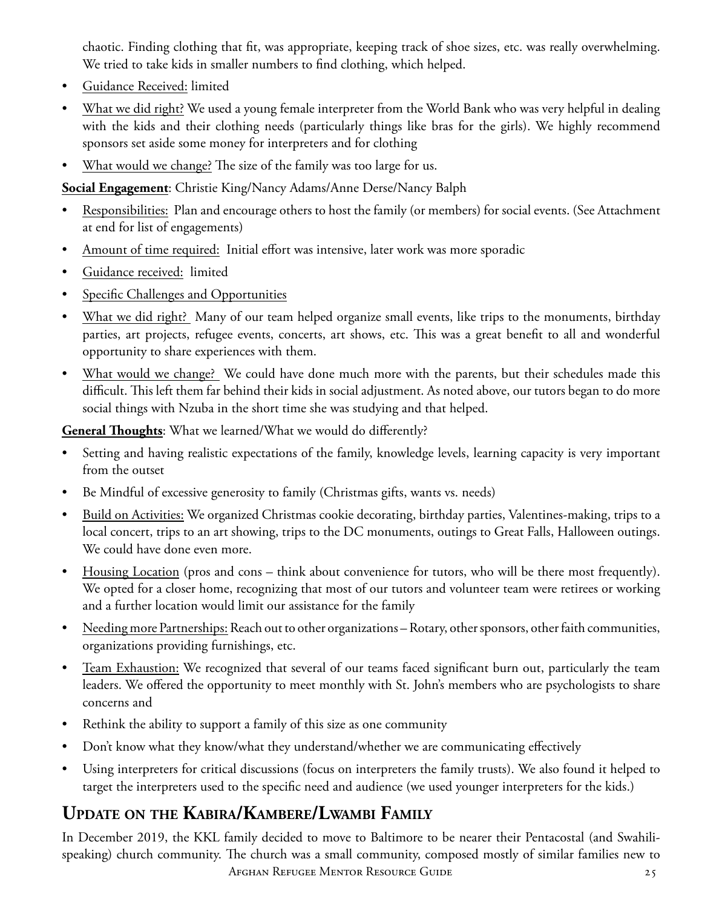chaotic. Finding clothing that fit, was appropriate, keeping track of shoe sizes, etc. was really overwhelming. We tried to take kids in smaller numbers to find clothing, which helped.

- Guidance Received: limited
- What we did right? We used a young female interpreter from the World Bank who was very helpful in dealing with the kids and their clothing needs (particularly things like bras for the girls). We highly recommend sponsors set aside some money for interpreters and for clothing
- What would we change? The size of the family was too large for us.

**Social Engagement**: Christie King/Nancy Adams/Anne Derse/Nancy Balph

- Responsibilities: Plan and encourage others to host the family (or members) for social events. (See Attachment at end for list of engagements)
- Amount of time required: Initial effort was intensive, later work was more sporadic
- Guidance received: limited
- Specific Challenges and Opportunities
- What we did right? Many of our team helped organize small events, like trips to the monuments, birthday parties, art projects, refugee events, concerts, art shows, etc. This was a great benefit to all and wonderful opportunity to share experiences with them.
- What would we change? We could have done much more with the parents, but their schedules made this difficult. This left them far behind their kids in social adjustment. As noted above, our tutors began to do more social things with Nzuba in the short time she was studying and that helped.

**General Thoughts**: What we learned/What we would do differently?

- Setting and having realistic expectations of the family, knowledge levels, learning capacity is very important from the outset
- Be Mindful of excessive generosity to family (Christmas gifts, wants vs. needs)
- Build on Activities: We organized Christmas cookie decorating, birthday parties, Valentines-making, trips to a local concert, trips to an art showing, trips to the DC monuments, outings to Great Falls, Halloween outings. We could have done even more.
- Housing Location (pros and cons – think about convenience for tutors, who will be there most frequently). We opted for a closer home, recognizing that most of our tutors and volunteer team were retirees or working and a further location would limit our assistance for the family
- Needing more Partnerships: Reach out to other organizations – Rotary, other sponsors, other faith communities, organizations providing furnishings, etc.
- Team Exhaustion: We recognized that several of our teams faced significant burn out, particularly the team leaders. We offered the opportunity to meet monthly with St. John's members who are psychologists to share concerns and
- Rethink the ability to support a family of this size as one community
- Don't know what they know/what they understand/whether we are communicating effectively
- Using interpreters for critical discussions (focus on interpreters the family trusts). We also found it helped to target the interpreters used to the specific need and audience (we used younger interpreters for the kids.)

## Update on the Kabira/Kambere/Lwambi Family

In December 2019, the KKL family decided to move to Baltimore to be nearer their Pentacostal (and Swahili-speaking) church community. The church was a small community, composed mostly of similar families new to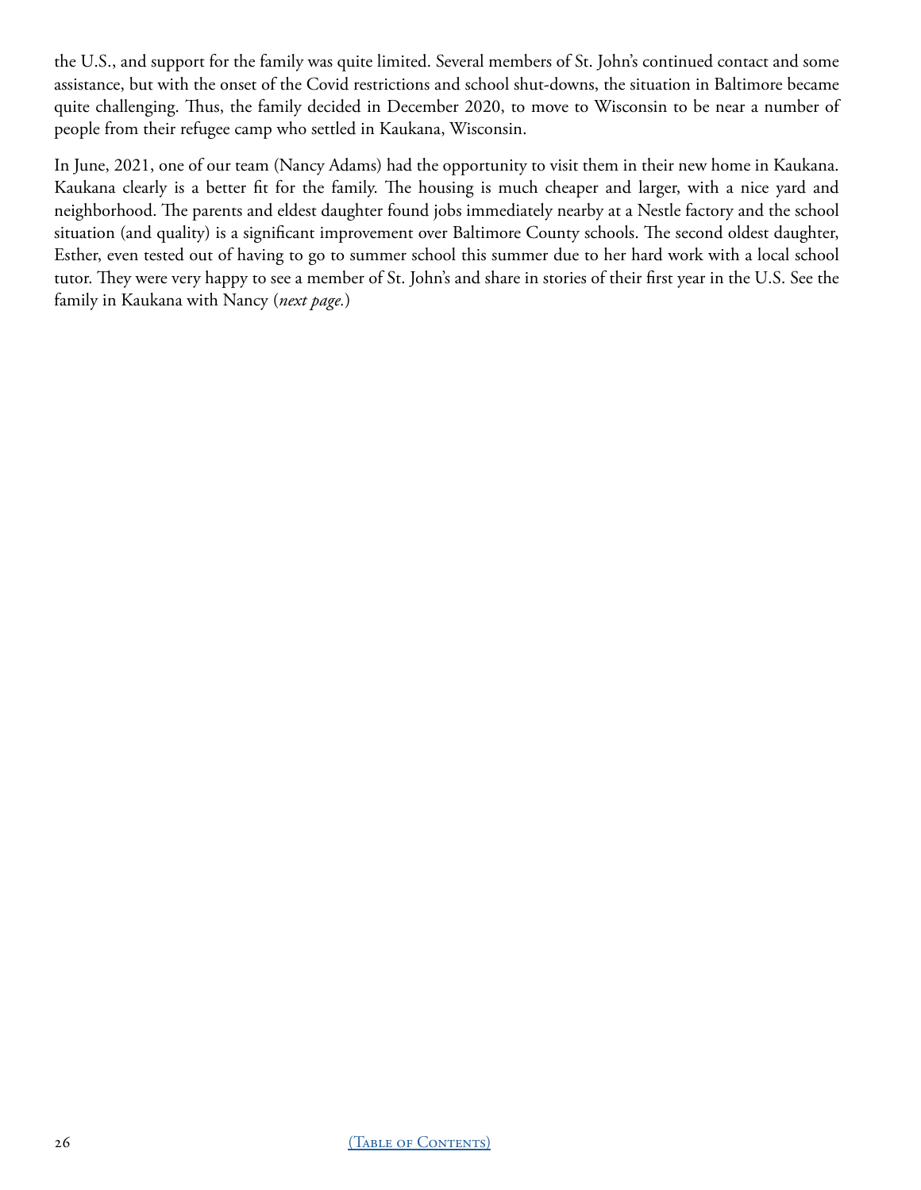the U.S., and support for the family was quite limited. Several members of St. John's continued contact and some assistance, but with the onset of the Covid restrictions and school shut-downs, the situation in Baltimore became quite challenging. Thus, the family decided in December 2020, to move to Wisconsin to be near a number of people from their refugee camp who settled in Kaukana, Wisconsin.

In June, 2021, one of our team (Nancy Adams) had the opportunity to visit them in their new home in Kaukana. Kaukana clearly is a better fit for the family. The housing is much cheaper and larger, with a nice yard and neighborhood. The parents and eldest daughter found jobs immediately nearby at a Nestle factory and the school situation (and quality) is a significant improvement over Baltimore County schools. The second oldest daughter, Esther, even tested out of having to go to summer school this summer due to her hard work with a local school tutor. They were very happy to see a member of St. John's and share in stories of their first year in the U.S. See the family in Kaukana with Nancy (*next page.*)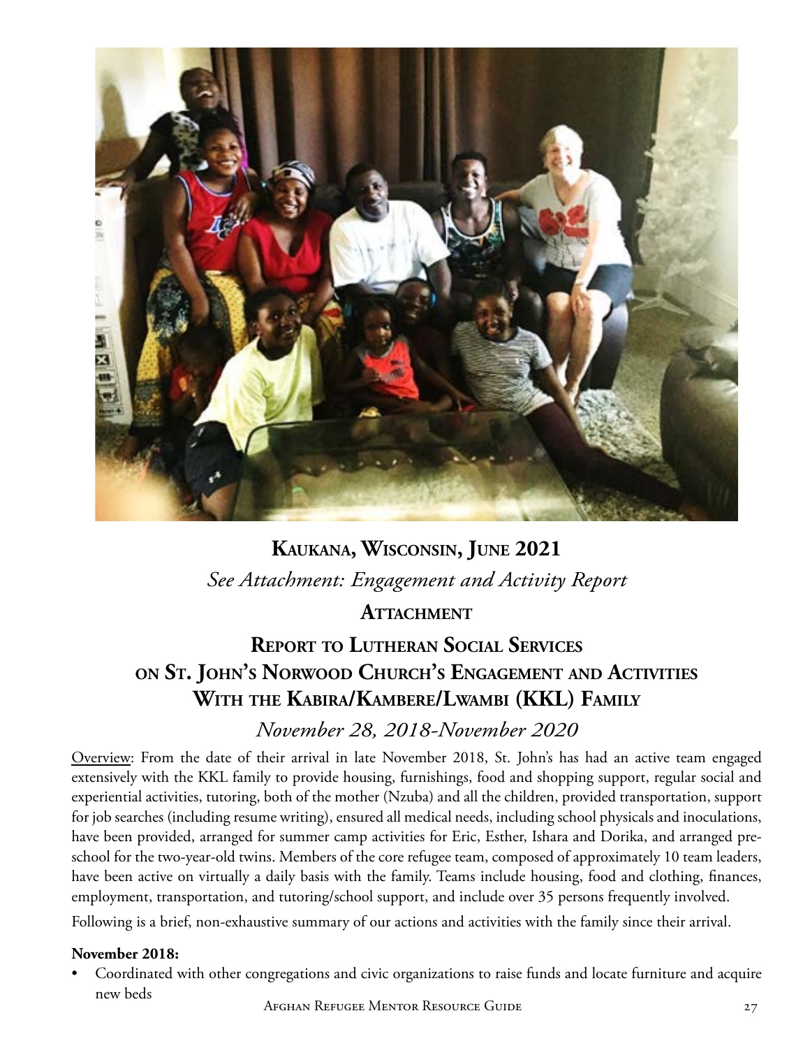**Kaukana, Wisconsin, June 2021**

*See Attachment: Engagement and Activity Report*

## Attachment

## Report to Lutheran Social Services on St. John's Norwood Church's Engagement and Activities With the Kabira/Kambere/Lwambi (KKL) Family

*November 28, 2018-November 2020*

Overview: From the date of their arrival in late November 2018, St. John's has had an active team engaged extensively with the KKL family to provide housing, furnishings, food and shopping support, regular social and experiential activities, tutoring, both of the mother (Nzuba) and all the children, provided transportation, support for job searches (including resume writing), ensured all medical needs, including school physicals and inoculations, have been provided, arranged for summer camp activities for Eric, Esther, Ishara and Dorika, and arranged pre-school for the two-year-old twins. Members of the core refugee team, composed of approximately 10 team leaders, have been active on virtually a daily basis with the family. Teams include housing, food and clothing, finances, employment, transportation, and tutoring/school support, and include over 35 persons frequently involved.

Following is a brief, non-exhaustive summary of our actions and activities with the family since their arrival.

**November 2018:**

- Coordinated with other congregations and civic organizations to raise funds and locate furniture and acquire new beds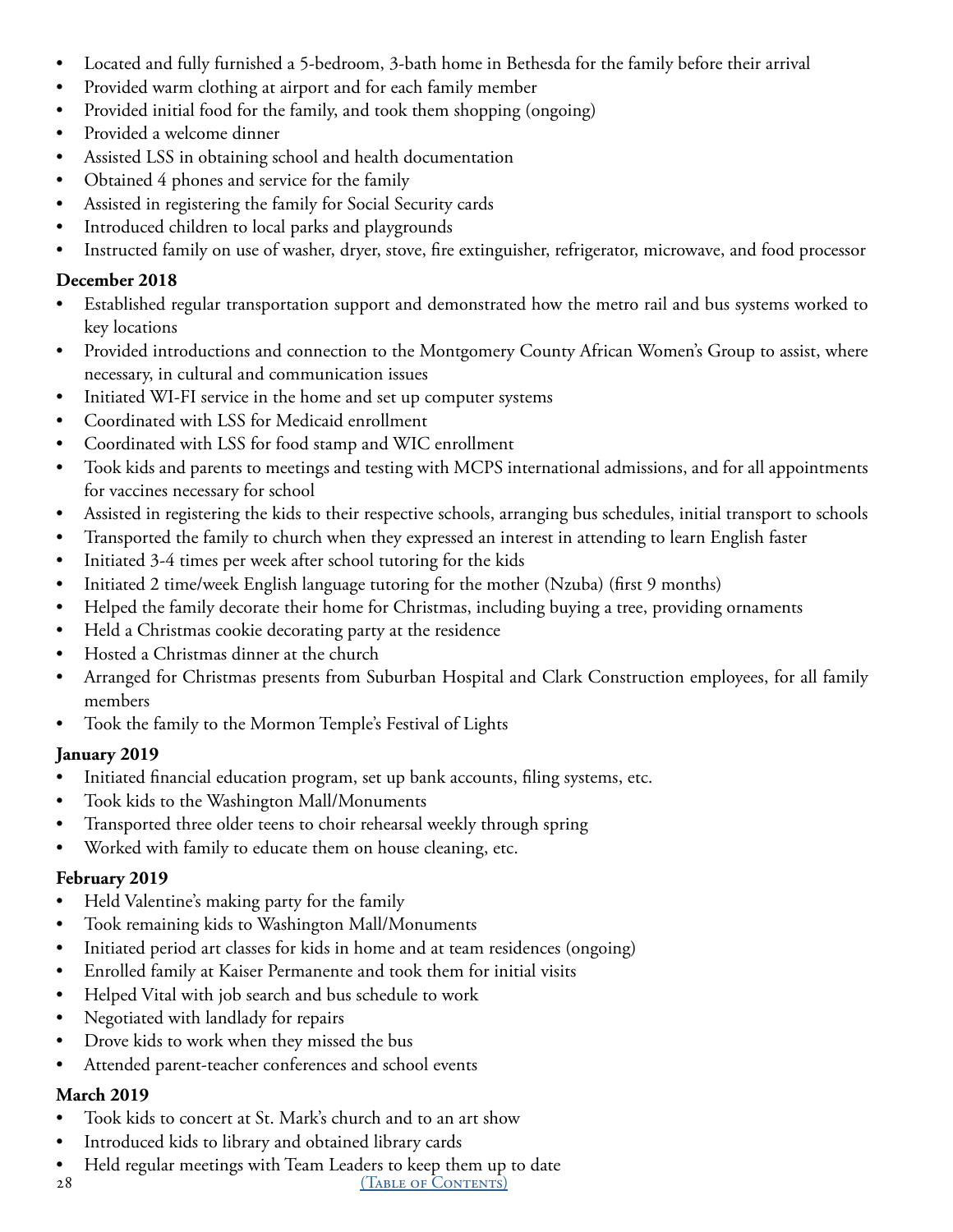- Located and fully furnished a 5-bedroom, 3-bath home in Bethesda for the family before their arrival
- Provided warm clothing at airport and for each family member
- Provided initial food for the family, and took them shopping (ongoing)
- Provided a welcome dinner
- Assisted LSS in obtaining school and health documentation
- Obtained 4 phones and service for the family
- Assisted in registering the family for Social Security cards
- Introduced children to local parks and playgrounds
- Instructed family on use of washer, dryer, stove, fire extinguisher, refrigerator, microwave, and food processor

**December 2018**

- Established regular transportation support and demonstrated how the metro rail and bus systems worked to key locations
- Provided introductions and connection to the Montgomery County African Women's Group to assist, where necessary, in cultural and communication issues
- Initiated WI-FI service in the home and set up computer systems
- Coordinated with LSS for Medicaid enrollment
- Coordinated with LSS for food stamp and WIC enrollment
- Took kids and parents to meetings and testing with MCPS international admissions, and for all appointments for vaccines necessary for school
- Assisted in registering the kids to their respective schools, arranging bus schedules, initial transport to schools
- Transported the family to church when they expressed an interest in attending to learn English faster
- Initiated 3-4 times per week after school tutoring for the kids
- Initiated 2 time/week English language tutoring for the mother (Nzuba) (first 9 months)
- Helped the family decorate their home for Christmas, including buying a tree, providing ornaments
- Held a Christmas cookie decorating party at the residence
- Hosted a Christmas dinner at the church
- Arranged for Christmas presents from Suburban Hospital and Clark Construction employees, for all family members
- Took the family to the Mormon Temple's Festival of Lights

**January 2019**

- Initiated financial education program, set up bank accounts, filing systems, etc.
- Took kids to the Washington Mall/Monuments
- Transported three older teens to choir rehearsal weekly through spring
- Worked with family to educate them on house cleaning, etc.

**February 2019**

- Held Valentine's making party for the family
- Took remaining kids to Washington Mall/Monuments
- Initiated period art classes for kids in home and at team residences (ongoing)
- Enrolled family at Kaiser Permanente and took them for initial visits
- Helped Vital with job search and bus schedule to work
- Negotiated with landlady for repairs
- Drove kids to work when they missed the bus
- Attended parent-teacher conferences and school events

**March 2019**

- Took kids to concert at St. Mark's church and to an art show
- Introduced kids to library and obtained library cards
- Held regular meetings with Team Leaders to keep them up to date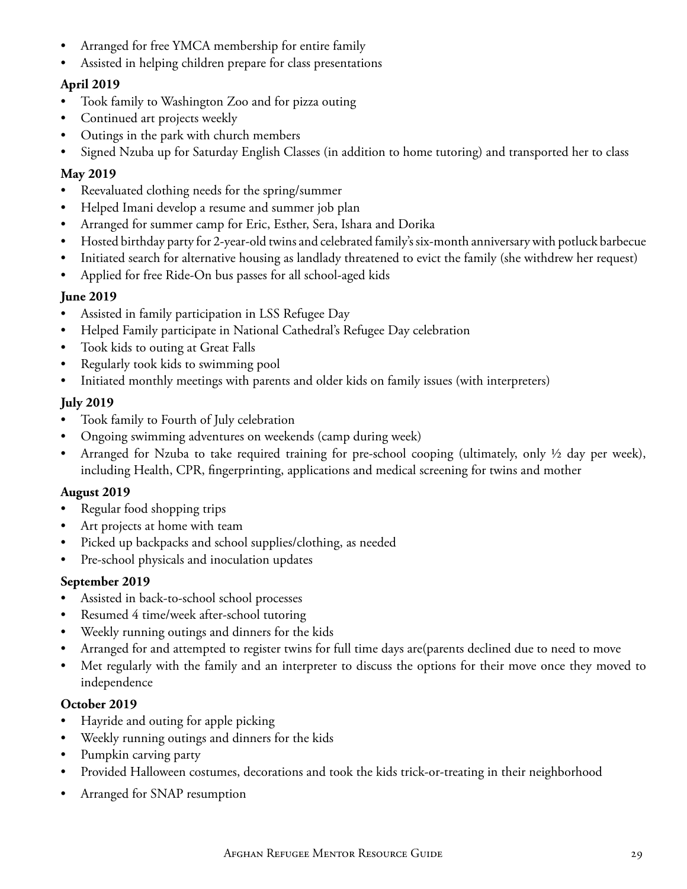- Arranged for free YMCA membership for entire family
- Assisted in helping children prepare for class presentations

**April 2019**

- Took family to Washington Zoo and for pizza outing
- Continued art projects weekly
- Outings in the park with church members
- Signed Nzuba up for Saturday English Classes (in addition to home tutoring) and transported her to class

**May 2019**

- Reevaluated clothing needs for the spring/summer
- Helped Imani develop a resume and summer job plan
- Arranged for summer camp for Eric, Esther, Sera, Ishara and Dorika
- Hosted birthday party for 2-year-old twins and celebrated family's six-month anniversary with potluck barbecue
- Initiated search for alternative housing as landlady threatened to evict the family (she withdrew her request)
- Applied for free Ride-On bus passes for all school-aged kids

**June 2019**

- Assisted in family participation in LSS Refugee Day
- Helped Family participate in National Cathedral's Refugee Day celebration
- Took kids to outing at Great Falls
- Regularly took kids to swimming pool
- Initiated monthly meetings with parents and older kids on family issues (with interpreters)

**July 2019**

- Took family to Fourth of July celebration
- Ongoing swimming adventures on weekends (camp during week)
- Arranged for Nzuba to take required training for pre-school cooping (ultimately, only ½ day per week), including Health, CPR, fingerprinting, applications and medical screening for twins and mother

**August 2019**

- Regular food shopping trips
- Art projects at home with team
- Picked up backpacks and school supplies/clothing, as needed
- Pre-school physicals and inoculation updates

**September 2019**

- Assisted in back-to-school school processes
- Resumed 4 time/week after-school tutoring
- Weekly running outings and dinners for the kids
- Arranged for and attempted to register twins for full time days are(parents declined due to need to move
- Met regularly with the family and an interpreter to discuss the options for their move once they moved to independence

**October 2019**

- Hayride and outing for apple picking
- Weekly running outings and dinners for the kids
- Pumpkin carving party
- Provided Halloween costumes, decorations and took the kids trick-or-treating in their neighborhood
- Arranged for SNAP resumption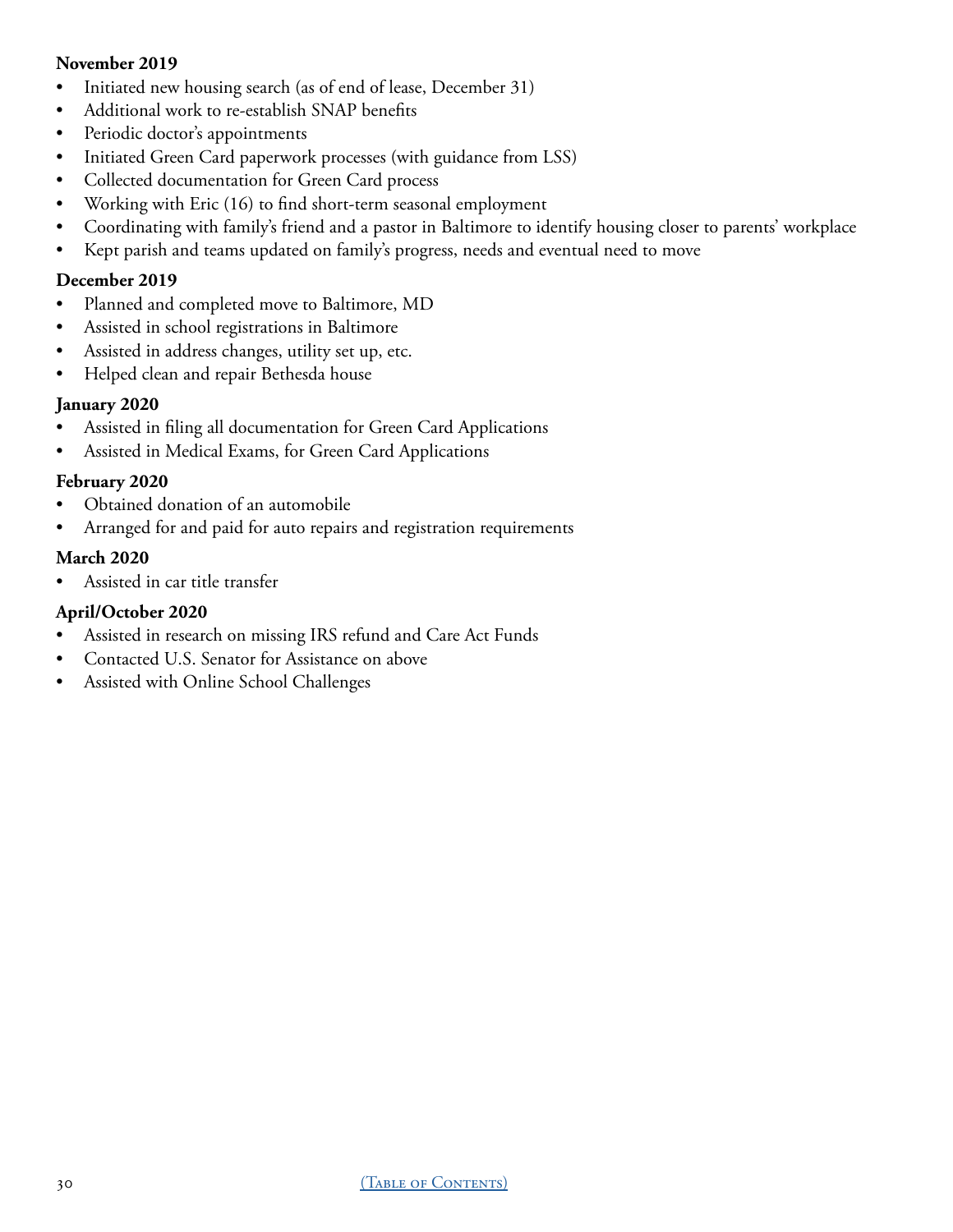**November 2019**

- Initiated new housing search (as of end of lease, December 31)
- Additional work to re-establish SNAP benefits
- Periodic doctor's appointments
- Initiated Green Card paperwork processes (with guidance from LSS)
- Collected documentation for Green Card process
- Working with Eric (16) to find short-term seasonal employment
- Coordinating with family's friend and a pastor in Baltimore to identify housing closer to parents' workplace
- Kept parish and teams updated on family's progress, needs and eventual need to move

**December 2019**

- Planned and completed move to Baltimore, MD
- Assisted in school registrations in Baltimore
- Assisted in address changes, utility set up, etc.
- Helped clean and repair Bethesda house

**January 2020**

- Assisted in filing all documentation for Green Card Applications
- Assisted in Medical Exams, for Green Card Applications

**February 2020**

- Obtained donation of an automobile
- Arranged for and paid for auto repairs and registration requirements

**March 2020**

- Assisted in car title transfer

**April/October 2020**

- Assisted in research on missing IRS refund and Care Act Funds
- Contacted U.S. Senator for Assistance on above
- Assisted with Online School Challenges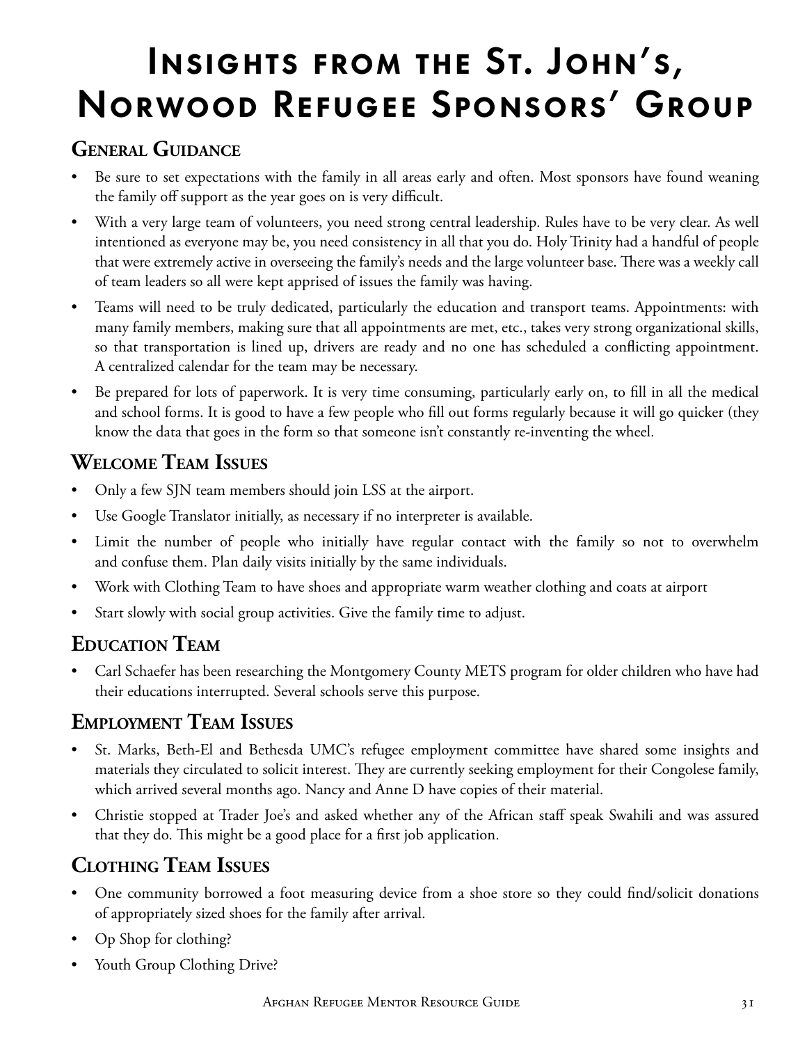# Insights from the St. John's, Norwood Refugee Sponsors' Group

## General Guidance

- Be sure to set expectations with the family in all areas early and often. Most sponsors have found weaning the family off support as the year goes on is very difficult.
- With a very large team of volunteers, you need strong central leadership. Rules have to be very clear. As well intentioned as everyone may be, you need consistency in all that you do. Holy Trinity had a handful of people that were extremely active in overseeing the family's needs and the large volunteer base. There was a weekly call of team leaders so all were kept apprised of issues the family was having.
- Teams will need to be truly dedicated, particularly the education and transport teams. Appointments: with many family members, making sure that all appointments are met, etc., takes very strong organizational skills, so that transportation is lined up, drivers are ready and no one has scheduled a conflicting appointment. A centralized calendar for the team may be necessary.
- Be prepared for lots of paperwork. It is very time consuming, particularly early on, to fill in all the medical and school forms. It is good to have a few people who fill out forms regularly because it will go quicker (they know the data that goes in the form so that someone isn't constantly re-inventing the wheel.

## Welcome Team Issues

- Only a few SJN team members should join LSS at the airport.
- Use Google Translator initially, as necessary if no interpreter is available.
- Limit the number of people who initially have regular contact with the family so not to overwhelm and confuse them. Plan daily visits initially by the same individuals.
- Work with Clothing Team to have shoes and appropriate warm weather clothing and coats at airport
- Start slowly with social group activities. Give the family time to adjust.

## Education Team

- Carl Schaefer has been researching the Montgomery County METS program for older children who have had their educations interrupted. Several schools serve this purpose.

## Employment Team Issues

- St. Marks, Beth-El and Bethesda UMC's refugee employment committee have shared some insights and materials they circulated to solicit interest. They are currently seeking employment for their Congolese family, which arrived several months ago. Nancy and Anne D have copies of their material.
- Christie stopped at Trader Joe's and asked whether any of the African staff speak Swahili and was assured that they do. This might be a good place for a first job application.

## Clothing Team Issues

- One community borrowed a foot measuring device from a shoe store so they could find/solicit donations of appropriately sized shoes for the family after arrival.
- Op Shop for clothing?
- Youth Group Clothing Drive?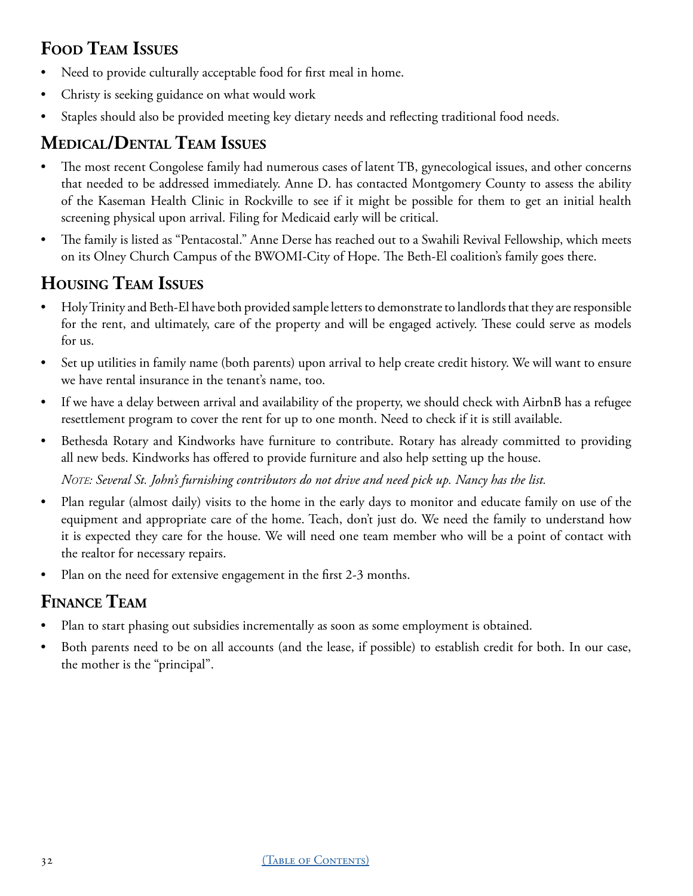## Food Team Issues

- Need to provide culturally acceptable food for first meal in home.
- Christy is seeking guidance on what would work
- Staples should also be provided meeting key dietary needs and reflecting traditional food needs.

## Medical/Dental Team Issues

- The most recent Congolese family had numerous cases of latent TB, gynecological issues, and other concerns that needed to be addressed immediately. Anne D. has contacted Montgomery County to assess the ability of the Kaseman Health Clinic in Rockville to see if it might be possible for them to get an initial health screening physical upon arrival. Filing for Medicaid early will be critical.
- The family is listed as "Pentacostal." Anne Derse has reached out to a Swahili Revival Fellowship, which meets on its Olney Church Campus of the BWOMI-City of Hope. The Beth-El coalition's family goes there.

## Housing Team Issues

- Holy Trinity and Beth-El have both provided sample letters to demonstrate to landlords that they are responsible for the rent, and ultimately, care of the property and will be engaged actively. These could serve as models for us.
- Set up utilities in family name (both parents) upon arrival to help create credit history. We will want to ensure we have rental insurance in the tenant's name, too.
- If we have a delay between arrival and availability of the property, we should check with AirbnB has a refugee resettlement program to cover the rent for up to one month. Need to check if it is still available.
- Bethesda Rotary and Kindworks have furniture to contribute. Rotary has already committed to providing all new beds. Kindworks has offered to provide furniture and also help setting up the house.

  *Note: Several St. John's furnishing contributors do not drive and need pick up. Nancy has the list.*
- Plan regular (almost daily) visits to the home in the early days to monitor and educate family on use of the equipment and appropriate care of the home. Teach, don't just do. We need the family to understand how it is expected they care for the house. We will need one team member who will be a point of contact with the realtor for necessary repairs.
- Plan on the need for extensive engagement in the first 2-3 months.

## Finance Team

- Plan to start phasing out subsidies incrementally as soon as some employment is obtained.
- Both parents need to be on all accounts (and the lease, if possible) to establish credit for both. In our case, the mother is the "principal".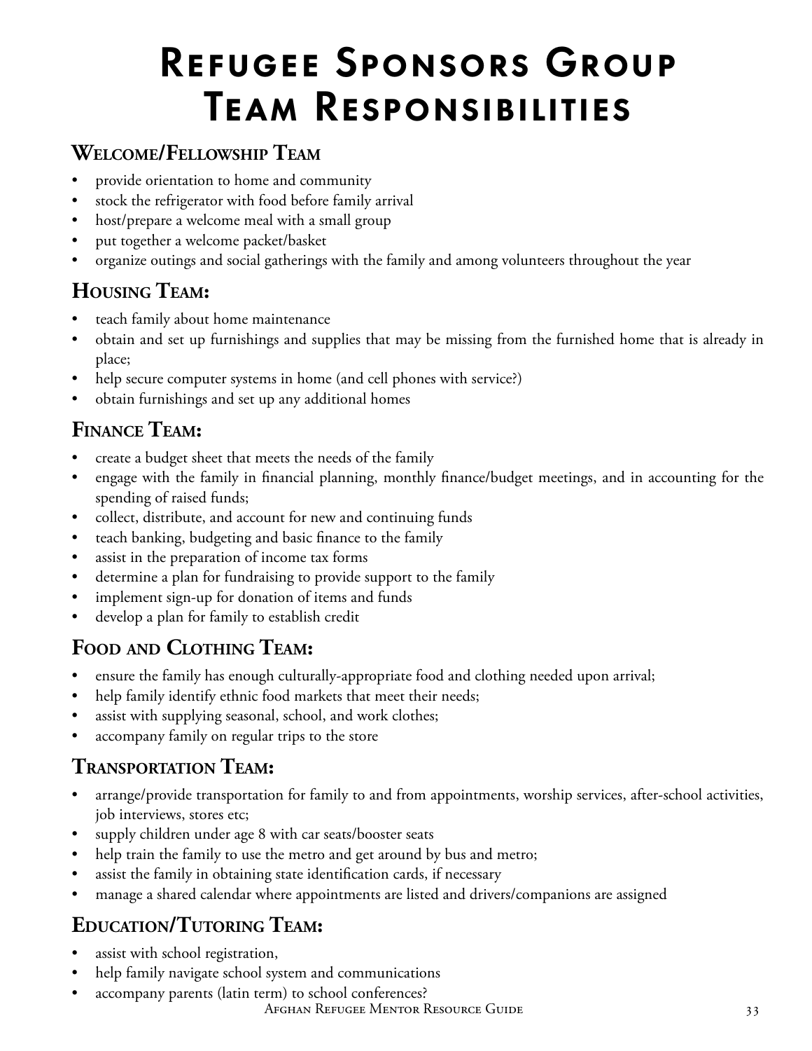# Refugee Sponsors Group Team Responsibilities

## Welcome/Fellowship Team

- provide orientation to home and community
- stock the refrigerator with food before family arrival
- host/prepare a welcome meal with a small group
- put together a welcome packet/basket
- organize outings and social gatherings with the family and among volunteers throughout the year

## Housing Team:

- teach family about home maintenance
- obtain and set up furnishings and supplies that may be missing from the furnished home that is already in place;
- help secure computer systems in home (and cell phones with service?)
- obtain furnishings and set up any additional homes

## Finance Team:

- create a budget sheet that meets the needs of the family
- engage with the family in financial planning, monthly finance/budget meetings, and in accounting for the spending of raised funds;
- collect, distribute, and account for new and continuing funds
- teach banking, budgeting and basic finance to the family
- assist in the preparation of income tax forms
- determine a plan for fundraising to provide support to the family
- implement sign-up for donation of items and funds
- develop a plan for family to establish credit

## Food and Clothing Team:

- ensure the family has enough culturally-appropriate food and clothing needed upon arrival;
- help family identify ethnic food markets that meet their needs;
- assist with supplying seasonal, school, and work clothes;
- accompany family on regular trips to the store

## Transportation Team:

- arrange/provide transportation for family to and from appointments, worship services, after-school activities, job interviews, stores etc;
- supply children under age 8 with car seats/booster seats
- help train the family to use the metro and get around by bus and metro;
- assist the family in obtaining state identification cards, if necessary
- manage a shared calendar where appointments are listed and drivers/companions are assigned

## Education/Tutoring Team:

- assist with school registration,
- help family navigate school system and communications
- accompany parents (latin term) to school conferences?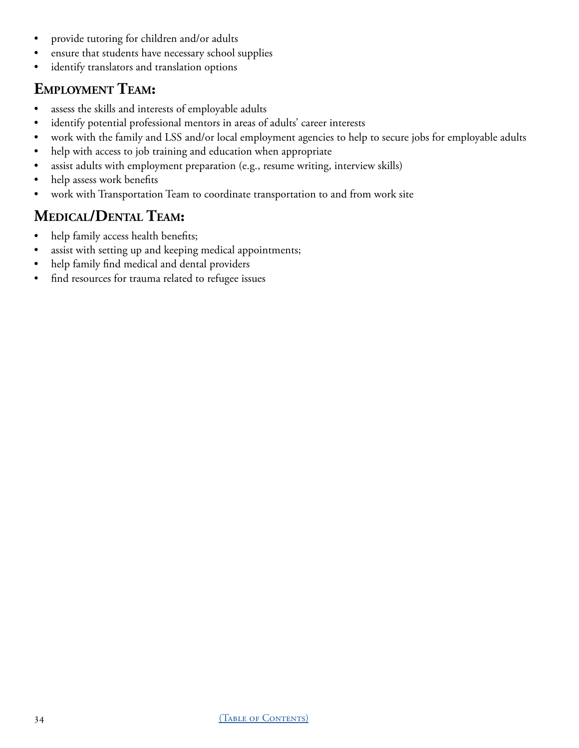- provide tutoring for children and/or adults
- ensure that students have necessary school supplies
- identify translators and translation options

## Employment Team:

- assess the skills and interests of employable adults
- identify potential professional mentors in areas of adults' career interests
- work with the family and LSS and/or local employment agencies to help to secure jobs for employable adults
- help with access to job training and education when appropriate
- assist adults with employment preparation (e.g., resume writing, interview skills)
- help assess work benefits
- work with Transportation Team to coordinate transportation to and from work site

## Medical/Dental Team:

- help family access health benefits;
- assist with setting up and keeping medical appointments;
- help family find medical and dental providers
- find resources for trauma related to refugee issues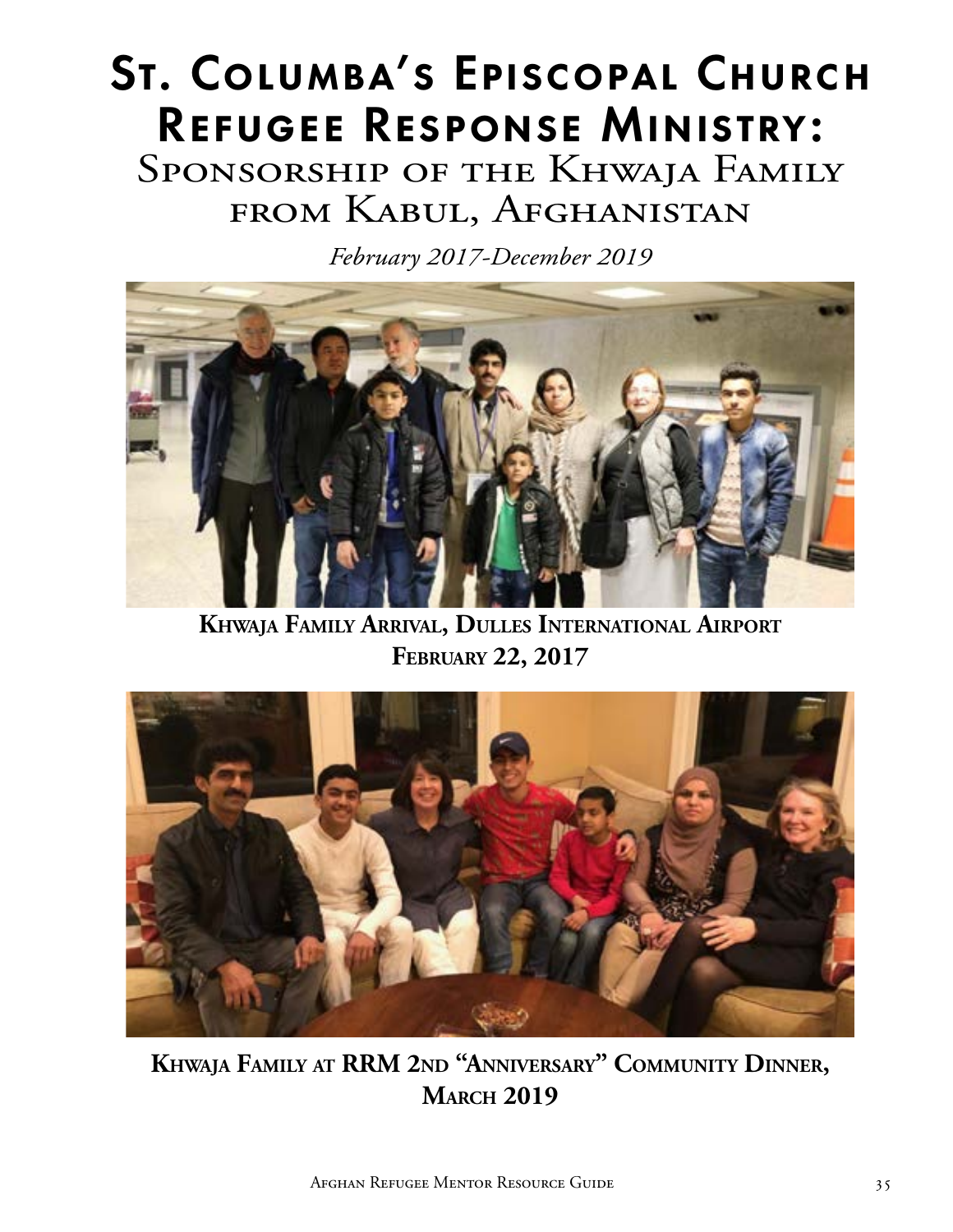# St. Columba's Episcopal Church Refugee Response Ministry:

## Sponsorship of the Khwaja Family from Kabul, Afghanistan

*February 2017-December 2019*

**Khwaja Family Arrival, Dulles International Airport**
**February 22, 2017**

**Khwaja Family at RRM 2nd "Anniversary" Community Dinner,**
**March 2019**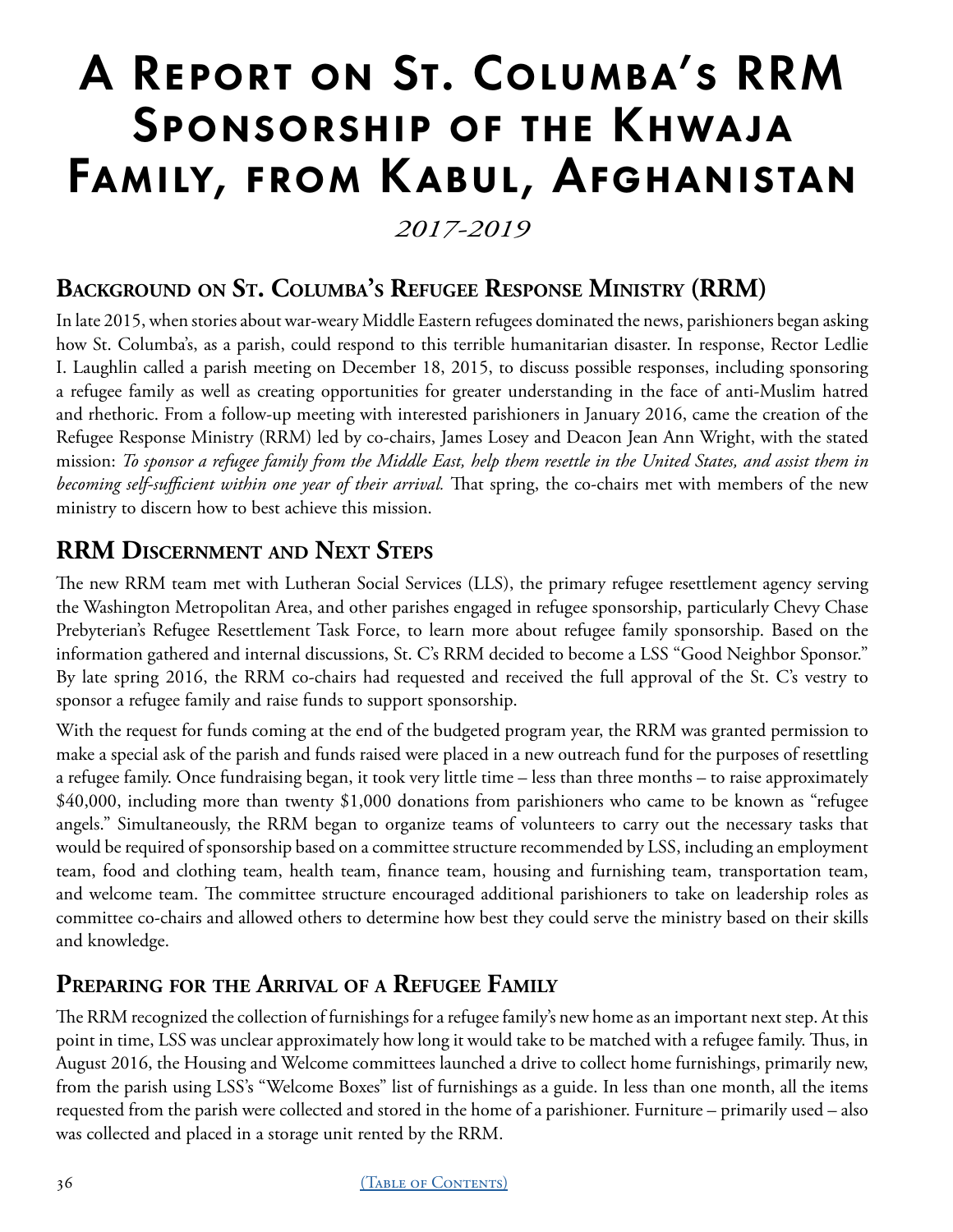# A Report on St. Columba's RRM Sponsorship of the Khwaja Family, from Kabul, Afghanistan

*2017-2019*

## Background on St. Columba's Refugee Response Ministry (RRM)

In late 2015, when stories about war-weary Middle Eastern refugees dominated the news, parishioners began asking how St. Columba's, as a parish, could respond to this terrible humanitarian disaster. In response, Rector Ledlie I. Laughlin called a parish meeting on December 18, 2015, to discuss possible responses, including sponsoring a refugee family as well as creating opportunities for greater understanding in the face of anti-Muslim hatred and rhethoric. From a follow-up meeting with interested parishioners in January 2016, came the creation of the Refugee Response Ministry (RRM) led by co-chairs, James Losey and Deacon Jean Ann Wright, with the stated mission: *To sponsor a refugee family from the Middle East, help them resettle in the United States, and assist them in becoming self-sufficient within one year of their arrival.* That spring, the co-chairs met with members of the new ministry to discern how to best achieve this mission.

## RRM Discernment and Next Steps

The new RRM team met with Lutheran Social Services (LLS), the primary refugee resettlement agency serving the Washington Metropolitan Area, and other parishes engaged in refugee sponsorship, particularly Chevy Chase Prebyterian's Refugee Resettlement Task Force, to learn more about refugee family sponsorship. Based on the information gathered and internal discussions, St. C's RRM decided to become a LSS "Good Neighbor Sponsor." By late spring 2016, the RRM co-chairs had requested and received the full approval of the St. C's vestry to sponsor a refugee family and raise funds to support sponsorship.

With the request for funds coming at the end of the budgeted program year, the RRM was granted permission to make a special ask of the parish and funds raised were placed in a new outreach fund for the purposes of resettling a refugee family. Once fundraising began, it took very little time – less than three months – to raise approximately $40,000, including more than twenty $1,000 donations from parishioners who came to be known as "refugee angels." Simultaneously, the RRM began to organize teams of volunteers to carry out the necessary tasks that would be required of sponsorship based on a committee structure recommended by LSS, including an employment team, food and clothing team, health team, finance team, housing and furnishing team, transportation team, and welcome team. The committee structure encouraged additional parishioners to take on leadership roles as committee co-chairs and allowed others to determine how best they could serve the ministry based on their skills and knowledge.

## Preparing for the Arrival of a Refugee Family

The RRM recognized the collection of furnishings for a refugee family's new home as an important next step. At this point in time, LSS was unclear approximately how long it would take to be matched with a refugee family. Thus, in August 2016, the Housing and Welcome committees launched a drive to collect home furnishings, primarily new, from the parish using LSS's "Welcome Boxes" list of furnishings as a guide. In less than one month, all the items requested from the parish were collected and stored in the home of a parishioner. Furniture – primarily used – also was collected and placed in a storage unit rented by the RRM.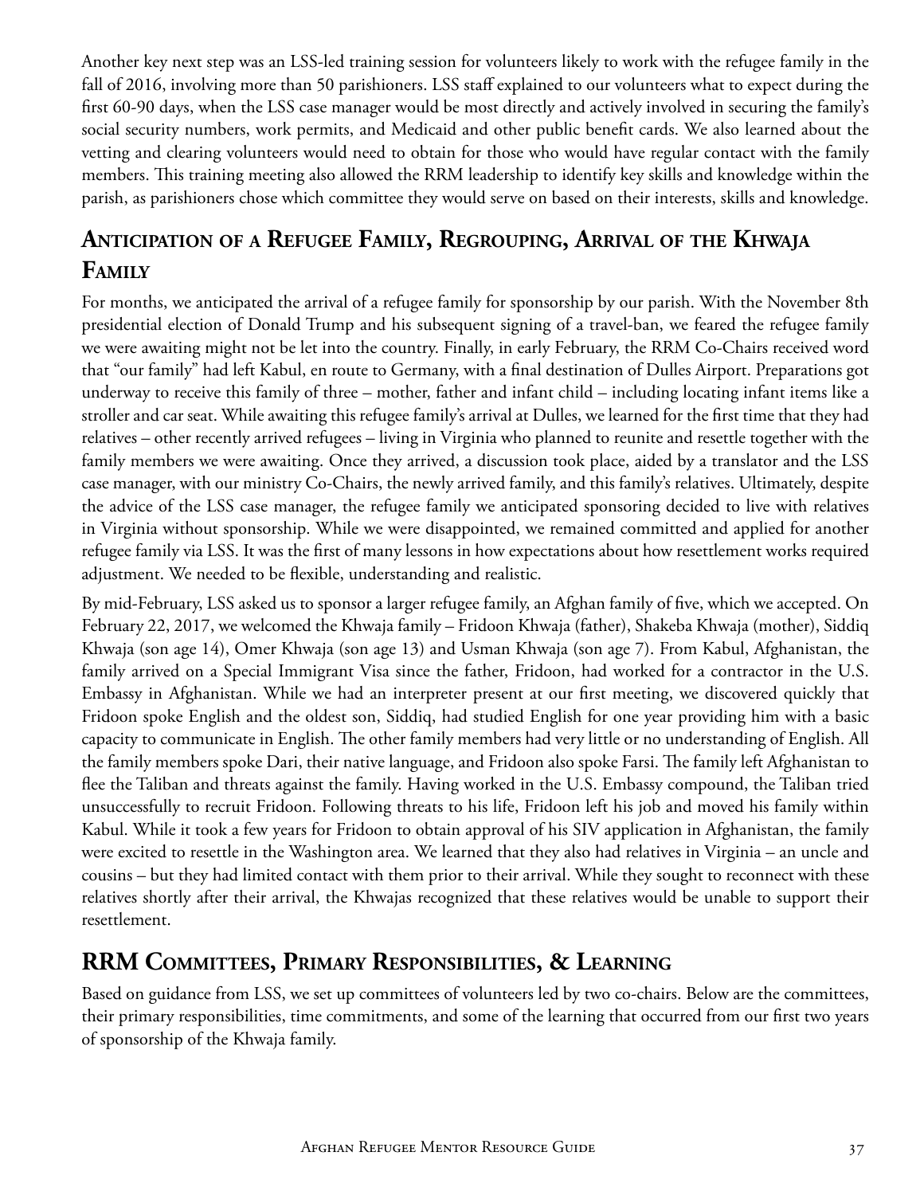Another key next step was an LSS-led training session for volunteers likely to work with the refugee family in the fall of 2016, involving more than 50 parishioners. LSS staff explained to our volunteers what to expect during the first 60-90 days, when the LSS case manager would be most directly and actively involved in securing the family's social security numbers, work permits, and Medicaid and other public benefit cards. We also learned about the vetting and clearing volunteers would need to obtain for those who would have regular contact with the family members. This training meeting also allowed the RRM leadership to identify key skills and knowledge within the parish, as parishioners chose which committee they would serve on based on their interests, skills and knowledge.

## Anticipation of a Refugee Family, Regrouping, Arrival of the Khwaja Family

For months, we anticipated the arrival of a refugee family for sponsorship by our parish. With the November 8th presidential election of Donald Trump and his subsequent signing of a travel-ban, we feared the refugee family we were awaiting might not be let into the country. Finally, in early February, the RRM Co-Chairs received word that "our family" had left Kabul, en route to Germany, with a final destination of Dulles Airport. Preparations got underway to receive this family of three – mother, father and infant child – including locating infant items like a stroller and car seat. While awaiting this refugee family's arrival at Dulles, we learned for the first time that they had relatives – other recently arrived refugees – living in Virginia who planned to reunite and resettle together with the family members we were awaiting. Once they arrived, a discussion took place, aided by a translator and the LSS case manager, with our ministry Co-Chairs, the newly arrived family, and this family's relatives. Ultimately, despite the advice of the LSS case manager, the refugee family we anticipated sponsoring decided to live with relatives in Virginia without sponsorship. While we were disappointed, we remained committed and applied for another refugee family via LSS. It was the first of many lessons in how expectations about how resettlement works required adjustment. We needed to be flexible, understanding and realistic.

By mid-February, LSS asked us to sponsor a larger refugee family, an Afghan family of five, which we accepted. On February 22, 2017, we welcomed the Khwaja family – Fridoon Khwaja (father), Shakeba Khwaja (mother), Siddiq Khwaja (son age 14), Omer Khwaja (son age 13) and Usman Khwaja (son age 7). From Kabul, Afghanistan, the family arrived on a Special Immigrant Visa since the father, Fridoon, had worked for a contractor in the U.S. Embassy in Afghanistan. While we had an interpreter present at our first meeting, we discovered quickly that Fridoon spoke English and the oldest son, Siddiq, had studied English for one year providing him with a basic capacity to communicate in English. The other family members had very little or no understanding of English. All the family members spoke Dari, their native language, and Fridoon also spoke Farsi. The family left Afghanistan to flee the Taliban and threats against the family. Having worked in the U.S. Embassy compound, the Taliban tried unsuccessfully to recruit Fridoon. Following threats to his life, Fridoon left his job and moved his family within Kabul. While it took a few years for Fridoon to obtain approval of his SIV application in Afghanistan, the family were excited to resettle in the Washington area. We learned that they also had relatives in Virginia – an uncle and cousins – but they had limited contact with them prior to their arrival. While they sought to reconnect with these relatives shortly after their arrival, the Khwajas recognized that these relatives would be unable to support their resettlement.

## RRM Committees, Primary Responsibilities, & Learning

Based on guidance from LSS, we set up committees of volunteers led by two co-chairs. Below are the committees, their primary responsibilities, time commitments, and some of the learning that occurred from our first two years of sponsorship of the Khwaja family.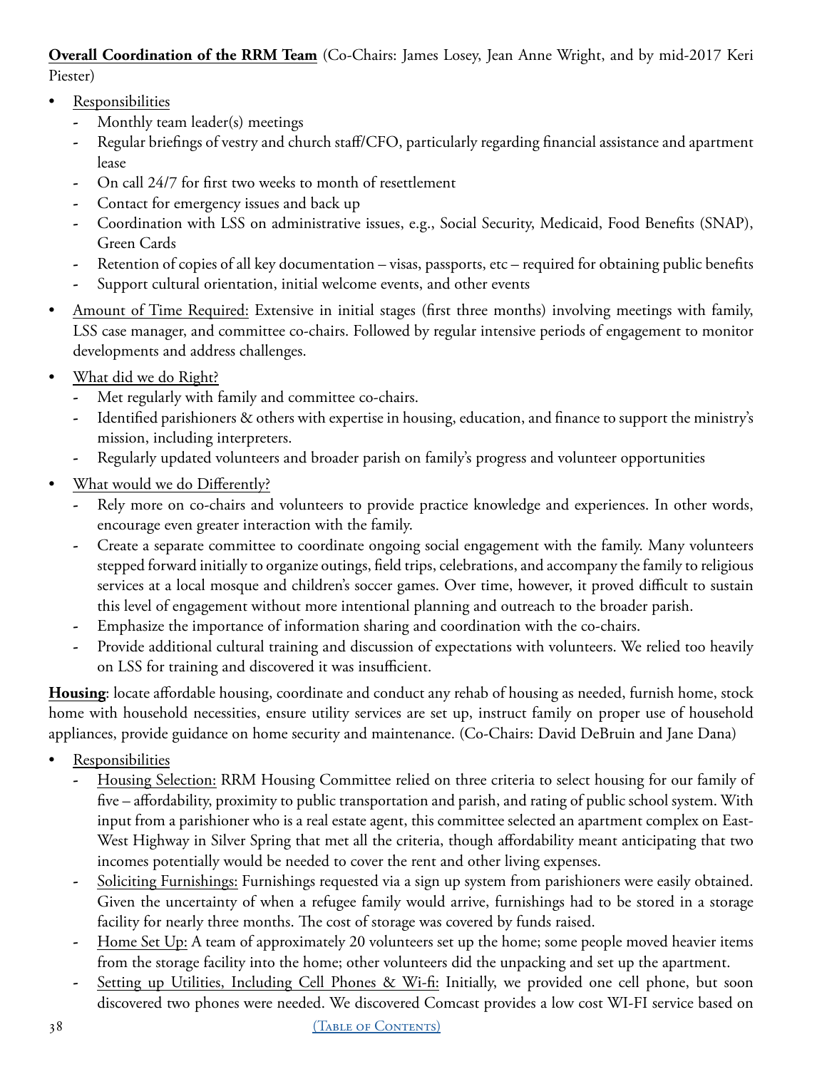**<u>Overall Coordination of the RRM Team</u>** (Co-Chairs: James Losey, Jean Anne Wright, and by mid-2017 Keri Piester)

- <u>Responsibilities</u>
  - Monthly team leader(s) meetings
  - Regular briefings of vestry and church staff/CFO, particularly regarding financial assistance and apartment lease
  - On call 24/7 for first two weeks to month of resettlement
  - Contact for emergency issues and back up
  - Coordination with LSS on administrative issues, e.g., Social Security, Medicaid, Food Benefits (SNAP), Green Cards
  - Retention of copies of all key documentation – visas, passports, etc – required for obtaining public benefits
  - Support cultural orientation, initial welcome events, and other events
- <u>Amount of Time Required:</u> Extensive in initial stages (first three months) involving meetings with family, LSS case manager, and committee co-chairs. Followed by regular intensive periods of engagement to monitor developments and address challenges.
- <u>What did we do Right?</u>
  - Met regularly with family and committee co-chairs.
  - Identified parishioners & others with expertise in housing, education, and finance to support the ministry's mission, including interpreters.
  - Regularly updated volunteers and broader parish on family's progress and volunteer opportunities
- <u>What would we do Differently?</u>
  - Rely more on co-chairs and volunteers to provide practice knowledge and experiences. In other words, encourage even greater interaction with the family.
  - Create a separate committee to coordinate ongoing social engagement with the family. Many volunteers stepped forward initially to organize outings, field trips, celebrations, and accompany the family to religious services at a local mosque and children's soccer games. Over time, however, it proved difficult to sustain this level of engagement without more intentional planning and outreach to the broader parish.
  - Emphasize the importance of information sharing and coordination with the co-chairs.
  - Provide additional cultural training and discussion of expectations with volunteers. We relied too heavily on LSS for training and discovered it was insufficient.

**<u>Housing</u>**: locate affordable housing, coordinate and conduct any rehab of housing as needed, furnish home, stock home with household necessities, ensure utility services are set up, instruct family on proper use of household appliances, provide guidance on home security and maintenance. (Co-Chairs: David DeBruin and Jane Dana)

- <u>Responsibilities</u>
  - <u>Housing Selection:</u> RRM Housing Committee relied on three criteria to select housing for our family of five – affordability, proximity to public transportation and parish, and rating of public school system. With input from a parishioner who is a real estate agent, this committee selected an apartment complex on East-West Highway in Silver Spring that met all the criteria, though affordability meant anticipating that two incomes potentially would be needed to cover the rent and other living expenses.
  - <u>Soliciting Furnishings:</u> Furnishings requested via a sign up system from parishioners were easily obtained. Given the uncertainty of when a refugee family would arrive, furnishings had to be stored in a storage facility for nearly three months. The cost of storage was covered by funds raised.
  - <u>Home Set Up:</u> A team of approximately 20 volunteers set up the home; some people moved heavier items from the storage facility into the home; other volunteers did the unpacking and set up the apartment.
  - <u>Setting up Utilities, Including Cell Phones & Wi-fi:</u> Initially, we provided one cell phone, but soon discovered two phones were needed. We discovered Comcast provides a low cost WI-FI service based on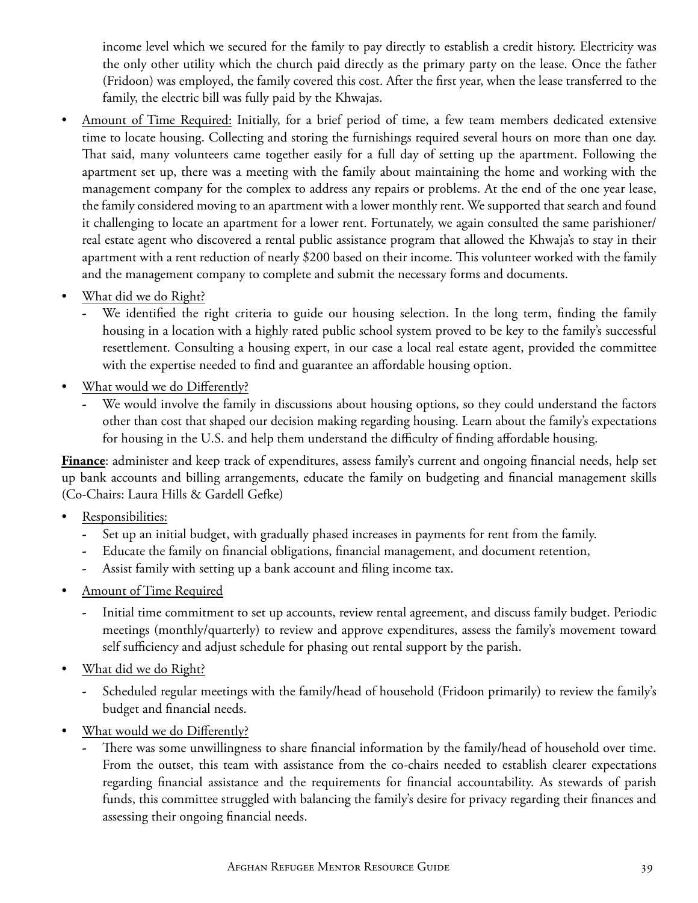income level which we secured for the family to pay directly to establish a credit history. Electricity was the only other utility which the church paid directly as the primary party on the lease. Once the father (Fridoon) was employed, the family covered this cost. After the first year, when the lease transferred to the family, the electric bill was fully paid by the Khwajas.

- <u>Amount of Time Required:</u> Initially, for a brief period of time, a few team members dedicated extensive time to locate housing. Collecting and storing the furnishings required several hours on more than one day. That said, many volunteers came together easily for a full day of setting up the apartment. Following the apartment set up, there was a meeting with the family about maintaining the home and working with the management company for the complex to address any repairs or problems. At the end of the one year lease, the family considered moving to an apartment with a lower monthly rent. We supported that search and found it challenging to locate an apartment for a lower rent. Fortunately, we again consulted the same parishioner/ real estate agent who discovered a rental public assistance program that allowed the Khwaja's to stay in their apartment with a rent reduction of nearly $200 based on their income. This volunteer worked with the family and the management company to complete and submit the necessary forms and documents.
- <u>What did we do Right?</u>
  - We identified the right criteria to guide our housing selection. In the long term, finding the family housing in a location with a highly rated public school system proved to be key to the family's successful resettlement. Consulting a housing expert, in our case a local real estate agent, provided the committee with the expertise needed to find and guarantee an affordable housing option.
- <u>What would we do Differently?</u>
  - We would involve the family in discussions about housing options, so they could understand the factors other than cost that shaped our decision making regarding housing. Learn about the family's expectations for housing in the U.S. and help them understand the difficulty of finding affordable housing.

**<u>Finance</u>**: administer and keep track of expenditures, assess family's current and ongoing financial needs, help set up bank accounts and billing arrangements, educate the family on budgeting and financial management skills (Co-Chairs: Laura Hills & Gardell Gefke)

- <u>Responsibilities:</u>
  - Set up an initial budget, with gradually phased increases in payments for rent from the family.
  - Educate the family on financial obligations, financial management, and document retention,
  - Assist family with setting up a bank account and filing income tax.
- <u>Amount of Time Required</u>
  - Initial time commitment to set up accounts, review rental agreement, and discuss family budget. Periodic meetings (monthly/quarterly) to review and approve expenditures, assess the family's movement toward self sufficiency and adjust schedule for phasing out rental support by the parish.
- <u>What did we do Right?</u>
  - Scheduled regular meetings with the family/head of household (Fridoon primarily) to review the family's budget and financial needs.
- <u>What would we do Differently?</u>
  - There was some unwillingness to share financial information by the family/head of household over time. From the outset, this team with assistance from the co-chairs needed to establish clearer expectations regarding financial assistance and the requirements for financial accountability. As stewards of parish funds, this committee struggled with balancing the family's desire for privacy regarding their finances and assessing their ongoing financial needs.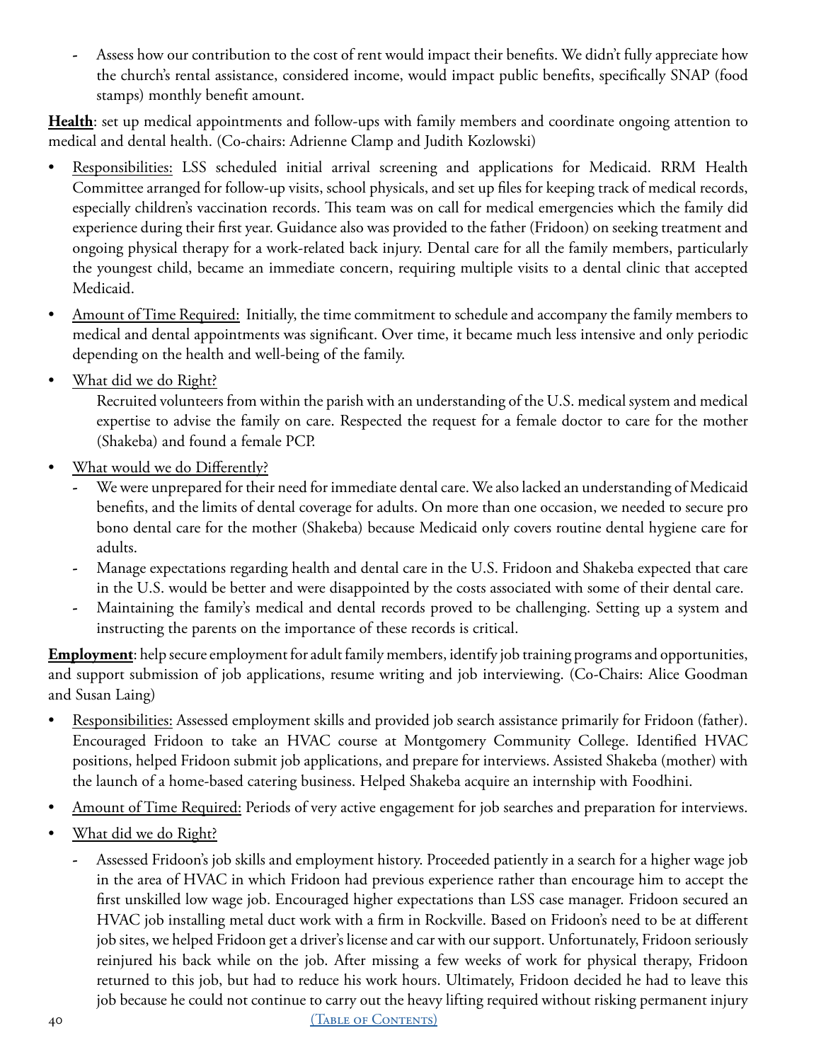- Assess how our contribution to the cost of rent would impact their benefits. We didn't fully appreciate how the church's rental assistance, considered income, would impact public benefits, specifically SNAP (food stamps) monthly benefit amount.

**Health**: set up medical appointments and follow-ups with family members and coordinate ongoing attention to medical and dental health. (Co-chairs: Adrienne Clamp and Judith Kozlowski)

- Responsibilities: LSS scheduled initial arrival screening and applications for Medicaid. RRM Health Committee arranged for follow-up visits, school physicals, and set up files for keeping track of medical records, especially children's vaccination records. This team was on call for medical emergencies which the family did experience during their first year. Guidance also was provided to the father (Fridoon) on seeking treatment and ongoing physical therapy for a work-related back injury. Dental care for all the family members, particularly the youngest child, became an immediate concern, requiring multiple visits to a dental clinic that accepted Medicaid.
- Amount of Time Required: Initially, the time commitment to schedule and accompany the family members to medical and dental appointments was significant. Over time, it became much less intensive and only periodic depending on the health and well-being of the family.
- What did we do Right?

  Recruited volunteers from within the parish with an understanding of the U.S. medical system and medical expertise to advise the family on care. Respected the request for a female doctor to care for the mother (Shakeba) and found a female PCP.
- What would we do Differently?
  - We were unprepared for their need for immediate dental care. We also lacked an understanding of Medicaid benefits, and the limits of dental coverage for adults. On more than one occasion, we needed to secure pro bono dental care for the mother (Shakeba) because Medicaid only covers routine dental hygiene care for adults.
  - Manage expectations regarding health and dental care in the U.S. Fridoon and Shakeba expected that care in the U.S. would be better and were disappointed by the costs associated with some of their dental care.
  - Maintaining the family's medical and dental records proved to be challenging. Setting up a system and instructing the parents on the importance of these records is critical.

**Employment**: help secure employment for adult family members, identify job training programs and opportunities, and support submission of job applications, resume writing and job interviewing. (Co-Chairs: Alice Goodman and Susan Laing)

- Responsibilities: Assessed employment skills and provided job search assistance primarily for Fridoon (father). Encouraged Fridoon to take an HVAC course at Montgomery Community College. Identified HVAC positions, helped Fridoon submit job applications, and prepare for interviews. Assisted Shakeba (mother) with the launch of a home-based catering business. Helped Shakeba acquire an internship with Foodhini.
- Amount of Time Required: Periods of very active engagement for job searches and preparation for interviews.
- What did we do Right?
  - Assessed Fridoon's job skills and employment history. Proceeded patiently in a search for a higher wage job in the area of HVAC in which Fridoon had previous experience rather than encourage him to accept the first unskilled low wage job. Encouraged higher expectations than LSS case manager. Fridoon secured an HVAC job installing metal duct work with a firm in Rockville. Based on Fridoon's need to be at different job sites, we helped Fridoon get a driver's license and car with our support. Unfortunately, Fridoon seriously reinjured his back while on the job. After missing a few weeks of work for physical therapy, Fridoon returned to this job, but had to reduce his work hours. Ultimately, Fridoon decided he had to leave this job because he could not continue to carry out the heavy lifting required without risking permanent injury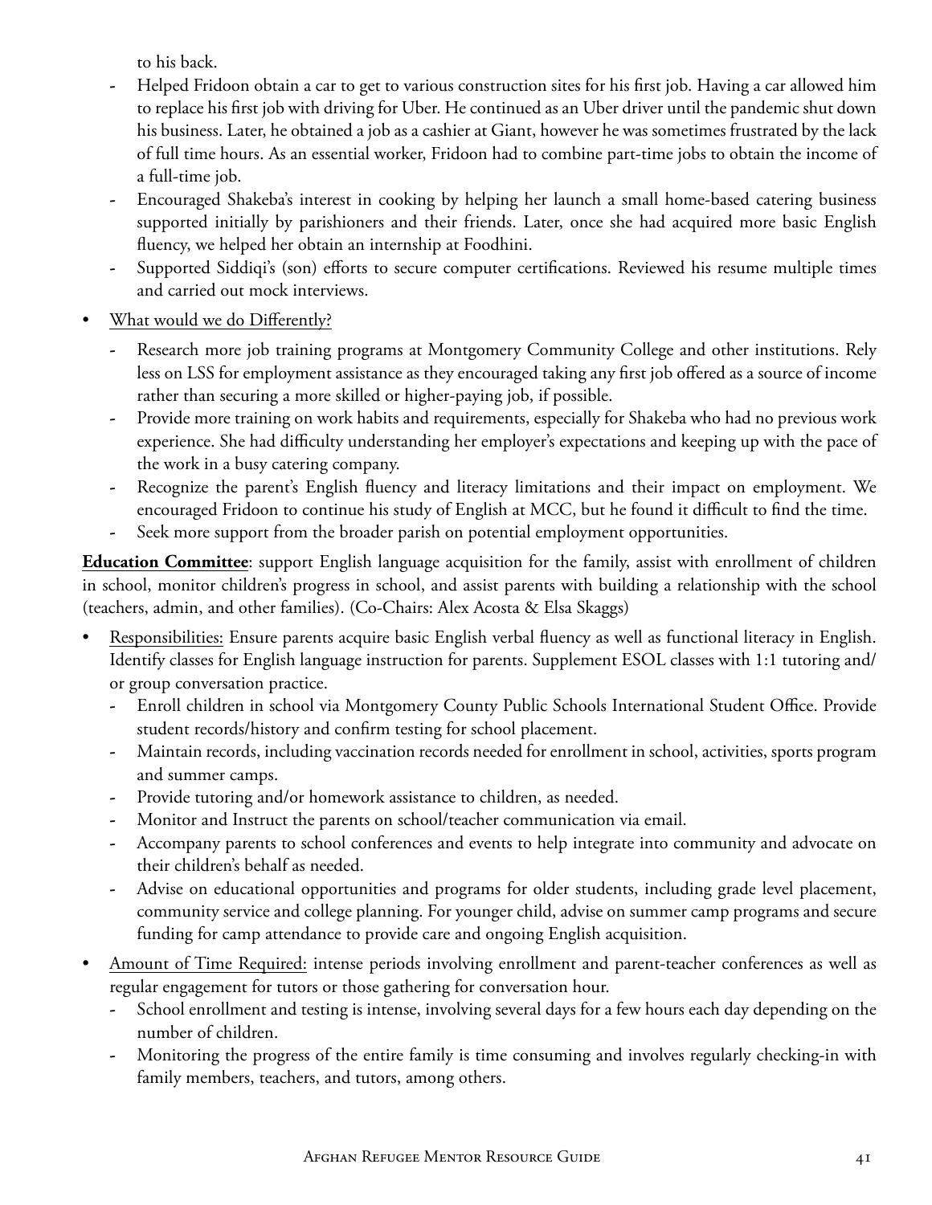to his back.

  - Helped Fridoon obtain a car to get to various construction sites for his first job. Having a car allowed him to replace his first job with driving for Uber. He continued as an Uber driver until the pandemic shut down his business. Later, he obtained a job as a cashier at Giant, however he was sometimes frustrated by the lack of full time hours. As an essential worker, Fridoon had to combine part-time jobs to obtain the income of a full-time job.
  - Encouraged Shakeba's interest in cooking by helping her launch a small home-based catering business supported initially by parishioners and their friends. Later, once she had acquired more basic English fluency, we helped her obtain an internship at Foodhini.
  - Supported Siddiqi's (son) efforts to secure computer certifications. Reviewed his resume multiple times and carried out mock interviews.

- <u>What would we do Differently?</u>
  - Research more job training programs at Montgomery Community College and other institutions. Rely less on LSS for employment assistance as they encouraged taking any first job offered as a source of income rather than securing a more skilled or higher-paying job, if possible.
  - Provide more training on work habits and requirements, especially for Shakeba who had no previous work experience. She had difficulty understanding her employer's expectations and keeping up with the pace of the work in a busy catering company.
  - Recognize the parent's English fluency and literacy limitations and their impact on employment. We encouraged Fridoon to continue his study of English at MCC, but he found it difficult to find the time.
  - Seek more support from the broader parish on potential employment opportunities.

**<u>Education Committee</u>**: support English language acquisition for the family, assist with enrollment of children in school, monitor children's progress in school, and assist parents with building a relationship with the school (teachers, admin, and other families). (Co-Chairs: Alex Acosta & Elsa Skaggs)

- <u>Responsibilities:</u> Ensure parents acquire basic English verbal fluency as well as functional literacy in English. Identify classes for English language instruction for parents. Supplement ESOL classes with 1:1 tutoring and/or group conversation practice.
  - Enroll children in school via Montgomery County Public Schools International Student Office. Provide student records/history and confirm testing for school placement.
  - Maintain records, including vaccination records needed for enrollment in school, activities, sports program and summer camps.
  - Provide tutoring and/or homework assistance to children, as needed.
  - Monitor and Instruct the parents on school/teacher communication via email.
  - Accompany parents to school conferences and events to help integrate into community and advocate on their children's behalf as needed.
  - Advise on educational opportunities and programs for older students, including grade level placement, community service and college planning. For younger child, advise on summer camp programs and secure funding for camp attendance to provide care and ongoing English acquisition.

- <u>Amount of Time Required:</u> intense periods involving enrollment and parent-teacher conferences as well as regular engagement for tutors or those gathering for conversation hour.
  - School enrollment and testing is intense, involving several days for a few hours each day depending on the number of children.
  - Monitoring the progress of the entire family is time consuming and involves regularly checking-in with family members, teachers, and tutors, among others.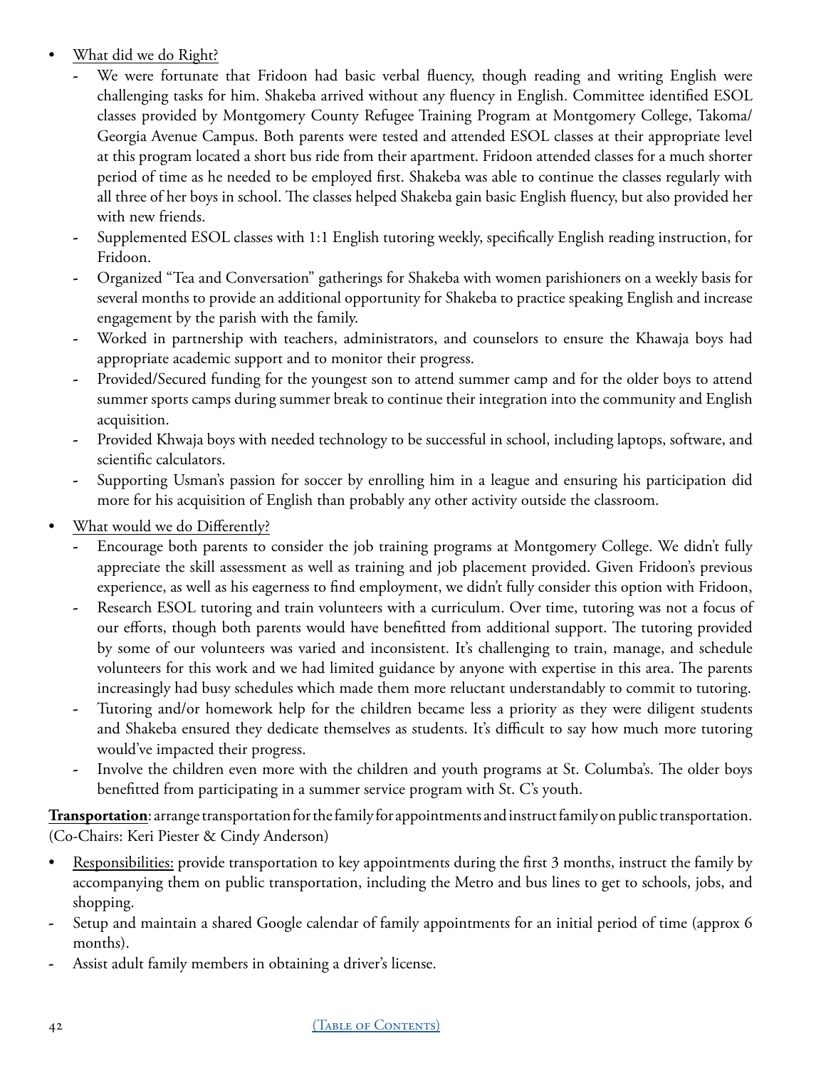- <u>What did we do Right?</u>
  - We were fortunate that Fridoon had basic verbal fluency, though reading and writing English were challenging tasks for him. Shakeba arrived without any fluency in English. Committee identified ESOL classes provided by Montgomery County Refugee Training Program at Montgomery College, Takoma/ Georgia Avenue Campus. Both parents were tested and attended ESOL classes at their appropriate level at this program located a short bus ride from their apartment. Fridoon attended classes for a much shorter period of time as he needed to be employed first. Shakeba was able to continue the classes regularly with all three of her boys in school. The classes helped Shakeba gain basic English fluency, but also provided her with new friends.
  - Supplemented ESOL classes with 1:1 English tutoring weekly, specifically English reading instruction, for Fridoon.
  - Organized "Tea and Conversation" gatherings for Shakeba with women parishioners on a weekly basis for several months to provide an additional opportunity for Shakeba to practice speaking English and increase engagement by the parish with the family.
  - Worked in partnership with teachers, administrators, and counselors to ensure the Khawaja boys had appropriate academic support and to monitor their progress.
  - Provided/Secured funding for the youngest son to attend summer camp and for the older boys to attend summer sports camps during summer break to continue their integration into the community and English acquisition.
  - Provided Khwaja boys with needed technology to be successful in school, including laptops, software, and scientific calculators.
  - Supporting Usman's passion for soccer by enrolling him in a league and ensuring his participation did more for his acquisition of English than probably any other activity outside the classroom.
- <u>What would we do Differently?</u>
  - Encourage both parents to consider the job training programs at Montgomery College. We didn't fully appreciate the skill assessment as well as training and job placement provided. Given Fridoon's previous experience, as well as his eagerness to find employment, we didn't fully consider this option with Fridoon,
  - Research ESOL tutoring and train volunteers with a curriculum. Over time, tutoring was not a focus of our efforts, though both parents would have benefitted from additional support. The tutoring provided by some of our volunteers was varied and inconsistent. It's challenging to train, manage, and schedule volunteers for this work and we had limited guidance by anyone with expertise in this area. The parents increasingly had busy schedules which made them more reluctant understandably to commit to tutoring.
  - Tutoring and/or homework help for the children became less a priority as they were diligent students and Shakeba ensured they dedicate themselves as students. It's difficult to say how much more tutoring would've impacted their progress.
  - Involve the children even more with the children and youth programs at St. Columba's. The older boys benefitted from participating in a summer service program with St. C's youth.

**<u>Transportation</u>**: arrange transportation for the family for appointments and instruct family on public transportation. (Co-Chairs: Keri Piester & Cindy Anderson)

- <u>Responsibilities:</u> provide transportation to key appointments during the first 3 months, instruct the family by accompanying them on public transportation, including the Metro and bus lines to get to schools, jobs, and shopping.
- Setup and maintain a shared Google calendar of family appointments for an initial period of time (approx 6 months).
- Assist adult family members in obtaining a driver's license.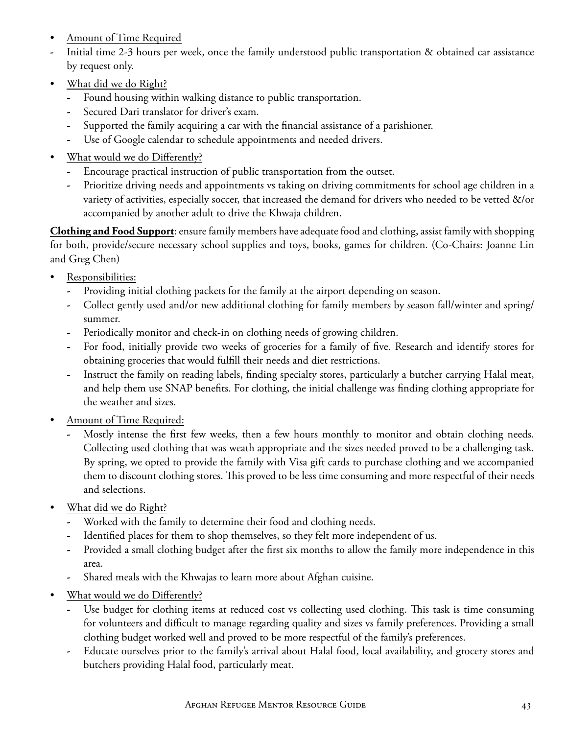- Amount of Time Required
  - Initial time 2-3 hours per week, once the family understood public transportation & obtained car assistance by request only.
- What did we do Right?
  - Found housing within walking distance to public transportation.
  - Secured Dari translator for driver's exam.
  - Supported the family acquiring a car with the financial assistance of a parishioner.
  - Use of Google calendar to schedule appointments and needed drivers.
- What would we do Differently?
  - Encourage practical instruction of public transportation from the outset.
  - Prioritize driving needs and appointments vs taking on driving commitments for school age children in a variety of activities, especially soccer, that increased the demand for drivers who needed to be vetted &/or accompanied by another adult to drive the Khwaja children.

**Clothing and Food Support**: ensure family members have adequate food and clothing, assist family with shopping for both, provide/secure necessary school supplies and toys, books, games for children. (Co-Chairs: Joanne Lin and Greg Chen)

- Responsibilities:
  - Providing initial clothing packets for the family at the airport depending on season.
  - Collect gently used and/or new additional clothing for family members by season fall/winter and spring/summer.
  - Periodically monitor and check-in on clothing needs of growing children.
  - For food, initially provide two weeks of groceries for a family of five. Research and identify stores for obtaining groceries that would fulfill their needs and diet restrictions.
  - Instruct the family on reading labels, finding specialty stores, particularly a butcher carrying Halal meat, and help them use SNAP benefits. For clothing, the initial challenge was finding clothing appropriate for the weather and sizes.
- Amount of Time Required:
  - Mostly intense the first few weeks, then a few hours monthly to monitor and obtain clothing needs. Collecting used clothing that was weath appropriate and the sizes needed proved to be a challenging task. By spring, we opted to provide the family with Visa gift cards to purchase clothing and we accompanied them to discount clothing stores. This proved to be less time consuming and more respectful of their needs and selections.
- What did we do Right?
  - Worked with the family to determine their food and clothing needs.
  - Identified places for them to shop themselves, so they felt more independent of us.
  - Provided a small clothing budget after the first six months to allow the family more independence in this area.
  - Shared meals with the Khwajas to learn more about Afghan cuisine.
- What would we do Differently?
  - Use budget for clothing items at reduced cost vs collecting used clothing. This task is time consuming for volunteers and difficult to manage regarding quality and sizes vs family preferences. Providing a small clothing budget worked well and proved to be more respectful of the family's preferences.
  - Educate ourselves prior to the family's arrival about Halal food, local availability, and grocery stores and butchers providing Halal food, particularly meat.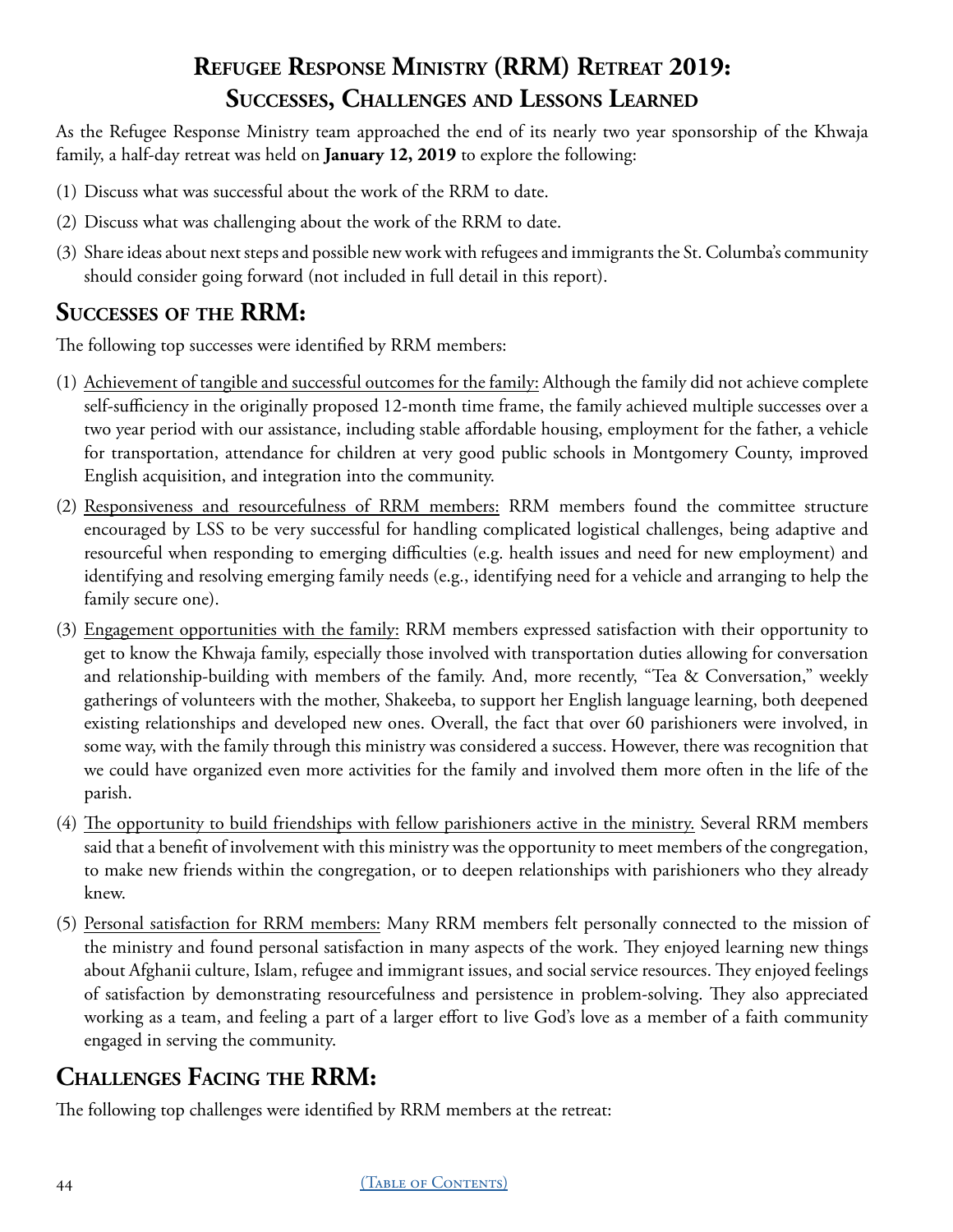# Refugee Response Ministry (RRM) Retreat 2019: Successes, Challenges and Lessons Learned

As the Refugee Response Ministry team approached the end of its nearly two year sponsorship of the Khwaja family, a half-day retreat was held on **January 12, 2019** to explore the following:

(1) Discuss what was successful about the work of the RRM to date.

(2) Discuss what was challenging about the work of the RRM to date.

(3) Share ideas about next steps and possible new work with refugees and immigrants the St. Columba's community should consider going forward (not included in full detail in this report).

## Successes of the RRM:

The following top successes were identified by RRM members:

(1) <u>Achievement of tangible and successful outcomes for the family:</u> Although the family did not achieve complete self-sufficiency in the originally proposed 12-month time frame, the family achieved multiple successes over a two year period with our assistance, including stable affordable housing, employment for the father, a vehicle for transportation, attendance for children at very good public schools in Montgomery County, improved English acquisition, and integration into the community.

(2) <u>Responsiveness and resourcefulness of RRM members:</u> RRM members found the committee structure encouraged by LSS to be very successful for handling complicated logistical challenges, being adaptive and resourceful when responding to emerging difficulties (e.g. health issues and need for new employment) and identifying and resolving emerging family needs (e.g., identifying need for a vehicle and arranging to help the family secure one).

(3) <u>Engagement opportunities with the family:</u> RRM members expressed satisfaction with their opportunity to get to know the Khwaja family, especially those involved with transportation duties allowing for conversation and relationship-building with members of the family. And, more recently, "Tea & Conversation," weekly gatherings of volunteers with the mother, Shakeeba, to support her English language learning, both deepened existing relationships and developed new ones. Overall, the fact that over 60 parishioners were involved, in some way, with the family through this ministry was considered a success. However, there was recognition that we could have organized even more activities for the family and involved them more often in the life of the parish.

(4) <u>The opportunity to build friendships with fellow parishioners active in the ministry.</u> Several RRM members said that a benefit of involvement with this ministry was the opportunity to meet members of the congregation, to make new friends within the congregation, or to deepen relationships with parishioners who they already knew.

(5) <u>Personal satisfaction for RRM members:</u> Many RRM members felt personally connected to the mission of the ministry and found personal satisfaction in many aspects of the work. They enjoyed learning new things about Afghanii culture, Islam, refugee and immigrant issues, and social service resources. They enjoyed feelings of satisfaction by demonstrating resourcefulness and persistence in problem-solving. They also appreciated working as a team, and feeling a part of a larger effort to live God's love as a member of a faith community engaged in serving the community.

## Challenges Facing the RRM:

The following top challenges were identified by RRM members at the retreat: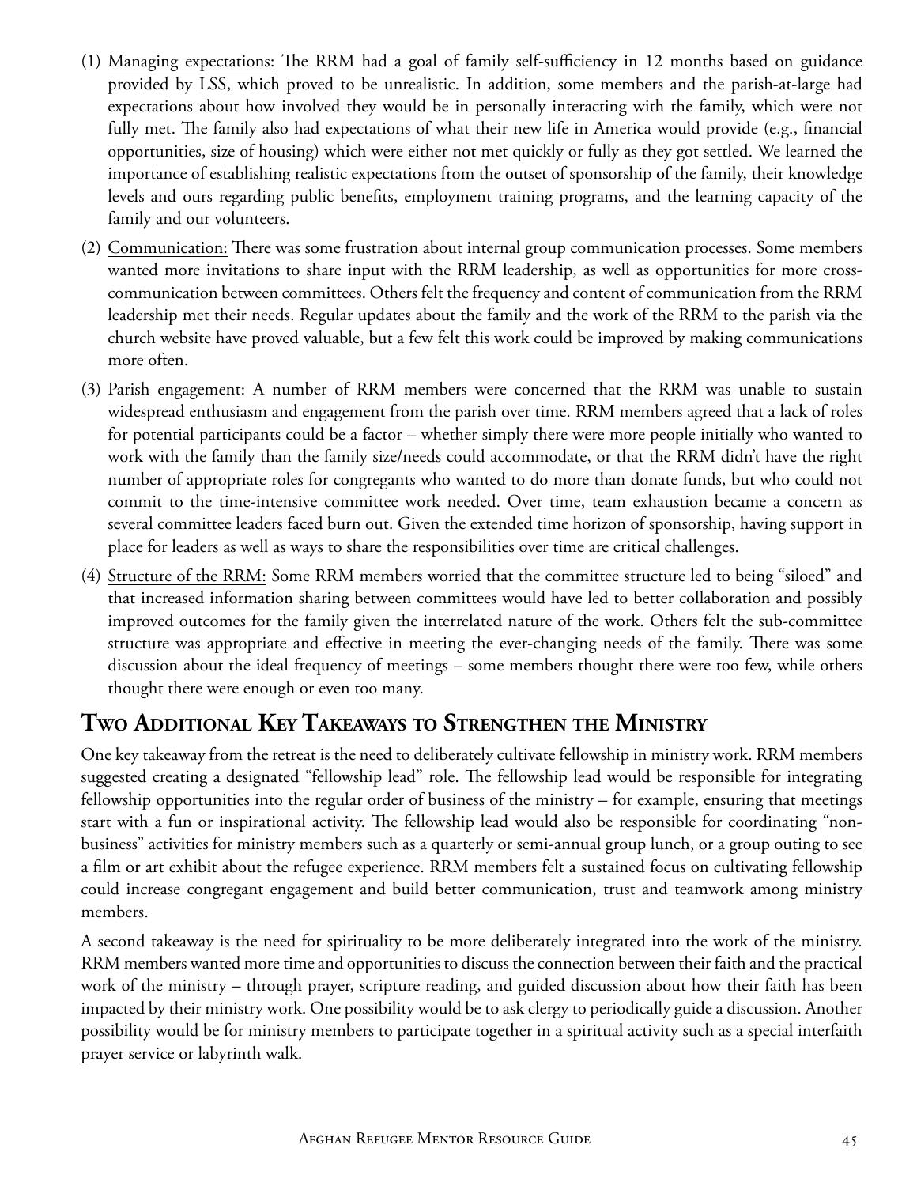(1) Managing expectations: The RRM had a goal of family self-sufficiency in 12 months based on guidance provided by LSS, which proved to be unrealistic. In addition, some members and the parish-at-large had expectations about how involved they would be in personally interacting with the family, which were not fully met. The family also had expectations of what their new life in America would provide (e.g., financial opportunities, size of housing) which were either not met quickly or fully as they got settled. We learned the importance of establishing realistic expectations from the outset of sponsorship of the family, their knowledge levels and ours regarding public benefits, employment training programs, and the learning capacity of the family and our volunteers.

(2) Communication: There was some frustration about internal group communication processes. Some members wanted more invitations to share input with the RRM leadership, as well as opportunities for more cross-communication between committees. Others felt the frequency and content of communication from the RRM leadership met their needs. Regular updates about the family and the work of the RRM to the parish via the church website have proved valuable, but a few felt this work could be improved by making communications more often.

(3) Parish engagement: A number of RRM members were concerned that the RRM was unable to sustain widespread enthusiasm and engagement from the parish over time. RRM members agreed that a lack of roles for potential participants could be a factor – whether simply there were more people initially who wanted to work with the family than the family size/needs could accommodate, or that the RRM didn't have the right number of appropriate roles for congregants who wanted to do more than donate funds, but who could not commit to the time-intensive committee work needed. Over time, team exhaustion became a concern as several committee leaders faced burn out. Given the extended time horizon of sponsorship, having support in place for leaders as well as ways to share the responsibilities over time are critical challenges.

(4) Structure of the RRM: Some RRM members worried that the committee structure led to being "siloed" and that increased information sharing between committees would have led to better collaboration and possibly improved outcomes for the family given the interrelated nature of the work. Others felt the sub-committee structure was appropriate and effective in meeting the ever-changing needs of the family. There was some discussion about the ideal frequency of meetings – some members thought there were too few, while others thought there were enough or even too many.

## Two Additional Key Takeaways to Strengthen the Ministry

One key takeaway from the retreat is the need to deliberately cultivate fellowship in ministry work. RRM members suggested creating a designated "fellowship lead" role. The fellowship lead would be responsible for integrating fellowship opportunities into the regular order of business of the ministry – for example, ensuring that meetings start with a fun or inspirational activity. The fellowship lead would also be responsible for coordinating "non-business" activities for ministry members such as a quarterly or semi-annual group lunch, or a group outing to see a film or art exhibit about the refugee experience. RRM members felt a sustained focus on cultivating fellowship could increase congregant engagement and build better communication, trust and teamwork among ministry members.

A second takeaway is the need for spirituality to be more deliberately integrated into the work of the ministry. RRM members wanted more time and opportunities to discuss the connection between their faith and the practical work of the ministry – through prayer, scripture reading, and guided discussion about how their faith has been impacted by their ministry work. One possibility would be to ask clergy to periodically guide a discussion. Another possibility would be for ministry members to participate together in a spiritual activity such as a special interfaith prayer service or labyrinth walk.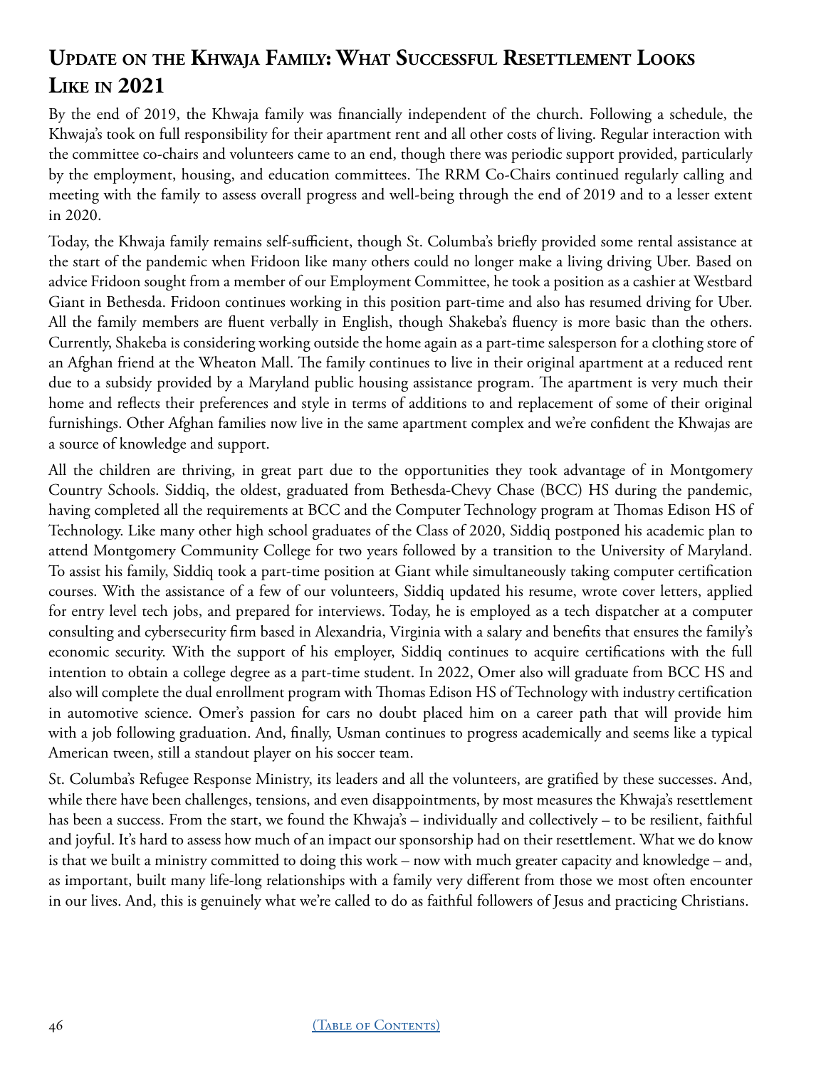## Update on the Khwaja Family: What Successful Resettlement Looks Like in 2021

By the end of 2019, the Khwaja family was financially independent of the church. Following a schedule, the Khwaja's took on full responsibility for their apartment rent and all other costs of living. Regular interaction with the committee co-chairs and volunteers came to an end, though there was periodic support provided, particularly by the employment, housing, and education committees. The RRM Co-Chairs continued regularly calling and meeting with the family to assess overall progress and well-being through the end of 2019 and to a lesser extent in 2020.

Today, the Khwaja family remains self-sufficient, though St. Columba's briefly provided some rental assistance at the start of the pandemic when Fridoon like many others could no longer make a living driving Uber. Based on advice Fridoon sought from a member of our Employment Committee, he took a position as a cashier at Westbard Giant in Bethesda. Fridoon continues working in this position part-time and also has resumed driving for Uber. All the family members are fluent verbally in English, though Shakeba's fluency is more basic than the others. Currently, Shakeba is considering working outside the home again as a part-time salesperson for a clothing store of an Afghan friend at the Wheaton Mall. The family continues to live in their original apartment at a reduced rent due to a subsidy provided by a Maryland public housing assistance program. The apartment is very much their home and reflects their preferences and style in terms of additions to and replacement of some of their original furnishings. Other Afghan families now live in the same apartment complex and we're confident the Khwajas are a source of knowledge and support.

All the children are thriving, in great part due to the opportunities they took advantage of in Montgomery Country Schools. Siddiq, the oldest, graduated from Bethesda-Chevy Chase (BCC) HS during the pandemic, having completed all the requirements at BCC and the Computer Technology program at Thomas Edison HS of Technology. Like many other high school graduates of the Class of 2020, Siddiq postponed his academic plan to attend Montgomery Community College for two years followed by a transition to the University of Maryland. To assist his family, Siddiq took a part-time position at Giant while simultaneously taking computer certification courses. With the assistance of a few of our volunteers, Siddiq updated his resume, wrote cover letters, applied for entry level tech jobs, and prepared for interviews. Today, he is employed as a tech dispatcher at a computer consulting and cybersecurity firm based in Alexandria, Virginia with a salary and benefits that ensures the family's economic security. With the support of his employer, Siddiq continues to acquire certifications with the full intention to obtain a college degree as a part-time student. In 2022, Omer also will graduate from BCC HS and also will complete the dual enrollment program with Thomas Edison HS of Technology with industry certification in automotive science. Omer's passion for cars no doubt placed him on a career path that will provide him with a job following graduation. And, finally, Usman continues to progress academically and seems like a typical American tween, still a standout player on his soccer team.

St. Columba's Refugee Response Ministry, its leaders and all the volunteers, are gratified by these successes. And, while there have been challenges, tensions, and even disappointments, by most measures the Khwaja's resettlement has been a success. From the start, we found the Khwaja's – individually and collectively – to be resilient, faithful and joyful. It's hard to assess how much of an impact our sponsorship had on their resettlement. What we do know is that we built a ministry committed to doing this work – now with much greater capacity and knowledge – and, as important, built many life-long relationships with a family very different from those we most often encounter in our lives. And, this is genuinely what we're called to do as faithful followers of Jesus and practicing Christians.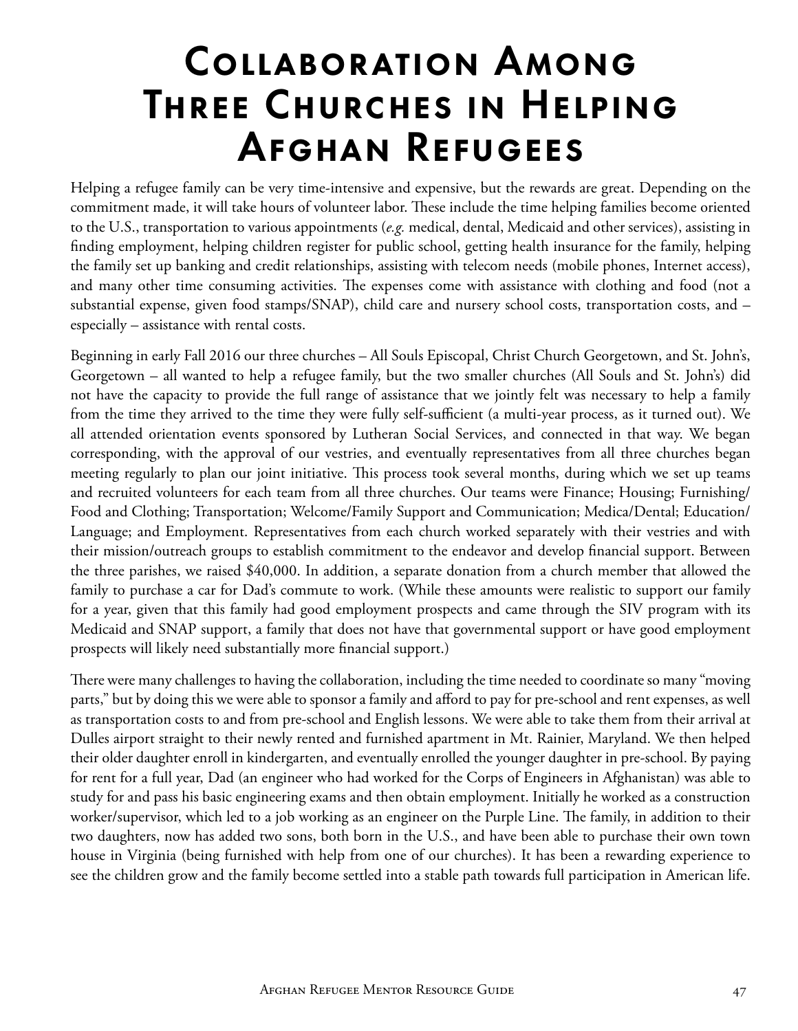# Collaboration Among Three Churches in Helping Afghan Refugees

Helping a refugee family can be very time-intensive and expensive, but the rewards are great. Depending on the commitment made, it will take hours of volunteer labor. These include the time helping families become oriented to the U.S., transportation to various appointments (*e.g.* medical, dental, Medicaid and other services), assisting in finding employment, helping children register for public school, getting health insurance for the family, helping the family set up banking and credit relationships, assisting with telecom needs (mobile phones, Internet access), and many other time consuming activities. The expenses come with assistance with clothing and food (not a substantial expense, given food stamps/SNAP), child care and nursery school costs, transportation costs, and – especially – assistance with rental costs.

Beginning in early Fall 2016 our three churches – All Souls Episcopal, Christ Church Georgetown, and St. John's, Georgetown – all wanted to help a refugee family, but the two smaller churches (All Souls and St. John's) did not have the capacity to provide the full range of assistance that we jointly felt was necessary to help a family from the time they arrived to the time they were fully self-sufficient (a multi-year process, as it turned out). We all attended orientation events sponsored by Lutheran Social Services, and connected in that way. We began corresponding, with the approval of our vestries, and eventually representatives from all three churches began meeting regularly to plan our joint initiative. This process took several months, during which we set up teams and recruited volunteers for each team from all three churches. Our teams were Finance; Housing; Furnishing/Food and Clothing; Transportation; Welcome/Family Support and Communication; Medica/Dental; Education/Language; and Employment. Representatives from each church worked separately with their vestries and with their mission/outreach groups to establish commitment to the endeavor and develop financial support. Between the three parishes, we raised $40,000. In addition, a separate donation from a church member that allowed the family to purchase a car for Dad's commute to work. (While these amounts were realistic to support our family for a year, given that this family had good employment prospects and came through the SIV program with its Medicaid and SNAP support, a family that does not have that governmental support or have good employment prospects will likely need substantially more financial support.)

There were many challenges to having the collaboration, including the time needed to coordinate so many "moving parts," but by doing this we were able to sponsor a family and afford to pay for pre-school and rent expenses, as well as transportation costs to and from pre-school and English lessons. We were able to take them from their arrival at Dulles airport straight to their newly rented and furnished apartment in Mt. Rainier, Maryland. We then helped their older daughter enroll in kindergarten, and eventually enrolled the younger daughter in pre-school. By paying for rent for a full year, Dad (an engineer who had worked for the Corps of Engineers in Afghanistan) was able to study for and pass his basic engineering exams and then obtain employment. Initially he worked as a construction worker/supervisor, which led to a job working as an engineer on the Purple Line. The family, in addition to their two daughters, now has added two sons, both born in the U.S., and have been able to purchase their own town house in Virginia (being furnished with help from one of our churches). It has been a rewarding experience to see the children grow and the family become settled into a stable path towards full participation in American life.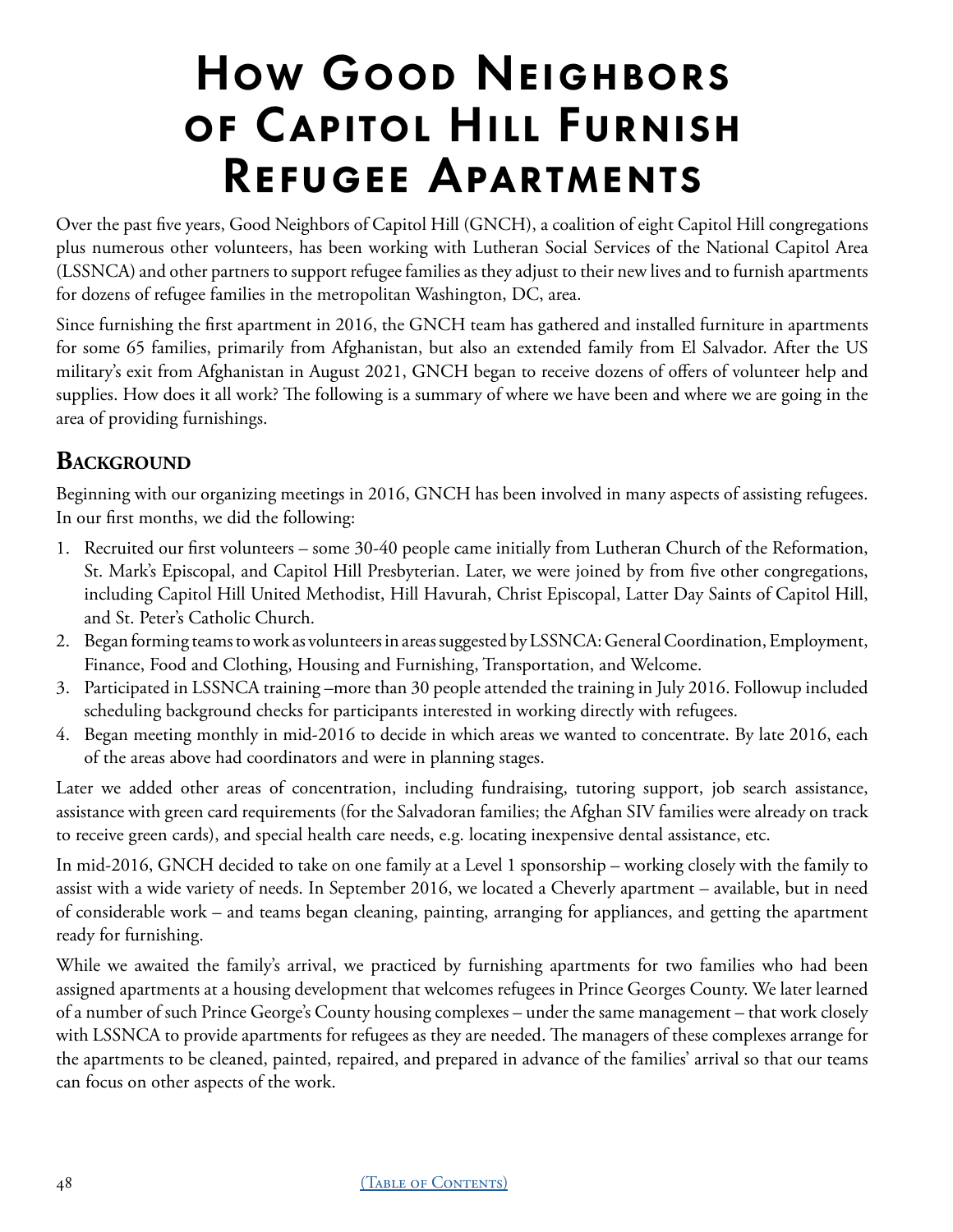# How Good Neighbors of Capitol Hill Furnish Refugee Apartments

Over the past five years, Good Neighbors of Capitol Hill (GNCH), a coalition of eight Capitol Hill congregations plus numerous other volunteers, has been working with Lutheran Social Services of the National Capitol Area (LSSNCA) and other partners to support refugee families as they adjust to their new lives and to furnish apartments for dozens of refugee families in the metropolitan Washington, DC, area.

Since furnishing the first apartment in 2016, the GNCH team has gathered and installed furniture in apartments for some 65 families, primarily from Afghanistan, but also an extended family from El Salvador. After the US military's exit from Afghanistan in August 2021, GNCH began to receive dozens of offers of volunteer help and supplies. How does it all work? The following is a summary of where we have been and where we are going in the area of providing furnishings.

## Background

Beginning with our organizing meetings in 2016, GNCH has been involved in many aspects of assisting refugees. In our first months, we did the following:

1. Recruited our first volunteers – some 30-40 people came initially from Lutheran Church of the Reformation, St. Mark's Episcopal, and Capitol Hill Presbyterian. Later, we were joined by from five other congregations, including Capitol Hill United Methodist, Hill Havurah, Christ Episcopal, Latter Day Saints of Capitol Hill, and St. Peter's Catholic Church.
2. Began forming teams to work as volunteers in areas suggested by LSSNCA: General Coordination, Employment, Finance, Food and Clothing, Housing and Furnishing, Transportation, and Welcome.
3. Participated in LSSNCA training –more than 30 people attended the training in July 2016. Followup included scheduling background checks for participants interested in working directly with refugees.
4. Began meeting monthly in mid-2016 to decide in which areas we wanted to concentrate. By late 2016, each of the areas above had coordinators and were in planning stages.

Later we added other areas of concentration, including fundraising, tutoring support, job search assistance, assistance with green card requirements (for the Salvadoran families; the Afghan SIV families were already on track to receive green cards), and special health care needs, e.g. locating inexpensive dental assistance, etc.

In mid-2016, GNCH decided to take on one family at a Level 1 sponsorship – working closely with the family to assist with a wide variety of needs. In September 2016, we located a Cheverly apartment – available, but in need of considerable work – and teams began cleaning, painting, arranging for appliances, and getting the apartment ready for furnishing.

While we awaited the family's arrival, we practiced by furnishing apartments for two families who had been assigned apartments at a housing development that welcomes refugees in Prince Georges County. We later learned of a number of such Prince George's County housing complexes – under the same management – that work closely with LSSNCA to provide apartments for refugees as they are needed. The managers of these complexes arrange for the apartments to be cleaned, painted, repaired, and prepared in advance of the families' arrival so that our teams can focus on other aspects of the work.

(Table of Contents)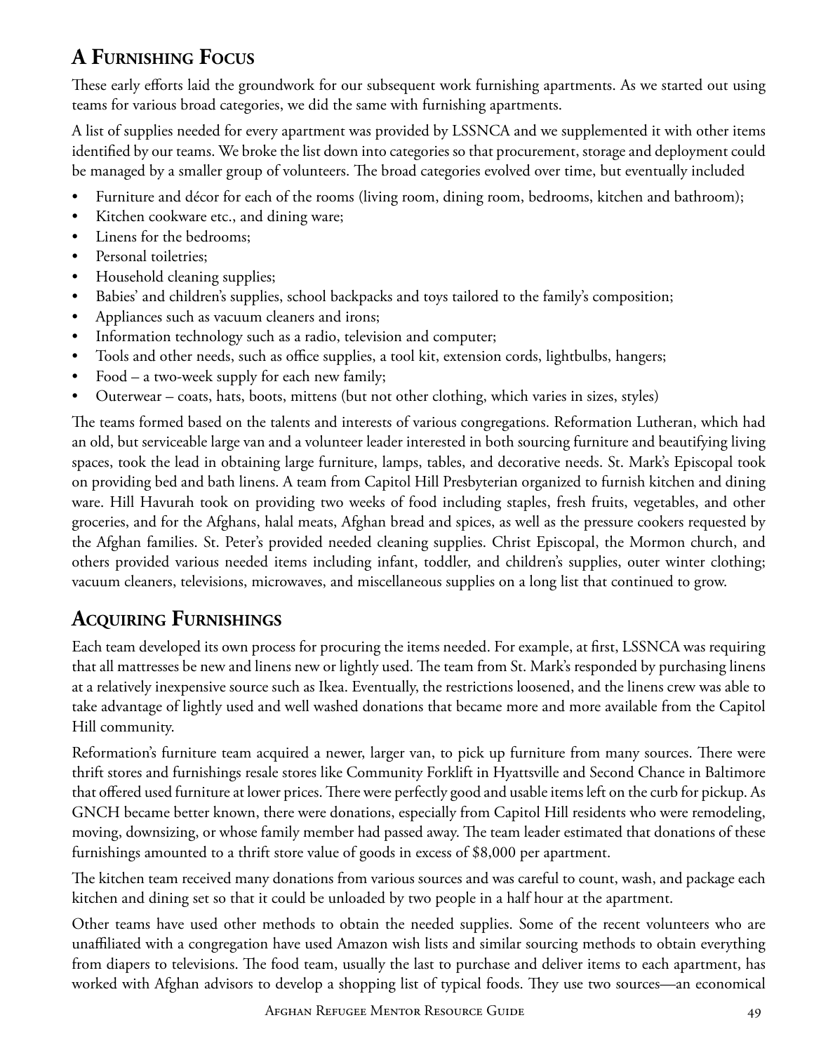## A Furnishing Focus

These early efforts laid the groundwork for our subsequent work furnishing apartments. As we started out using teams for various broad categories, we did the same with furnishing apartments.

A list of supplies needed for every apartment was provided by LSSNCA and we supplemented it with other items identified by our teams. We broke the list down into categories so that procurement, storage and deployment could be managed by a smaller group of volunteers. The broad categories evolved over time, but eventually included

- Furniture and décor for each of the rooms (living room, dining room, bedrooms, kitchen and bathroom);
- Kitchen cookware etc., and dining ware;
- Linens for the bedrooms;
- Personal toiletries;
- Household cleaning supplies;
- Babies' and children's supplies, school backpacks and toys tailored to the family's composition;
- Appliances such as vacuum cleaners and irons;
- Information technology such as a radio, television and computer;
- Tools and other needs, such as office supplies, a tool kit, extension cords, lightbulbs, hangers;
- Food – a two-week supply for each new family;
- Outerwear – coats, hats, boots, mittens (but not other clothing, which varies in sizes, styles)

The teams formed based on the talents and interests of various congregations. Reformation Lutheran, which had an old, but serviceable large van and a volunteer leader interested in both sourcing furniture and beautifying living spaces, took the lead in obtaining large furniture, lamps, tables, and decorative needs. St. Mark's Episcopal took on providing bed and bath linens. A team from Capitol Hill Presbyterian organized to furnish kitchen and dining ware. Hill Havurah took on providing two weeks of food including staples, fresh fruits, vegetables, and other groceries, and for the Afghans, halal meats, Afghan bread and spices, as well as the pressure cookers requested by the Afghan families. St. Peter's provided needed cleaning supplies. Christ Episcopal, the Mormon church, and others provided various needed items including infant, toddler, and children's supplies, outer winter clothing; vacuum cleaners, televisions, microwaves, and miscellaneous supplies on a long list that continued to grow.

## Acquiring Furnishings

Each team developed its own process for procuring the items needed. For example, at first, LSSNCA was requiring that all mattresses be new and linens new or lightly used. The team from St. Mark's responded by purchasing linens at a relatively inexpensive source such as Ikea. Eventually, the restrictions loosened, and the linens crew was able to take advantage of lightly used and well washed donations that became more and more available from the Capitol Hill community.

Reformation's furniture team acquired a newer, larger van, to pick up furniture from many sources. There were thrift stores and furnishings resale stores like Community Forklift in Hyattsville and Second Chance in Baltimore that offered used furniture at lower prices. There were perfectly good and usable items left on the curb for pickup. As GNCH became better known, there were donations, especially from Capitol Hill residents who were remodeling, moving, downsizing, or whose family member had passed away. The team leader estimated that donations of these furnishings amounted to a thrift store value of goods in excess of $8,000 per apartment.

The kitchen team received many donations from various sources and was careful to count, wash, and package each kitchen and dining set so that it could be unloaded by two people in a half hour at the apartment.

Other teams have used other methods to obtain the needed supplies. Some of the recent volunteers who are unaffiliated with a congregation have used Amazon wish lists and similar sourcing methods to obtain everything from diapers to televisions. The food team, usually the last to purchase and deliver items to each apartment, has worked with Afghan advisors to develop a shopping list of typical foods. They use two sources—an economical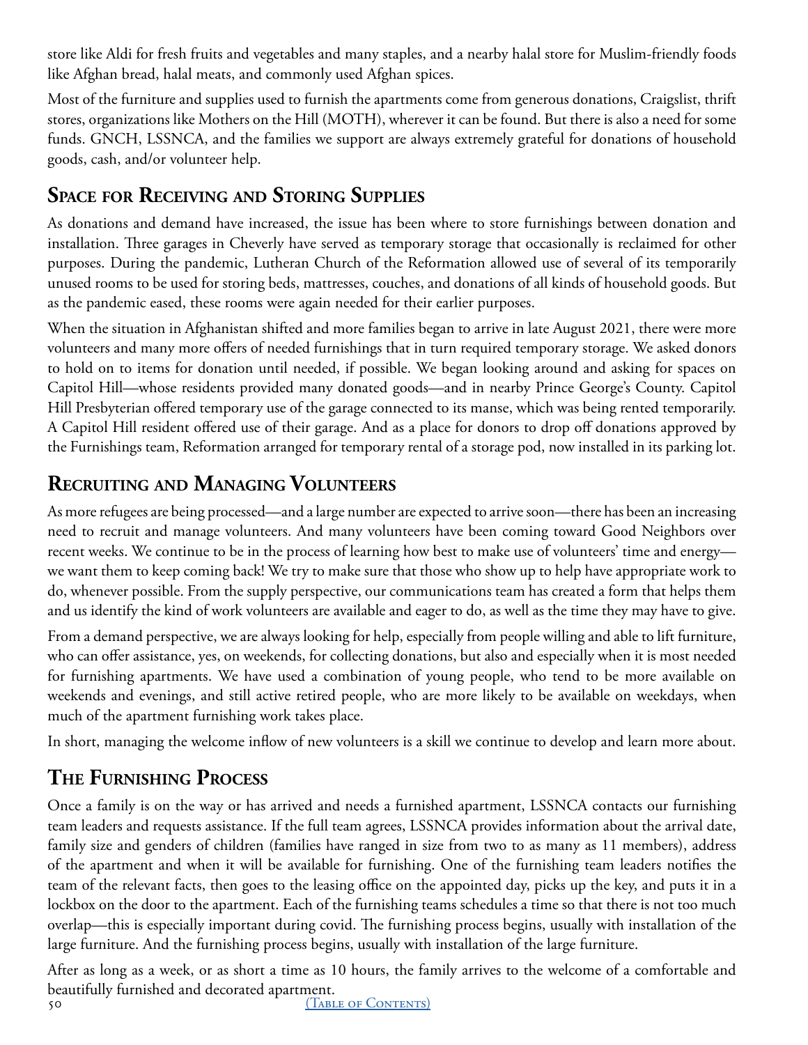store like Aldi for fresh fruits and vegetables and many staples, and a nearby halal store for Muslim-friendly foods like Afghan bread, halal meats, and commonly used Afghan spices.

Most of the furniture and supplies used to furnish the apartments come from generous donations, Craigslist, thrift stores, organizations like Mothers on the Hill (MOTH), wherever it can be found. But there is also a need for some funds. GNCH, LSSNCA, and the families we support are always extremely grateful for donations of household goods, cash, and/or volunteer help.

## Space for Receiving and Storing Supplies

As donations and demand have increased, the issue has been where to store furnishings between donation and installation. Three garages in Cheverly have served as temporary storage that occasionally is reclaimed for other purposes. During the pandemic, Lutheran Church of the Reformation allowed use of several of its temporarily unused rooms to be used for storing beds, mattresses, couches, and donations of all kinds of household goods. But as the pandemic eased, these rooms were again needed for their earlier purposes.

When the situation in Afghanistan shifted and more families began to arrive in late August 2021, there were more volunteers and many more offers of needed furnishings that in turn required temporary storage. We asked donors to hold on to items for donation until needed, if possible. We began looking around and asking for spaces on Capitol Hill—whose residents provided many donated goods—and in nearby Prince George's County. Capitol Hill Presbyterian offered temporary use of the garage connected to its manse, which was being rented temporarily. A Capitol Hill resident offered use of their garage. And as a place for donors to drop off donations approved by the Furnishings team, Reformation arranged for temporary rental of a storage pod, now installed in its parking lot.

## Recruiting and Managing Volunteers

As more refugees are being processed—and a large number are expected to arrive soon—there has been an increasing need to recruit and manage volunteers. And many volunteers have been coming toward Good Neighbors over recent weeks. We continue to be in the process of learning how best to make use of volunteers' time and energy—we want them to keep coming back! We try to make sure that those who show up to help have appropriate work to do, whenever possible. From the supply perspective, our communications team has created a form that helps them and us identify the kind of work volunteers are available and eager to do, as well as the time they may have to give.

From a demand perspective, we are always looking for help, especially from people willing and able to lift furniture, who can offer assistance, yes, on weekends, for collecting donations, but also and especially when it is most needed for furnishing apartments. We have used a combination of young people, who tend to be more available on weekends and evenings, and still active retired people, who are more likely to be available on weekdays, when much of the apartment furnishing work takes place.

In short, managing the welcome inflow of new volunteers is a skill we continue to develop and learn more about.

## The Furnishing Process

Once a family is on the way or has arrived and needs a furnished apartment, LSSNCA contacts our furnishing team leaders and requests assistance. If the full team agrees, LSSNCA provides information about the arrival date, family size and genders of children (families have ranged in size from two to as many as 11 members), address of the apartment and when it will be available for furnishing. One of the furnishing team leaders notifies the team of the relevant facts, then goes to the leasing office on the appointed day, picks up the key, and puts it in a lockbox on the door to the apartment. Each of the furnishing teams schedules a time so that there is not too much overlap—this is especially important during covid. The furnishing process begins, usually with installation of the large furniture. And the furnishing process begins, usually with installation of the large furniture.

After as long as a week, or as short a time as 10 hours, the family arrives to the welcome of a comfortable and beautifully furnished and decorated apartment.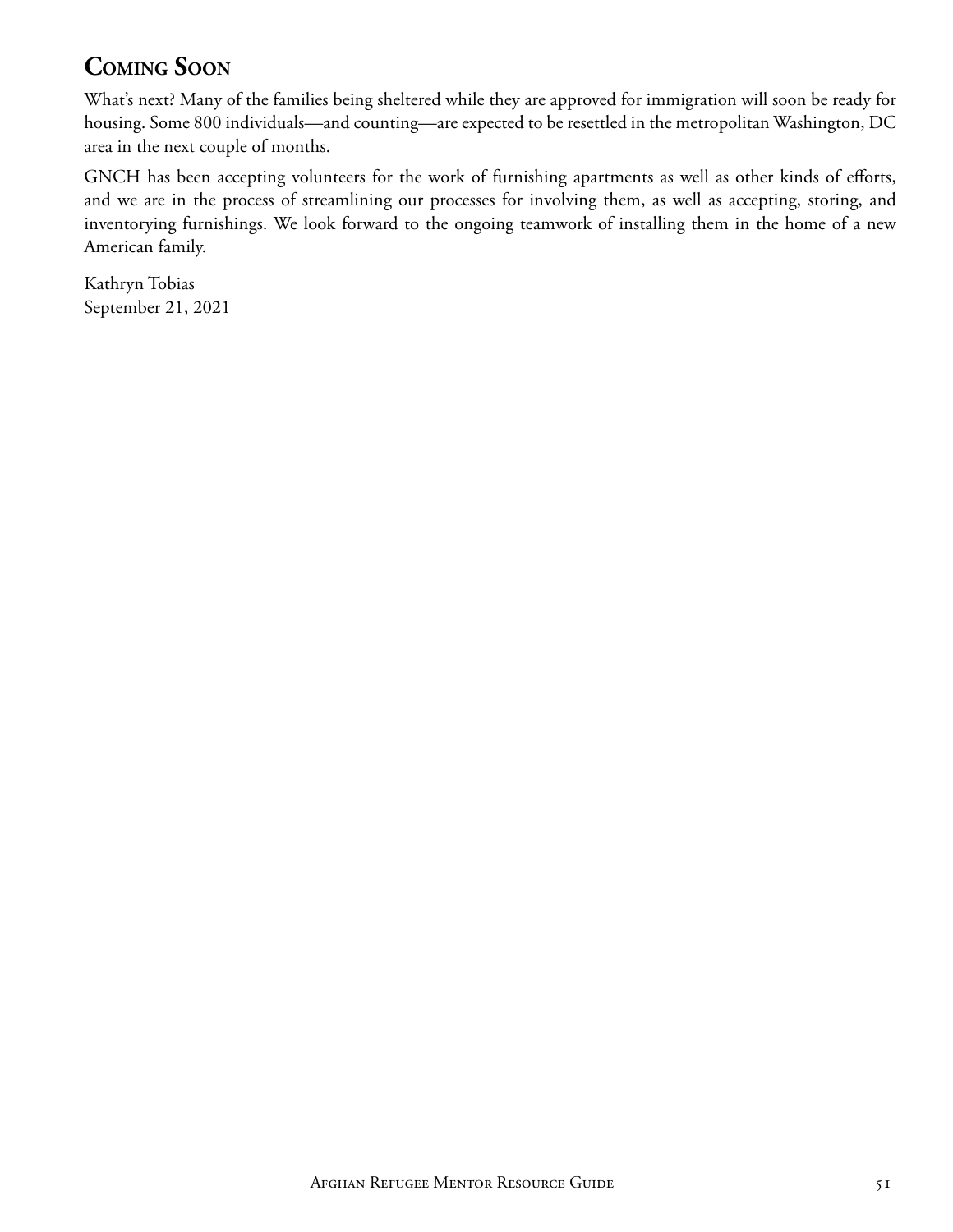## Coming Soon

What's next? Many of the families being sheltered while they are approved for immigration will soon be ready for housing. Some 800 individuals—and counting—are expected to be resettled in the metropolitan Washington, DC area in the next couple of months.

GNCH has been accepting volunteers for the work of furnishing apartments as well as other kinds of efforts, and we are in the process of streamlining our processes for involving them, as well as accepting, storing, and inventorying furnishings. We look forward to the ongoing teamwork of installing them in the home of a new American family.

Kathryn Tobias  
September 21, 2021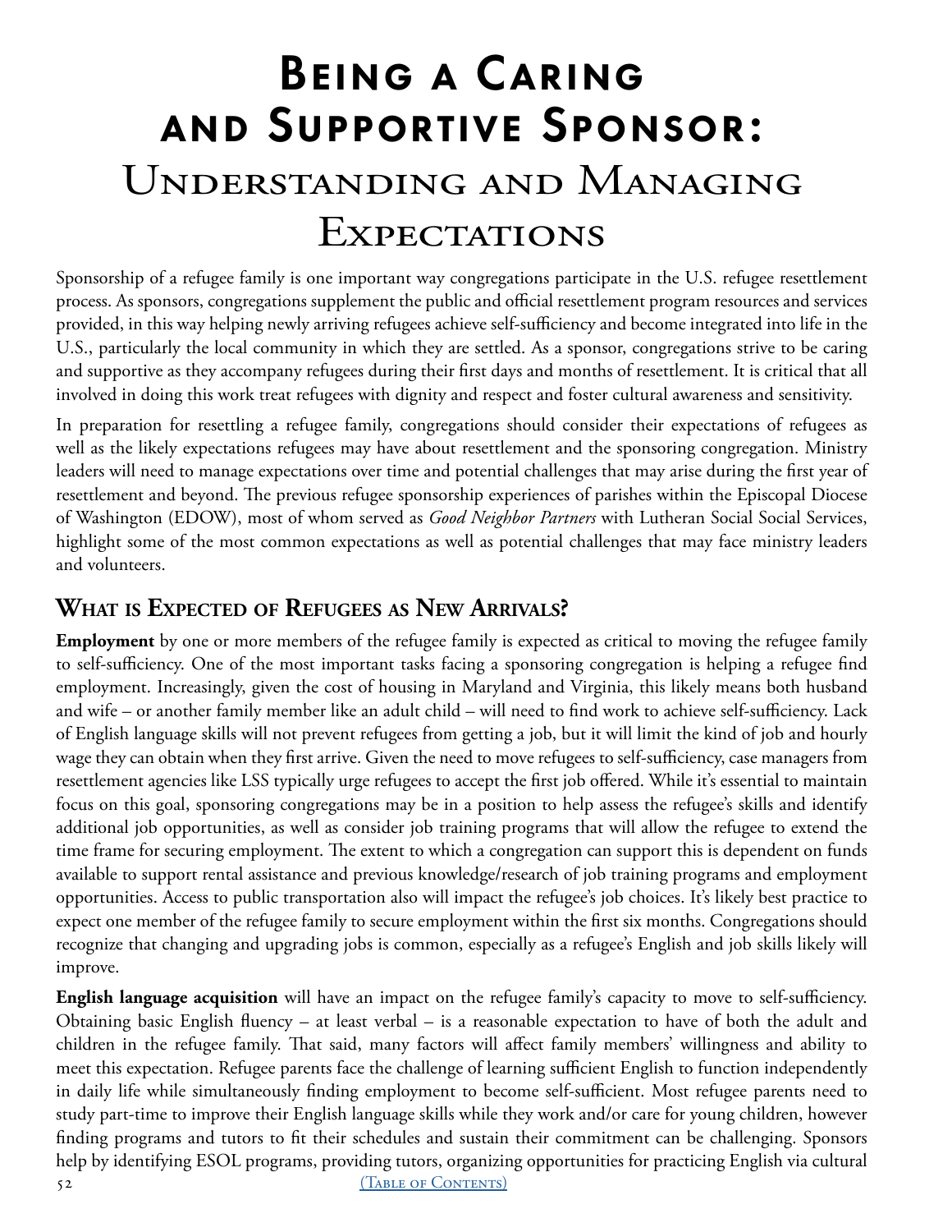# Being a Caring and Supportive Sponsor: Understanding and Managing Expectations

Sponsorship of a refugee family is one important way congregations participate in the U.S. refugee resettlement process. As sponsors, congregations supplement the public and official resettlement program resources and services provided, in this way helping newly arriving refugees achieve self-sufficiency and become integrated into life in the U.S., particularly the local community in which they are settled. As a sponsor, congregations strive to be caring and supportive as they accompany refugees during their first days and months of resettlement. It is critical that all involved in doing this work treat refugees with dignity and respect and foster cultural awareness and sensitivity.

In preparation for resettling a refugee family, congregations should consider their expectations of refugees as well as the likely expectations refugees may have about resettlement and the sponsoring congregation. Ministry leaders will need to manage expectations over time and potential challenges that may arise during the first year of resettlement and beyond. The previous refugee sponsorship experiences of parishes within the Episcopal Diocese of Washington (EDOW), most of whom served as *Good Neighbor Partners* with Lutheran Social Social Services, highlight some of the most common expectations as well as potential challenges that may face ministry leaders and volunteers.

## What is Expected of Refugees as New Arrivals?

**Employment** by one or more members of the refugee family is expected as critical to moving the refugee family to self-sufficiency. One of the most important tasks facing a sponsoring congregation is helping a refugee find employment. Increasingly, given the cost of housing in Maryland and Virginia, this likely means both husband and wife – or another family member like an adult child – will need to find work to achieve self-sufficiency. Lack of English language skills will not prevent refugees from getting a job, but it will limit the kind of job and hourly wage they can obtain when they first arrive. Given the need to move refugees to self-sufficiency, case managers from resettlement agencies like LSS typically urge refugees to accept the first job offered. While it's essential to maintain focus on this goal, sponsoring congregations may be in a position to help assess the refugee's skills and identify additional job opportunities, as well as consider job training programs that will allow the refugee to extend the time frame for securing employment. The extent to which a congregation can support this is dependent on funds available to support rental assistance and previous knowledge/research of job training programs and employment opportunities. Access to public transportation also will impact the refugee's job choices. It's likely best practice to expect one member of the refugee family to secure employment within the first six months. Congregations should recognize that changing and upgrading jobs is common, especially as a refugee's English and job skills likely will improve.

**English language acquisition** will have an impact on the refugee family's capacity to move to self-sufficiency. Obtaining basic English fluency – at least verbal – is a reasonable expectation to have of both the adult and children in the refugee family. That said, many factors will affect family members' willingness and ability to meet this expectation. Refugee parents face the challenge of learning sufficient English to function independently in daily life while simultaneously finding employment to become self-sufficient. Most refugee parents need to study part-time to improve their English language skills while they work and/or care for young children, however finding programs and tutors to fit their schedules and sustain their commitment can be challenging. Sponsors help by identifying ESOL programs, providing tutors, organizing opportunities for practicing English via cultural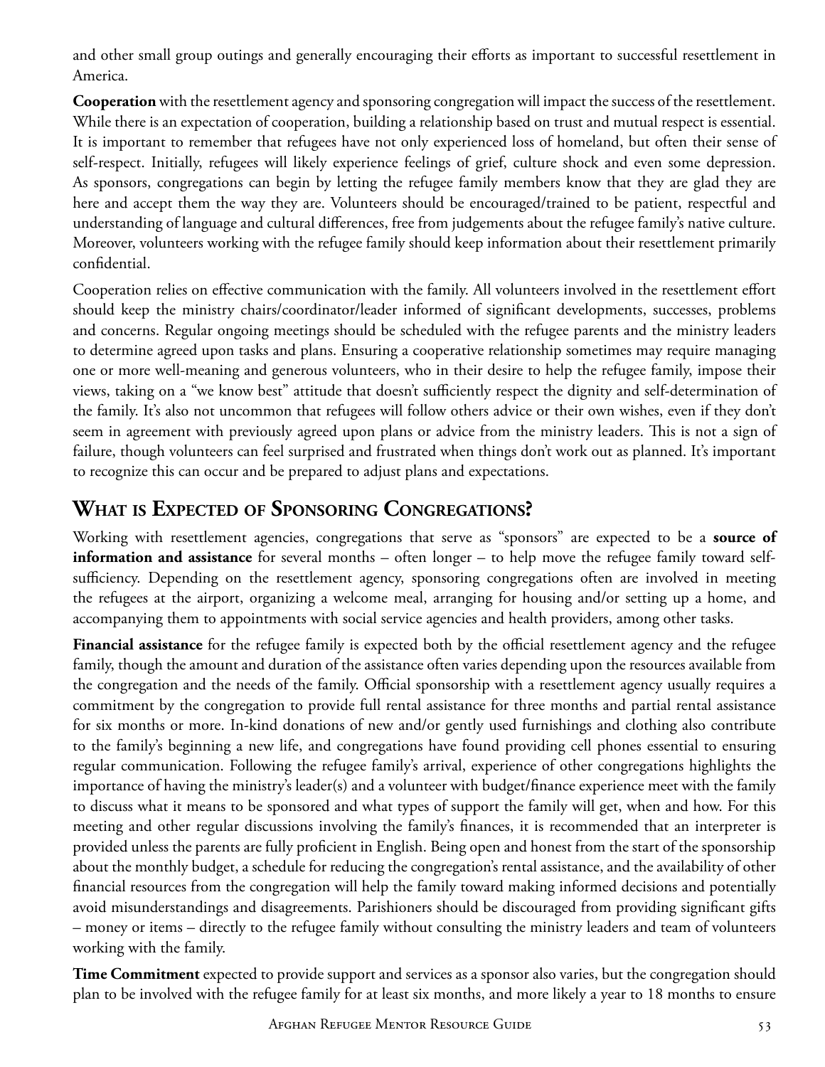and other small group outings and generally encouraging their efforts as important to successful resettlement in America.

**Cooperation** with the resettlement agency and sponsoring congregation will impact the success of the resettlement. While there is an expectation of cooperation, building a relationship based on trust and mutual respect is essential. It is important to remember that refugees have not only experienced loss of homeland, but often their sense of self-respect. Initially, refugees will likely experience feelings of grief, culture shock and even some depression. As sponsors, congregations can begin by letting the refugee family members know that they are glad they are here and accept them the way they are. Volunteers should be encouraged/trained to be patient, respectful and understanding of language and cultural differences, free from judgements about the refugee family's native culture. Moreover, volunteers working with the refugee family should keep information about their resettlement primarily confidential.

Cooperation relies on effective communication with the family. All volunteers involved in the resettlement effort should keep the ministry chairs/coordinator/leader informed of significant developments, successes, problems and concerns. Regular ongoing meetings should be scheduled with the refugee parents and the ministry leaders to determine agreed upon tasks and plans. Ensuring a cooperative relationship sometimes may require managing one or more well-meaning and generous volunteers, who in their desire to help the refugee family, impose their views, taking on a "we know best" attitude that doesn't sufficiently respect the dignity and self-determination of the family. It's also not uncommon that refugees will follow others advice or their own wishes, even if they don't seem in agreement with previously agreed upon plans or advice from the ministry leaders. This is not a sign of failure, though volunteers can feel surprised and frustrated when things don't work out as planned. It's important to recognize this can occur and be prepared to adjust plans and expectations.

## What is Expected of Sponsoring Congregations?

Working with resettlement agencies, congregations that serve as "sponsors" are expected to be a **source of information and assistance** for several months – often longer – to help move the refugee family toward self-sufficiency. Depending on the resettlement agency, sponsoring congregations often are involved in meeting the refugees at the airport, organizing a welcome meal, arranging for housing and/or setting up a home, and accompanying them to appointments with social service agencies and health providers, among other tasks.

**Financial assistance** for the refugee family is expected both by the official resettlement agency and the refugee family, though the amount and duration of the assistance often varies depending upon the resources available from the congregation and the needs of the family. Official sponsorship with a resettlement agency usually requires a commitment by the congregation to provide full rental assistance for three months and partial rental assistance for six months or more. In-kind donations of new and/or gently used furnishings and clothing also contribute to the family's beginning a new life, and congregations have found providing cell phones essential to ensuring regular communication. Following the refugee family's arrival, experience of other congregations highlights the importance of having the ministry's leader(s) and a volunteer with budget/finance experience meet with the family to discuss what it means to be sponsored and what types of support the family will get, when and how. For this meeting and other regular discussions involving the family's finances, it is recommended that an interpreter is provided unless the parents are fully proficient in English. Being open and honest from the start of the sponsorship about the monthly budget, a schedule for reducing the congregation's rental assistance, and the availability of other financial resources from the congregation will help the family toward making informed decisions and potentially avoid misunderstandings and disagreements. Parishioners should be discouraged from providing significant gifts – money or items – directly to the refugee family without consulting the ministry leaders and team of volunteers working with the family.

**Time Commitment** expected to provide support and services as a sponsor also varies, but the congregation should plan to be involved with the refugee family for at least six months, and more likely a year to 18 months to ensure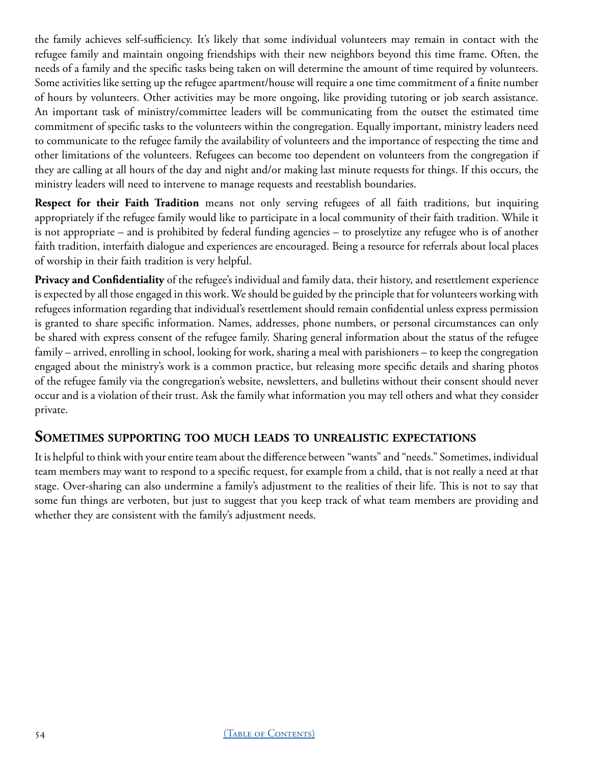the family achieves self-sufficiency. It's likely that some individual volunteers may remain in contact with the refugee family and maintain ongoing friendships with their new neighbors beyond this time frame. Often, the needs of a family and the specific tasks being taken on will determine the amount of time required by volunteers. Some activities like setting up the refugee apartment/house will require a one time commitment of a finite number of hours by volunteers. Other activities may be more ongoing, like providing tutoring or job search assistance. An important task of ministry/committee leaders will be communicating from the outset the estimated time commitment of specific tasks to the volunteers within the congregation. Equally important, ministry leaders need to communicate to the refugee family the availability of volunteers and the importance of respecting the time and other limitations of the volunteers. Refugees can become too dependent on volunteers from the congregation if they are calling at all hours of the day and night and/or making last minute requests for things. If this occurs, the ministry leaders will need to intervene to manage requests and reestablish boundaries.

**Respect for their Faith Tradition** means not only serving refugees of all faith traditions, but inquiring appropriately if the refugee family would like to participate in a local community of their faith tradition. While it is not appropriate – and is prohibited by federal funding agencies – to proselytize any refugee who is of another faith tradition, interfaith dialogue and experiences are encouraged. Being a resource for referrals about local places of worship in their faith tradition is very helpful.

**Privacy and Confidentiality** of the refugee's individual and family data, their history, and resettlement experience is expected by all those engaged in this work. We should be guided by the principle that for volunteers working with refugees information regarding that individual's resettlement should remain confidential unless express permission is granted to share specific information. Names, addresses, phone numbers, or personal circumstances can only be shared with express consent of the refugee family. Sharing general information about the status of the refugee family – arrived, enrolling in school, looking for work, sharing a meal with parishioners – to keep the congregation engaged about the ministry's work is a common practice, but releasing more specific details and sharing photos of the refugee family via the congregation's website, newsletters, and bulletins without their consent should never occur and is a violation of their trust. Ask the family what information you may tell others and what they consider private.

## Sometimes supporting too much leads to unrealistic expectations

It is helpful to think with your entire team about the difference between "wants" and "needs." Sometimes, individual team members may want to respond to a specific request, for example from a child, that is not really a need at that stage. Over-sharing can also undermine a family's adjustment to the realities of their life. This is not to say that some fun things are verboten, but just to suggest that you keep track of what team members are providing and whether they are consistent with the family's adjustment needs.

(Table of Contents)